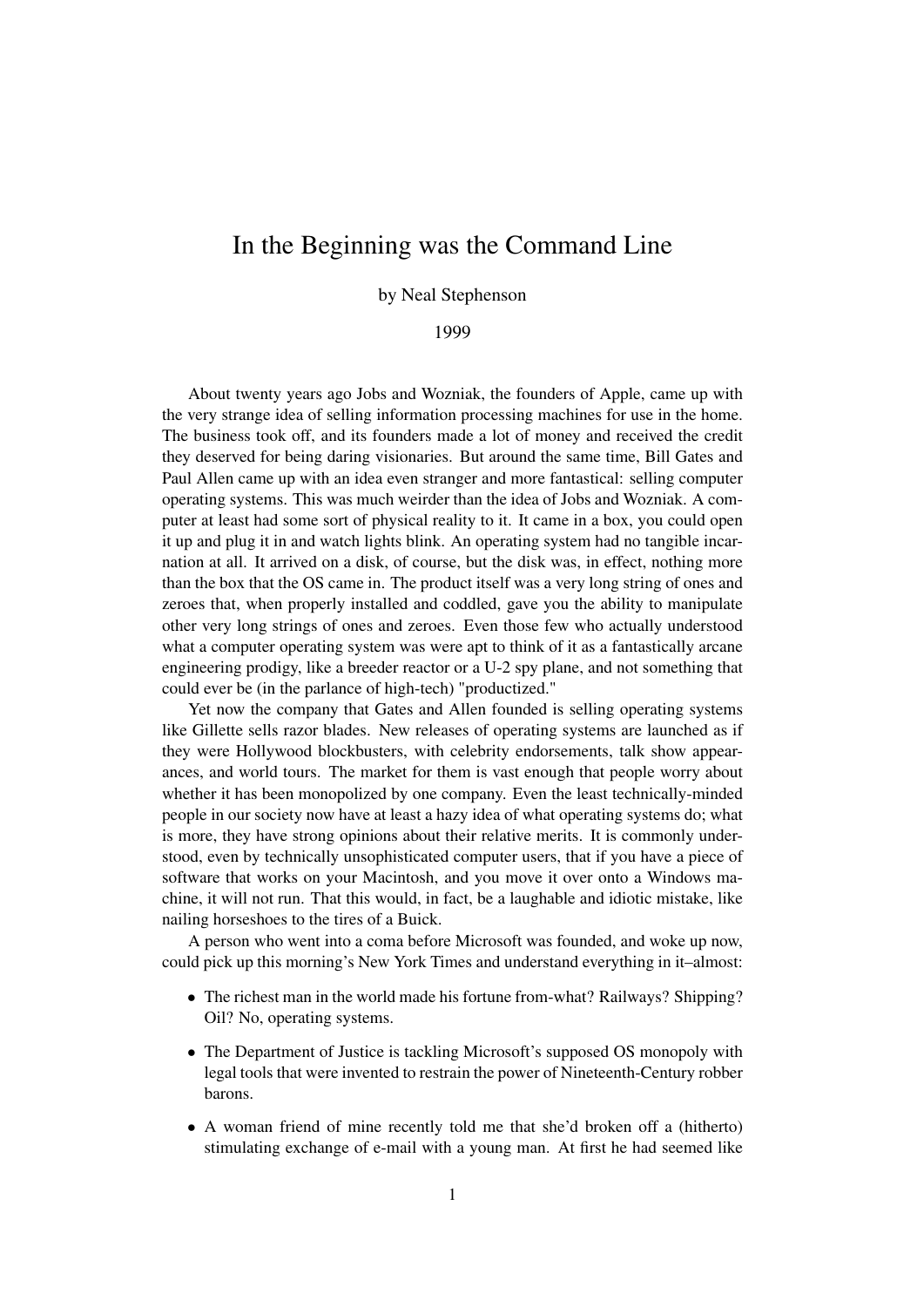# In the Beginning was the Command Line

by Neal Stephenson

1999

About twenty years ago Jobs and Wozniak, the founders of Apple, came up with the very strange idea of selling information processing machines for use in the home. The business took off, and its founders made a lot of money and received the credit they deserved for being daring visionaries. But around the same time, Bill Gates and Paul Allen came up with an idea even stranger and more fantastical: selling computer operating systems. This was much weirder than the idea of Jobs and Wozniak. A computer at least had some sort of physical reality to it. It came in a box, you could open it up and plug it in and watch lights blink. An operating system had no tangible incarnation at all. It arrived on a disk, of course, but the disk was, in effect, nothing more than the box that the OS came in. The product itself was a very long string of ones and zeroes that, when properly installed and coddled, gave you the ability to manipulate other very long strings of ones and zeroes. Even those few who actually understood what a computer operating system was were apt to think of it as a fantastically arcane engineering prodigy, like a breeder reactor or a U-2 spy plane, and not something that could ever be (in the parlance of high-tech) "productized."

Yet now the company that Gates and Allen founded is selling operating systems like Gillette sells razor blades. New releases of operating systems are launched as if they were Hollywood blockbusters, with celebrity endorsements, talk show appearances, and world tours. The market for them is vast enough that people worry about whether it has been monopolized by one company. Even the least technically-minded people in our society now have at least a hazy idea of what operating systems do; what is more, they have strong opinions about their relative merits. It is commonly understood, even by technically unsophisticated computer users, that if you have a piece of software that works on your Macintosh, and you move it over onto a Windows machine, it will not run. That this would, in fact, be a laughable and idiotic mistake, like nailing horseshoes to the tires of a Buick.

A person who went into a coma before Microsoft was founded, and woke up now, could pick up this morning's New York Times and understand everything in it–almost:

- The richest man in the world made his fortune from-what? Railways? Shipping? Oil? No, operating systems.
- The Department of Justice is tackling Microsoft's supposed OS monopoly with legal tools that were invented to restrain the power of Nineteenth-Century robber barons.
- A woman friend of mine recently told me that she'd broken off a (hitherto) stimulating exchange of e-mail with a young man. At first he had seemed like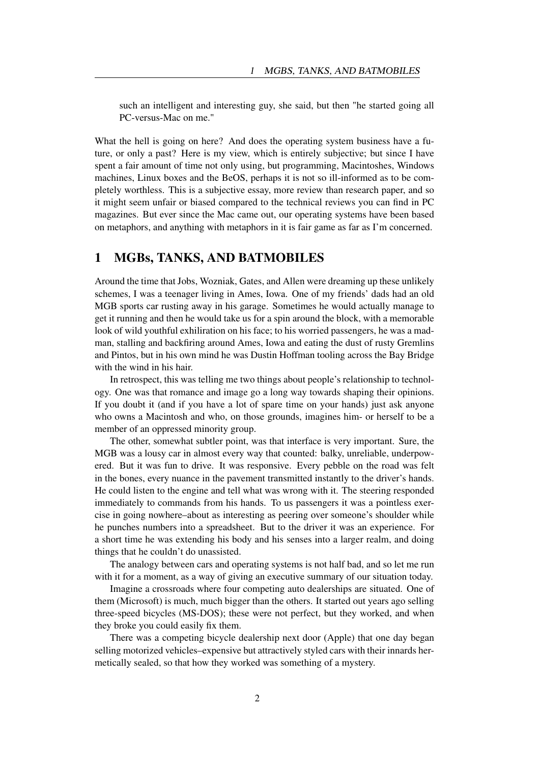such an intelligent and interesting guy, she said, but then "he started going all PC-versus-Mac on me."

What the hell is going on here? And does the operating system business have a future, or only a past? Here is my view, which is entirely subjective; but since I have spent a fair amount of time not only using, but programming, Macintoshes, Windows machines, Linux boxes and the BeOS, perhaps it is not so ill-informed as to be completely worthless. This is a subjective essay, more review than research paper, and so it might seem unfair or biased compared to the technical reviews you can find in PC magazines. But ever since the Mac came out, our operating systems have been based on metaphors, and anything with metaphors in it is fair game as far as I'm concerned.

# 1 MGBs, TANKS, AND BATMOBILES

Around the time that Jobs, Wozniak, Gates, and Allen were dreaming up these unlikely schemes, I was a teenager living in Ames, Iowa. One of my friends' dads had an old MGB sports car rusting away in his garage. Sometimes he would actually manage to get it running and then he would take us for a spin around the block, with a memorable look of wild youthful exhiliration on his face; to his worried passengers, he was a madman, stalling and backfiring around Ames, Iowa and eating the dust of rusty Gremlins and Pintos, but in his own mind he was Dustin Hoffman tooling across the Bay Bridge with the wind in his hair.

In retrospect, this was telling me two things about people's relationship to technology. One was that romance and image go a long way towards shaping their opinions. If you doubt it (and if you have a lot of spare time on your hands) just ask anyone who owns a Macintosh and who, on those grounds, imagines him- or herself to be a member of an oppressed minority group.

The other, somewhat subtler point, was that interface is very important. Sure, the MGB was a lousy car in almost every way that counted: balky, unreliable, underpowered. But it was fun to drive. It was responsive. Every pebble on the road was felt in the bones, every nuance in the pavement transmitted instantly to the driver's hands. He could listen to the engine and tell what was wrong with it. The steering responded immediately to commands from his hands. To us passengers it was a pointless exercise in going nowhere–about as interesting as peering over someone's shoulder while he punches numbers into a spreadsheet. But to the driver it was an experience. For a short time he was extending his body and his senses into a larger realm, and doing things that he couldn't do unassisted.

The analogy between cars and operating systems is not half bad, and so let me run with it for a moment, as a way of giving an executive summary of our situation today.

Imagine a crossroads where four competing auto dealerships are situated. One of them (Microsoft) is much, much bigger than the others. It started out years ago selling three-speed bicycles (MS-DOS); these were not perfect, but they worked, and when they broke you could easily fix them.

There was a competing bicycle dealership next door (Apple) that one day began selling motorized vehicles–expensive but attractively styled cars with their innards hermetically sealed, so that how they worked was something of a mystery.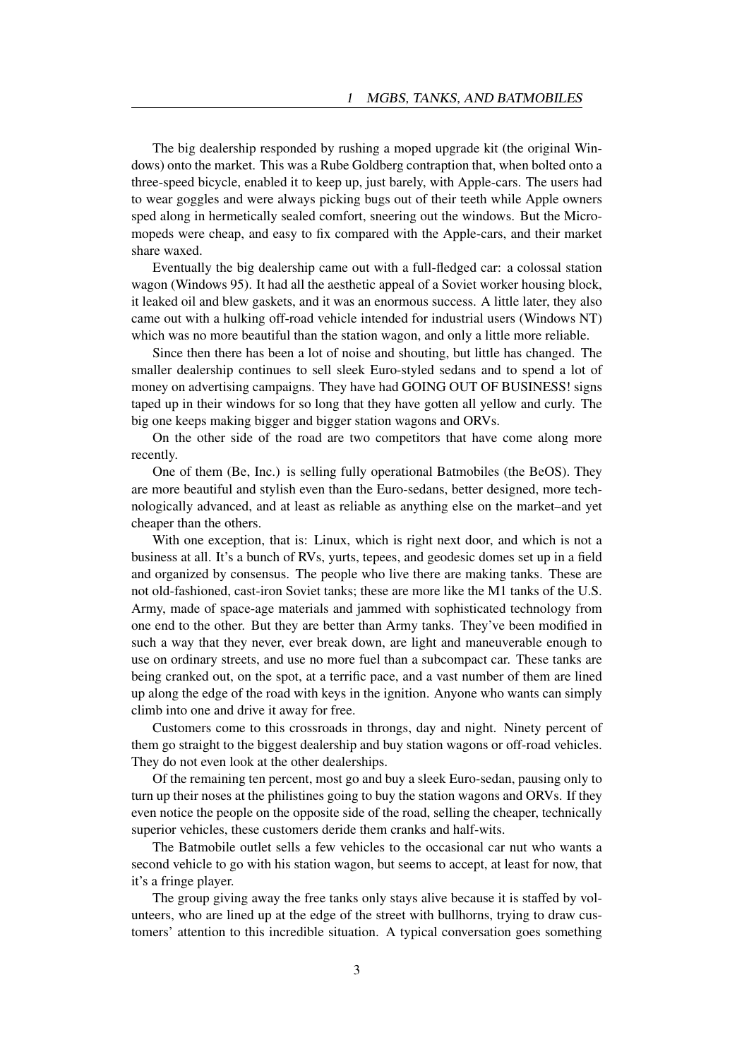The big dealership responded by rushing a moped upgrade kit (the original Windows) onto the market. This was a Rube Goldberg contraption that, when bolted onto a three-speed bicycle, enabled it to keep up, just barely, with Apple-cars. The users had to wear goggles and were always picking bugs out of their teeth while Apple owners sped along in hermetically sealed comfort, sneering out the windows. But the Micromopeds were cheap, and easy to fix compared with the Apple-cars, and their market share waxed.

Eventually the big dealership came out with a full-fledged car: a colossal station wagon (Windows 95). It had all the aesthetic appeal of a Soviet worker housing block, it leaked oil and blew gaskets, and it was an enormous success. A little later, they also came out with a hulking off-road vehicle intended for industrial users (Windows NT) which was no more beautiful than the station wagon, and only a little more reliable.

Since then there has been a lot of noise and shouting, but little has changed. The smaller dealership continues to sell sleek Euro-styled sedans and to spend a lot of money on advertising campaigns. They have had GOING OUT OF BUSINESS! signs taped up in their windows for so long that they have gotten all yellow and curly. The big one keeps making bigger and bigger station wagons and ORVs.

On the other side of the road are two competitors that have come along more recently.

One of them (Be, Inc.) is selling fully operational Batmobiles (the BeOS). They are more beautiful and stylish even than the Euro-sedans, better designed, more technologically advanced, and at least as reliable as anything else on the market–and yet cheaper than the others.

With one exception, that is: Linux, which is right next door, and which is not a business at all. It's a bunch of RVs, yurts, tepees, and geodesic domes set up in a field and organized by consensus. The people who live there are making tanks. These are not old-fashioned, cast-iron Soviet tanks; these are more like the M1 tanks of the U.S. Army, made of space-age materials and jammed with sophisticated technology from one end to the other. But they are better than Army tanks. They've been modified in such a way that they never, ever break down, are light and maneuverable enough to use on ordinary streets, and use no more fuel than a subcompact car. These tanks are being cranked out, on the spot, at a terrific pace, and a vast number of them are lined up along the edge of the road with keys in the ignition. Anyone who wants can simply climb into one and drive it away for free.

Customers come to this crossroads in throngs, day and night. Ninety percent of them go straight to the biggest dealership and buy station wagons or off-road vehicles. They do not even look at the other dealerships.

Of the remaining ten percent, most go and buy a sleek Euro-sedan, pausing only to turn up their noses at the philistines going to buy the station wagons and ORVs. If they even notice the people on the opposite side of the road, selling the cheaper, technically superior vehicles, these customers deride them cranks and half-wits.

The Batmobile outlet sells a few vehicles to the occasional car nut who wants a second vehicle to go with his station wagon, but seems to accept, at least for now, that it's a fringe player.

The group giving away the free tanks only stays alive because it is staffed by volunteers, who are lined up at the edge of the street with bullhorns, trying to draw customers' attention to this incredible situation. A typical conversation goes something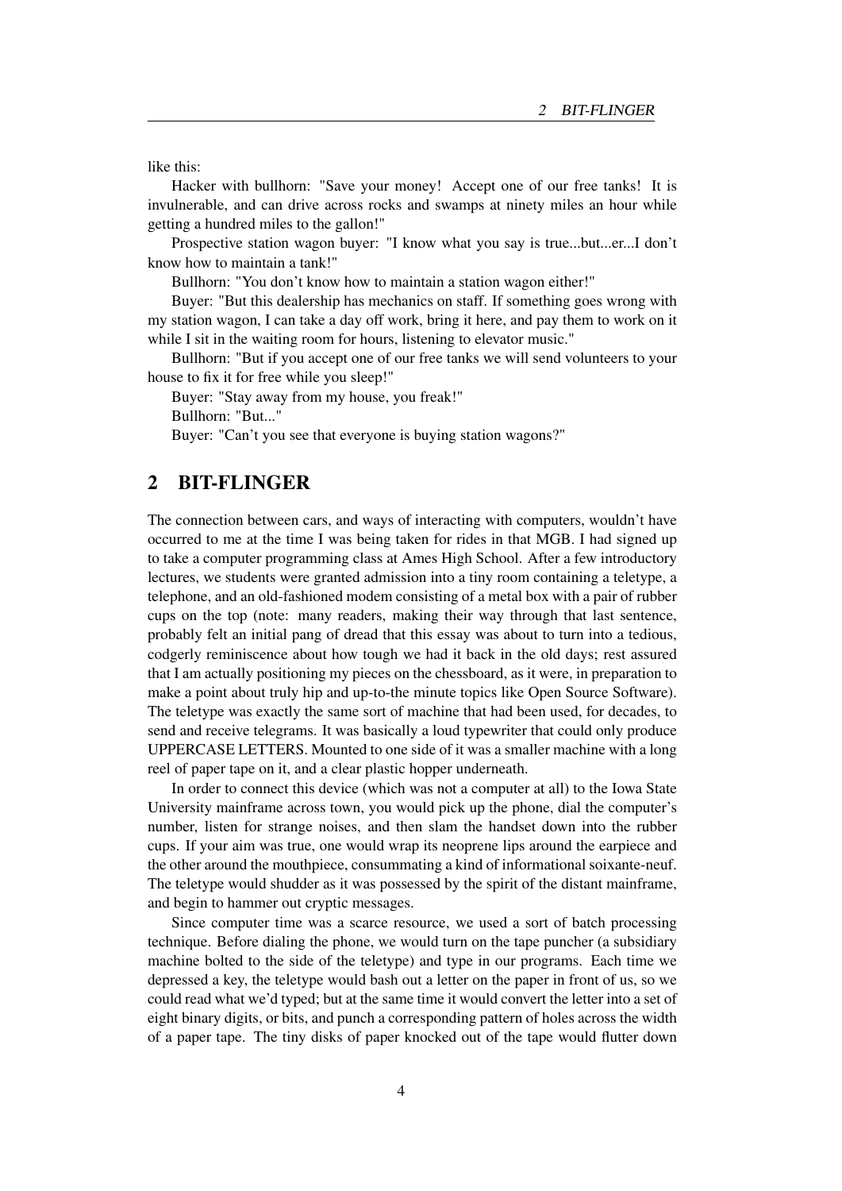like this:

Hacker with bullhorn: "Save your money! Accept one of our free tanks! It is invulnerable, and can drive across rocks and swamps at ninety miles an hour while getting a hundred miles to the gallon!"

Prospective station wagon buyer: "I know what you say is true...but...er...I don't know how to maintain a tank!"

Bullhorn: "You don't know how to maintain a station wagon either!"

Buyer: "But this dealership has mechanics on staff. If something goes wrong with my station wagon, I can take a day off work, bring it here, and pay them to work on it while I sit in the waiting room for hours, listening to elevator music."

Bullhorn: "But if you accept one of our free tanks we will send volunteers to your house to fix it for free while you sleep!"

Buyer: "Stay away from my house, you freak!"

Bullhorn: "But..."

Buyer: "Can't you see that everyone is buying station wagons?"

## 2 BIT-FLINGER

The connection between cars, and ways of interacting with computers, wouldn't have occurred to me at the time I was being taken for rides in that MGB. I had signed up to take a computer programming class at Ames High School. After a few introductory lectures, we students were granted admission into a tiny room containing a teletype, a telephone, and an old-fashioned modem consisting of a metal box with a pair of rubber cups on the top (note: many readers, making their way through that last sentence, probably felt an initial pang of dread that this essay was about to turn into a tedious, codgerly reminiscence about how tough we had it back in the old days; rest assured that I am actually positioning my pieces on the chessboard, as it were, in preparation to make a point about truly hip and up-to-the minute topics like Open Source Software). The teletype was exactly the same sort of machine that had been used, for decades, to send and receive telegrams. It was basically a loud typewriter that could only produce UPPERCASE LETTERS. Mounted to one side of it was a smaller machine with a long reel of paper tape on it, and a clear plastic hopper underneath.

In order to connect this device (which was not a computer at all) to the Iowa State University mainframe across town, you would pick up the phone, dial the computer's number, listen for strange noises, and then slam the handset down into the rubber cups. If your aim was true, one would wrap its neoprene lips around the earpiece and the other around the mouthpiece, consummating a kind of informational soixante-neuf. The teletype would shudder as it was possessed by the spirit of the distant mainframe, and begin to hammer out cryptic messages.

Since computer time was a scarce resource, we used a sort of batch processing technique. Before dialing the phone, we would turn on the tape puncher (a subsidiary machine bolted to the side of the teletype) and type in our programs. Each time we depressed a key, the teletype would bash out a letter on the paper in front of us, so we could read what we'd typed; but at the same time it would convert the letter into a set of eight binary digits, or bits, and punch a corresponding pattern of holes across the width of a paper tape. The tiny disks of paper knocked out of the tape would flutter down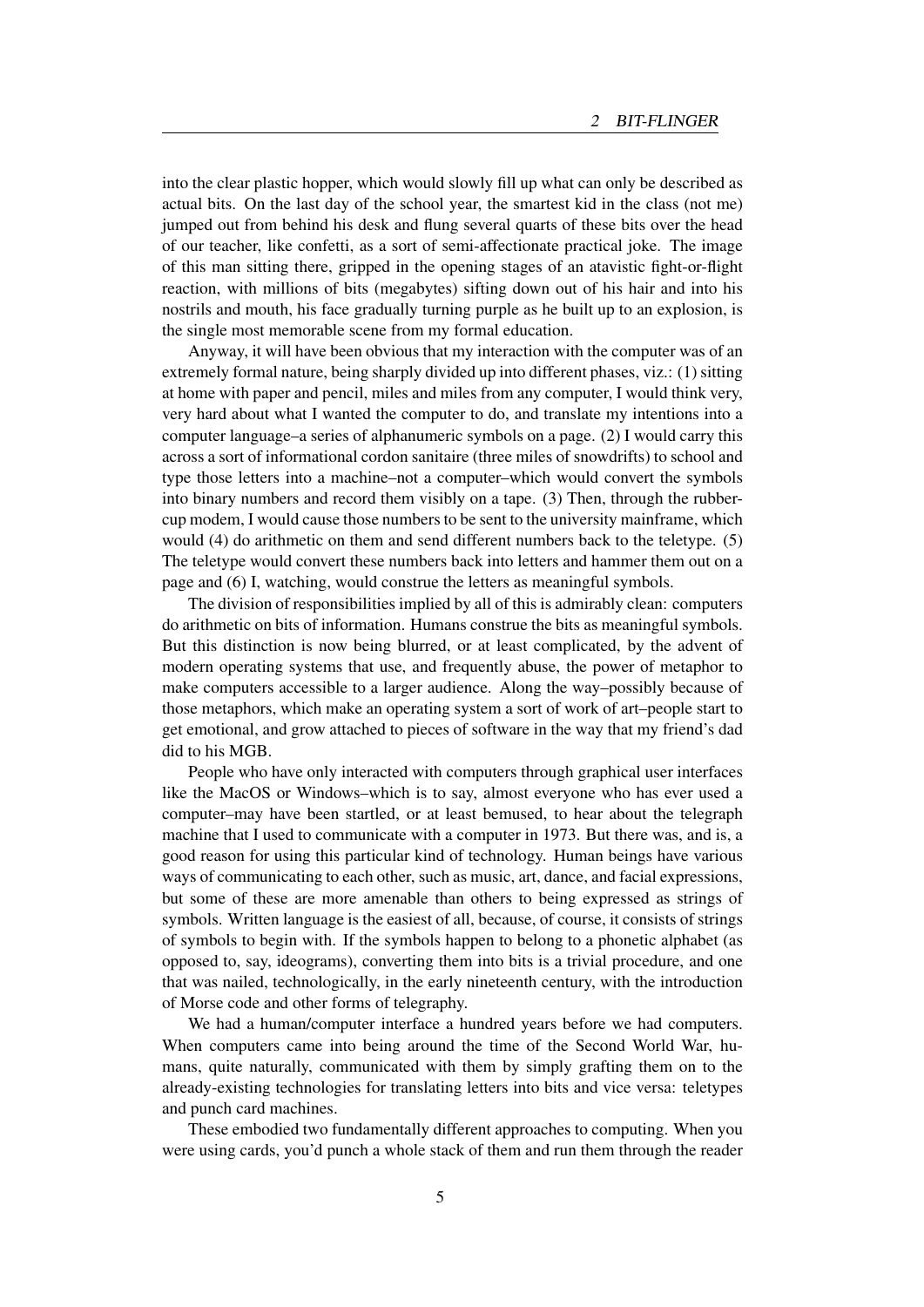into the clear plastic hopper, which would slowly fill up what can only be described as actual bits. On the last day of the school year, the smartest kid in the class (not me) jumped out from behind his desk and flung several quarts of these bits over the head of our teacher, like confetti, as a sort of semi-affectionate practical joke. The image of this man sitting there, gripped in the opening stages of an atavistic fight-or-flight reaction, with millions of bits (megabytes) sifting down out of his hair and into his nostrils and mouth, his face gradually turning purple as he built up to an explosion, is the single most memorable scene from my formal education.

Anyway, it will have been obvious that my interaction with the computer was of an extremely formal nature, being sharply divided up into different phases, viz.: (1) sitting at home with paper and pencil, miles and miles from any computer, I would think very, very hard about what I wanted the computer to do, and translate my intentions into a computer language–a series of alphanumeric symbols on a page. (2) I would carry this across a sort of informational cordon sanitaire (three miles of snowdrifts) to school and type those letters into a machine–not a computer–which would convert the symbols into binary numbers and record them visibly on a tape. (3) Then, through the rubber-cup modem, I would cause those numbers to be sent to the university mainframe, which would (4) do arithmetic on them and send different numbers back to the teletype. (5) The teletype would convert these numbers back into letters and hammer them out on a page and (6) I, watching, would construe the letters as meaningful symbols.

The division of responsibilities implied by all of this is admirably clean: computers do arithmetic on bits of information. Humans construe the bits as meaningful symbols. But this distinction is now being blurred, or at least complicated, by the advent of modern operating systems that use, and frequently abuse, the power of metaphor to make computers accessible to a larger audience. Along the way–possibly because of those metaphors, which make an operating system a sort of work of art–people start to get emotional, and grow attached to pieces of software in the way that my friend's dad did to his MGB.

People who have only interacted with computers through graphical user interfaces like the MacOS or Windows–which is to say, almost everyone who has ever used a computer–may have been startled, or at least bemused, to hear about the telegraph machine that I used to communicate with a computer in 1973. But there was, and is, a good reason for using this particular kind of technology. Human beings have various ways of communicating to each other, such as music, art, dance, and facial expressions, but some of these are more amenable than others to being expressed as strings of symbols. Written language is the easiest of all, because, of course, it consists of strings of symbols to begin with. If the symbols happen to belong to a phonetic alphabet (as opposed to, say, ideograms), converting them into bits is a trivial procedure, and one that was nailed, technologically, in the early nineteenth century, with the introduction of Morse code and other forms of telegraphy.

We had a human/computer interface a hundred years before we had computers. When computers came into being around the time of the Second World War, humans, quite naturally, communicated with them by simply grafting them on to the already-existing technologies for translating letters into bits and vice versa: teletypes and punch card machines.

These embodied two fundamentally different approaches to computing. When you were using cards, you'd punch a whole stack of them and run them through the reader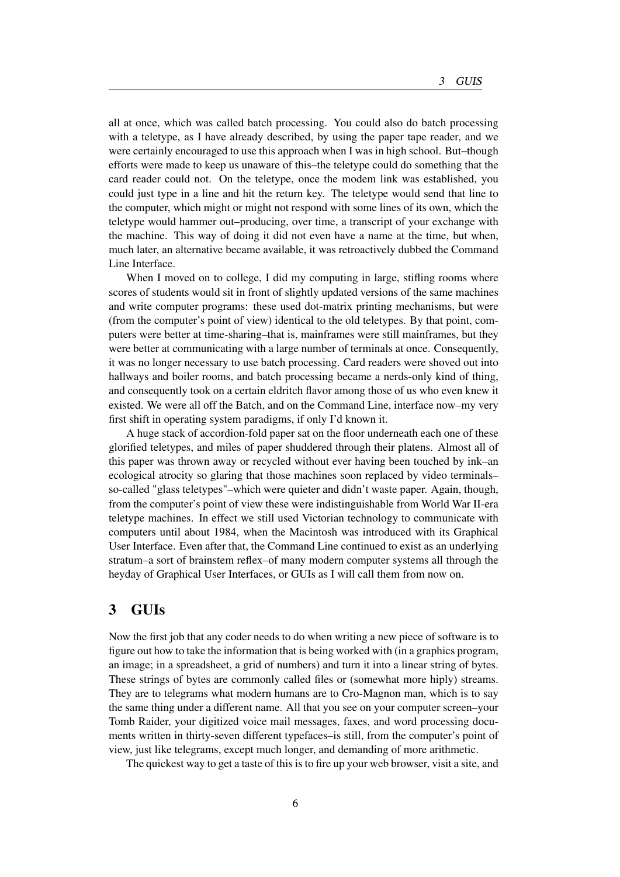all at once, which was called batch processing. You could also do batch processing with a teletype, as I have already described, by using the paper tape reader, and we were certainly encouraged to use this approach when I was in high school. But–though efforts were made to keep us unaware of this–the teletype could do something that the card reader could not. On the teletype, once the modem link was established, you could just type in a line and hit the return key. The teletype would send that line to the computer, which might or might not respond with some lines of its own, which the teletype would hammer out–producing, over time, a transcript of your exchange with the machine. This way of doing it did not even have a name at the time, but when, much later, an alternative became available, it was retroactively dubbed the Command Line Interface.

When I moved on to college, I did my computing in large, stifling rooms where scores of students would sit in front of slightly updated versions of the same machines and write computer programs: these used dot-matrix printing mechanisms, but were (from the computer's point of view) identical to the old teletypes. By that point, computers were better at time-sharing–that is, mainframes were still mainframes, but they were better at communicating with a large number of terminals at once. Consequently, it was no longer necessary to use batch processing. Card readers were shoved out into hallways and boiler rooms, and batch processing became a nerds-only kind of thing, and consequently took on a certain eldritch flavor among those of us who even knew it existed. We were all off the Batch, and on the Command Line, interface now–my very first shift in operating system paradigms, if only I'd known it.

A huge stack of accordion-fold paper sat on the floor underneath each one of these glorified teletypes, and miles of paper shuddered through their platens. Almost all of this paper was thrown away or recycled without ever having been touched by ink–an ecological atrocity so glaring that those machines soon replaced by video terminals–so-called "glass teletypes"–which were quieter and didn't waste paper. Again, though, from the computer's point of view these were indistinguishable from World War II-era teletype machines. In effect we still used Victorian technology to communicate with computers until about 1984, when the Macintosh was introduced with its Graphical User Interface. Even after that, the Command Line continued to exist as an underlying stratum–a sort of brainstem reflex–of many modern computer systems all through the heyday of Graphical User Interfaces, or GUIs as I will call them from now on.

## 3 GUIs

Now the first job that any coder needs to do when writing a new piece of software is to figure out how to take the information that is being worked with (in a graphics program, an image; in a spreadsheet, a grid of numbers) and turn it into a linear string of bytes. These strings of bytes are commonly called files or (somewhat more hiply) streams. They are to telegrams what modern humans are to Cro-Magnon man, which is to say the same thing under a different name. All that you see on your computer screen–your Tomb Raider, your digitized voice mail messages, faxes, and word processing documents written in thirty-seven different typefaces–is still, from the computer's point of view, just like telegrams, except much longer, and demanding of more arithmetic.

The quickest way to get a taste of this is to fire up your web browser, visit a site, and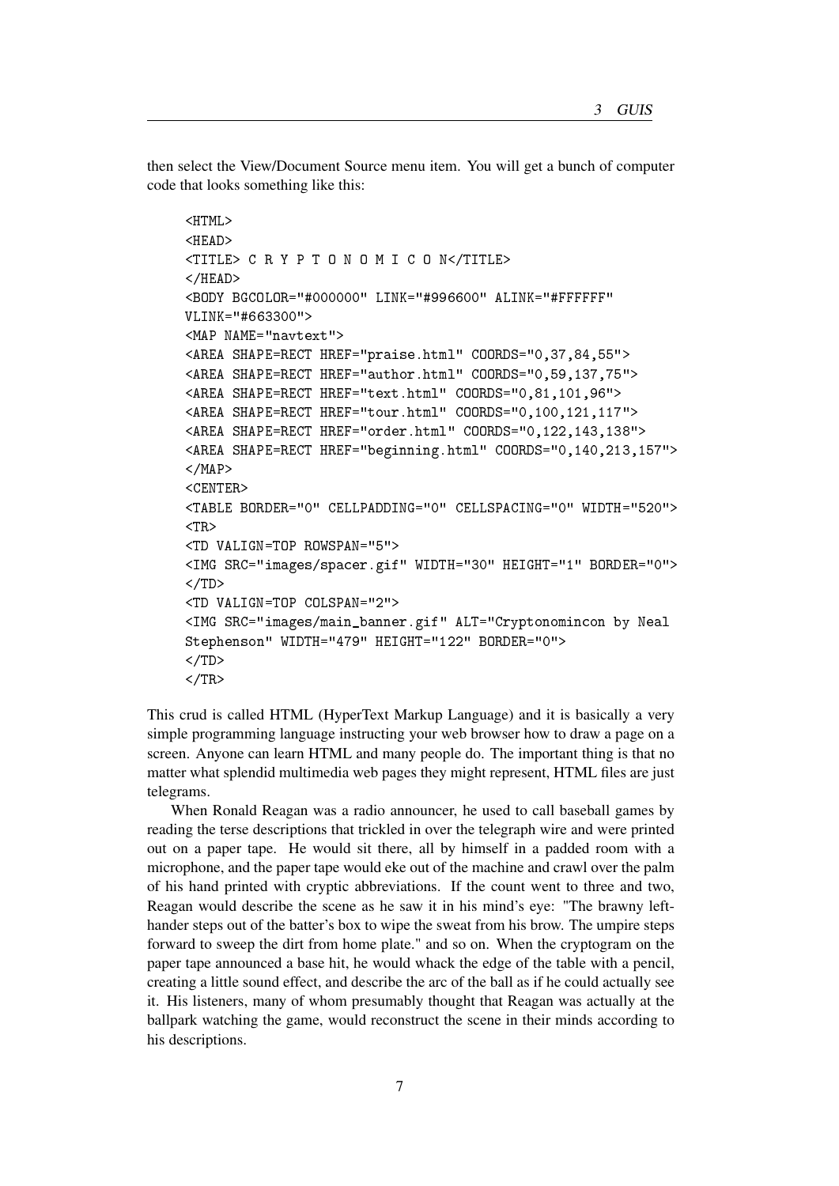then select the View/Document Source menu item. You will get a bunch of computer code that looks something like this:

```
<HTML>
<HEAD>
<TITLE> C R Y P T O N O M I C O N</TITLE>
</HEAD>
<BODY BGCOLOR="#000000" LINK="#996600" ALINK="#FFFFFF"
VLINK="#663300">
<MAP NAME="navtext">
<AREA SHAPE=RECT HREF="praise.html" COORDS="0,37,84,55">
<AREA SHAPE=RECT HREF="author.html" COORDS="0,59,137,75">
<AREA SHAPE=RECT HREF="text.html" COORDS="0,81,101,96">
<AREA SHAPE=RECT HREF="tour.html" COORDS="0,100,121,117">
<AREA SHAPE=RECT HREF="order.html" COORDS="0,122,143,138">
<AREA SHAPE=RECT HREF="beginning.html" COORDS="0,140,213,157">
</MAP>
<CENTER>
<TABLE BORDER="0" CELLPADDING="0" CELLSPACING="0" WIDTH="520">
<TR>
<TD VALIGN=TOP ROWSPAN="5">
<IMG SRC="images/spacer.gif" WIDTH="30" HEIGHT="1" BORDER="0">
</TD>
<TD VALIGN=TOP COLSPAN="2">
<IMG SRC="images/main_banner.gif" ALT="Cryptonomincon by Neal
Stephenson" WIDTH="479" HEIGHT="122" BORDER="0">
</TD>
</TR>
```

This crud is called HTML (HyperText Markup Language) and it is basically a very simple programming language instructing your web browser how to draw a page on a screen. Anyone can learn HTML and many people do. The important thing is that no matter what splendid multimedia web pages they might represent, HTML files are just telegrams.

When Ronald Reagan was a radio announcer, he used to call baseball games by reading the terse descriptions that trickled in over the telegraph wire and were printed out on a paper tape. He would sit there, all by himself in a padded room with a microphone, and the paper tape would eke out of the machine and crawl over the palm of his hand printed with cryptic abbreviations. If the count went to three and two, Reagan would describe the scene as he saw it in his mind's eye: "The brawny left-hander steps out of the batter's box to wipe the sweat from his brow. The umpire steps forward to sweep the dirt from home plate." and so on. When the cryptogram on the paper tape announced a base hit, he would whack the edge of the table with a pencil, creating a little sound effect, and describe the arc of the ball as if he could actually see it. His listeners, many of whom presumably thought that Reagan was actually at the ballpark watching the game, would reconstruct the scene in their minds according to his descriptions.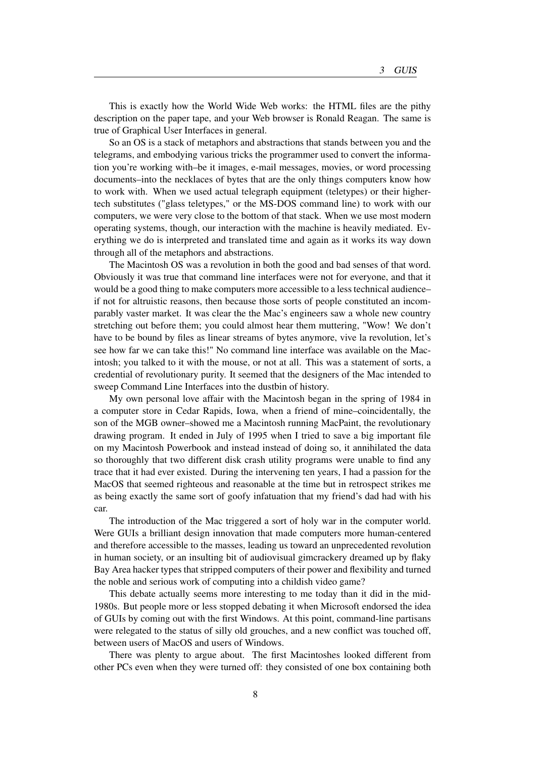This is exactly how the World Wide Web works: the HTML files are the pithy description on the paper tape, and your Web browser is Ronald Reagan. The same is true of Graphical User Interfaces in general.

So an OS is a stack of metaphors and abstractions that stands between you and the telegrams, and embodying various tricks the programmer used to convert the information you're working with–be it images, e-mail messages, movies, or word processing documents–into the necklaces of bytes that are the only things computers know how to work with. When we used actual telegraph equipment (teletypes) or their higher-tech substitutes ("glass teletypes," or the MS-DOS command line) to work with our computers, we were very close to the bottom of that stack. When we use most modern operating systems, though, our interaction with the machine is heavily mediated. Everything we do is interpreted and translated time and again as it works its way down through all of the metaphors and abstractions.

The Macintosh OS was a revolution in both the good and bad senses of that word. Obviously it was true that command line interfaces were not for everyone, and that it would be a good thing to make computers more accessible to a less technical audience–if not for altruistic reasons, then because those sorts of people constituted an incomparably vaster market. It was clear the the Mac's engineers saw a whole new country stretching out before them; you could almost hear them muttering, "Wow! We don't have to be bound by files as linear streams of bytes anymore, vive la revolution, let's see how far we can take this!" No command line interface was available on the Macintosh; you talked to it with the mouse, or not at all. This was a statement of sorts, a credential of revolutionary purity. It seemed that the designers of the Mac intended to sweep Command Line Interfaces into the dustbin of history.

My own personal love affair with the Macintosh began in the spring of 1984 in a computer store in Cedar Rapids, Iowa, when a friend of mine–coincidentally, the son of the MGB owner–showed me a Macintosh running MacPaint, the revolutionary drawing program. It ended in July of 1995 when I tried to save a big important file on my Macintosh Powerbook and instead instead of doing so, it annihilated the data so thoroughly that two different disk crash utility programs were unable to find any trace that it had ever existed. During the intervening ten years, I had a passion for the MacOS that seemed righteous and reasonable at the time but in retrospect strikes me as being exactly the same sort of goofy infatuation that my friend's dad had with his car.

The introduction of the Mac triggered a sort of holy war in the computer world. Were GUIs a brilliant design innovation that made computers more human-centered and therefore accessible to the masses, leading us toward an unprecedented revolution in human society, or an insulting bit of audiovisual gimcrackery dreamed up by flaky Bay Area hacker types that stripped computers of their power and flexibility and turned the noble and serious work of computing into a childish video game?

This debate actually seems more interesting to me today than it did in the mid-1980s. But people more or less stopped debating it when Microsoft endorsed the idea of GUIs by coming out with the first Windows. At this point, command-line partisans were relegated to the status of silly old grouches, and a new conflict was touched off, between users of MacOS and users of Windows.

There was plenty to argue about. The first Macintoshes looked different from other PCs even when they were turned off: they consisted of one box containing both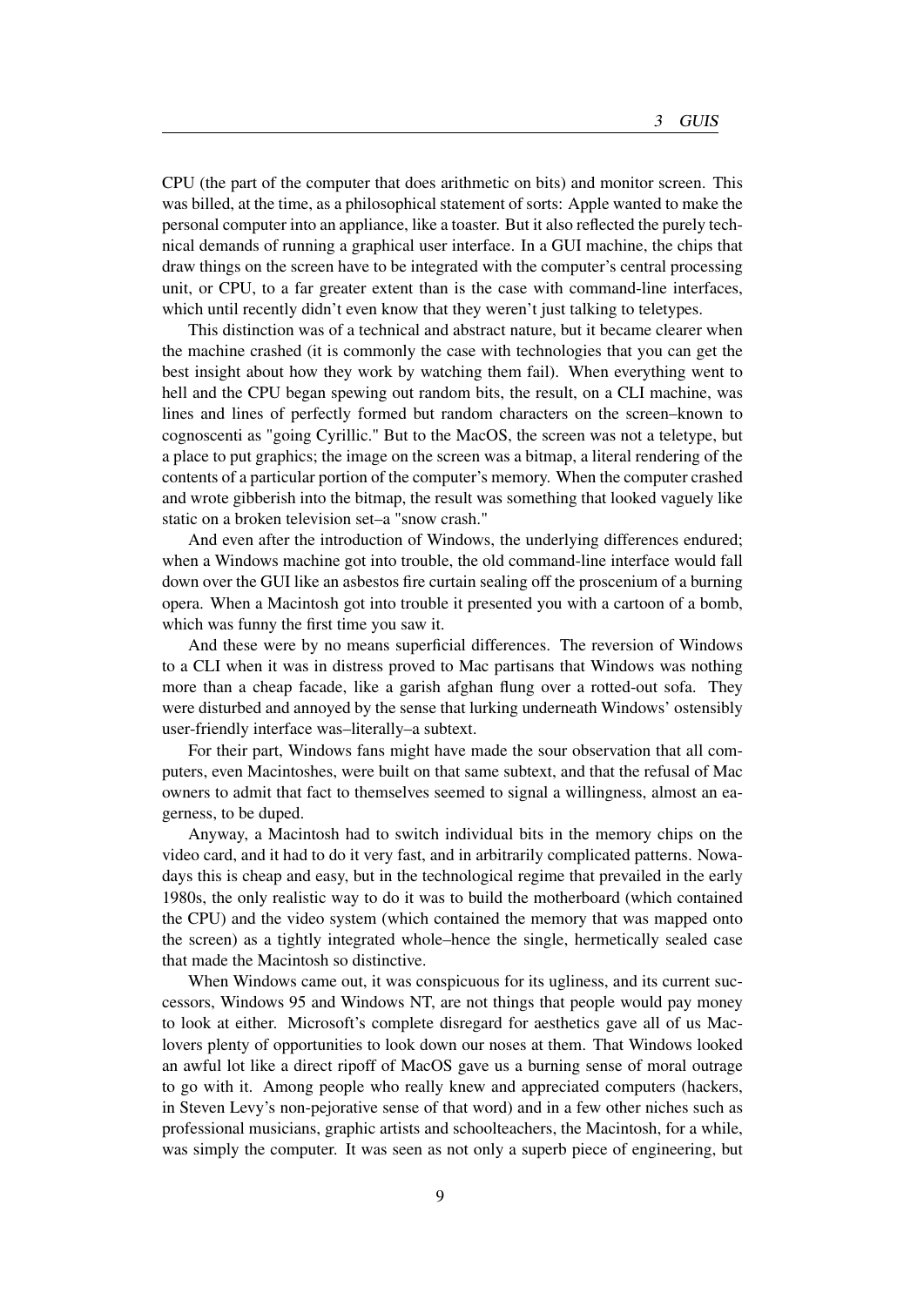CPU (the part of the computer that does arithmetic on bits) and monitor screen. This was billed, at the time, as a philosophical statement of sorts: Apple wanted to make the personal computer into an appliance, like a toaster. But it also reflected the purely technical demands of running a graphical user interface. In a GUI machine, the chips that draw things on the screen have to be integrated with the computer's central processing unit, or CPU, to a far greater extent than is the case with command-line interfaces, which until recently didn't even know that they weren't just talking to teletypes.

This distinction was of a technical and abstract nature, but it became clearer when the machine crashed (it is commonly the case with technologies that you can get the best insight about how they work by watching them fail). When everything went to hell and the CPU began spewing out random bits, the result, on a CLI machine, was lines and lines of perfectly formed but random characters on the screen–known to cognoscenti as "going Cyrillic." But to the MacOS, the screen was not a teletype, but a place to put graphics; the image on the screen was a bitmap, a literal rendering of the contents of a particular portion of the computer's memory. When the computer crashed and wrote gibberish into the bitmap, the result was something that looked vaguely like static on a broken television set–a "snow crash."

And even after the introduction of Windows, the underlying differences endured; when a Windows machine got into trouble, the old command-line interface would fall down over the GUI like an asbestos fire curtain sealing off the proscenium of a burning opera. When a Macintosh got into trouble it presented you with a cartoon of a bomb, which was funny the first time you saw it.

And these were by no means superficial differences. The reversion of Windows to a CLI when it was in distress proved to Mac partisans that Windows was nothing more than a cheap facade, like a garish afghan flung over a rotted-out sofa. They were disturbed and annoyed by the sense that lurking underneath Windows' ostensibly user-friendly interface was–literally–a subtext.

For their part, Windows fans might have made the sour observation that all computers, even Macintoshes, were built on that same subtext, and that the refusal of Mac owners to admit that fact to themselves seemed to signal a willingness, almost an eagerness, to be duped.

Anyway, a Macintosh had to switch individual bits in the memory chips on the video card, and it had to do it very fast, and in arbitrarily complicated patterns. Nowadays this is cheap and easy, but in the technological regime that prevailed in the early 1980s, the only realistic way to do it was to build the motherboard (which contained the CPU) and the video system (which contained the memory that was mapped onto the screen) as a tightly integrated whole–hence the single, hermetically sealed case that made the Macintosh so distinctive.

When Windows came out, it was conspicuous for its ugliness, and its current successors, Windows 95 and Windows NT, are not things that people would pay money to look at either. Microsoft's complete disregard for aesthetics gave all of us Mac-lovers plenty of opportunities to look down our noses at them. That Windows looked an awful lot like a direct ripoff of MacOS gave us a burning sense of moral outrage to go with it. Among people who really knew and appreciated computers (hackers, in Steven Levy's non-pejorative sense of that word) and in a few other niches such as professional musicians, graphic artists and schoolteachers, the Macintosh, for a while, was simply the computer. It was seen as not only a superb piece of engineering, but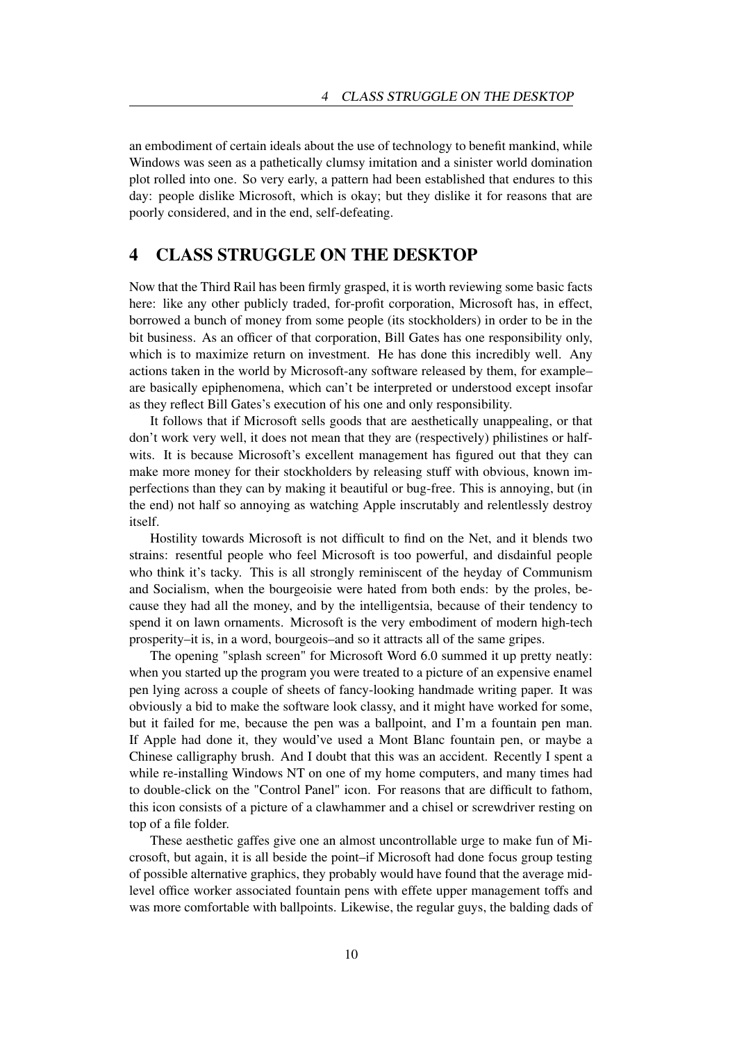an embodiment of certain ideals about the use of technology to benefit mankind, while Windows was seen as a pathetically clumsy imitation and a sinister world domination plot rolled into one. So very early, a pattern had been established that endures to this day: people dislike Microsoft, which is okay; but they dislike it for reasons that are poorly considered, and in the end, self-defeating.

# 4 CLASS STRUGGLE ON THE DESKTOP

Now that the Third Rail has been firmly grasped, it is worth reviewing some basic facts here: like any other publicly traded, for-profit corporation, Microsoft has, in effect, borrowed a bunch of money from some people (its stockholders) in order to be in the bit business. As an officer of that corporation, Bill Gates has one responsibility only, which is to maximize return on investment. He has done this incredibly well. Any actions taken in the world by Microsoft-any software released by them, for example–are basically epiphenomena, which can't be interpreted or understood except insofar as they reflect Bill Gates's execution of his one and only responsibility.

It follows that if Microsoft sells goods that are aesthetically unappealing, or that don't work very well, it does not mean that they are (respectively) philistines or half-wits. It is because Microsoft's excellent management has figured out that they can make more money for their stockholders by releasing stuff with obvious, known imperfections than they can by making it beautiful or bug-free. This is annoying, but (in the end) not half so annoying as watching Apple inscrutably and relentlessly destroy itself.

Hostility towards Microsoft is not difficult to find on the Net, and it blends two strains: resentful people who feel Microsoft is too powerful, and disdainful people who think it's tacky. This is all strongly reminiscent of the heyday of Communism and Socialism, when the bourgeoisie were hated from both ends: by the proles, because they had all the money, and by the intelligentsia, because of their tendency to spend it on lawn ornaments. Microsoft is the very embodiment of modern high-tech prosperity–it is, in a word, bourgeois–and so it attracts all of the same gripes.

The opening "splash screen" for Microsoft Word 6.0 summed it up pretty neatly: when you started up the program you were treated to a picture of an expensive enamel pen lying across a couple of sheets of fancy-looking handmade writing paper. It was obviously a bid to make the software look classy, and it might have worked for some, but it failed for me, because the pen was a ballpoint, and I'm a fountain pen man. If Apple had done it, they would've used a Mont Blanc fountain pen, or maybe a Chinese calligraphy brush. And I doubt that this was an accident. Recently I spent a while re-installing Windows NT on one of my home computers, and many times had to double-click on the "Control Panel" icon. For reasons that are difficult to fathom, this icon consists of a picture of a clawhammer and a chisel or screwdriver resting on top of a file folder.

These aesthetic gaffes give one an almost uncontrollable urge to make fun of Microsoft, but again, it is all beside the point–if Microsoft had done focus group testing of possible alternative graphics, they probably would have found that the average mid-level office worker associated fountain pens with effete upper management toffs and was more comfortable with ballpoints. Likewise, the regular guys, the balding dads of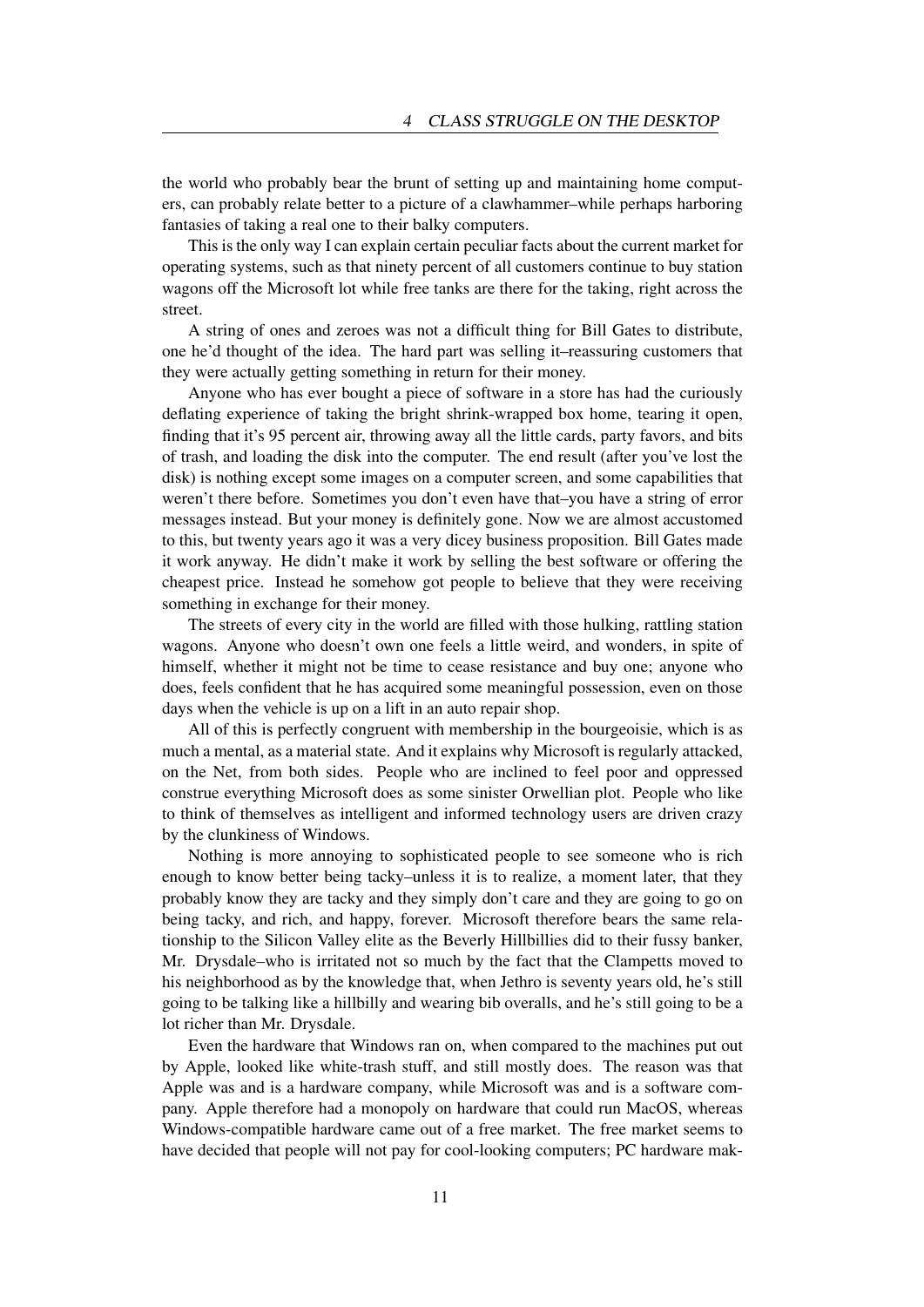the world who probably bear the brunt of setting up and maintaining home computers, can probably relate better to a picture of a clawhammer–while perhaps harboring fantasies of taking a real one to their balky computers.

This is the only way I can explain certain peculiar facts about the current market for operating systems, such as that ninety percent of all customers continue to buy station wagons off the Microsoft lot while free tanks are there for the taking, right across the street.

A string of ones and zeroes was not a difficult thing for Bill Gates to distribute, one he'd thought of the idea. The hard part was selling it–reassuring customers that they were actually getting something in return for their money.

Anyone who has ever bought a piece of software in a store has had the curiously deflating experience of taking the bright shrink-wrapped box home, tearing it open, finding that it's 95 percent air, throwing away all the little cards, party favors, and bits of trash, and loading the disk into the computer. The end result (after you've lost the disk) is nothing except some images on a computer screen, and some capabilities that weren't there before. Sometimes you don't even have that–you have a string of error messages instead. But your money is definitely gone. Now we are almost accustomed to this, but twenty years ago it was a very dicey business proposition. Bill Gates made it work anyway. He didn't make it work by selling the best software or offering the cheapest price. Instead he somehow got people to believe that they were receiving something in exchange for their money.

The streets of every city in the world are filled with those hulking, rattling station wagons. Anyone who doesn't own one feels a little weird, and wonders, in spite of himself, whether it might not be time to cease resistance and buy one; anyone who does, feels confident that he has acquired some meaningful possession, even on those days when the vehicle is up on a lift in an auto repair shop.

All of this is perfectly congruent with membership in the bourgeoisie, which is as much a mental, as a material state. And it explains why Microsoft is regularly attacked, on the Net, from both sides. People who are inclined to feel poor and oppressed construe everything Microsoft does as some sinister Orwellian plot. People who like to think of themselves as intelligent and informed technology users are driven crazy by the clunkiness of Windows.

Nothing is more annoying to sophisticated people to see someone who is rich enough to know better being tacky–unless it is to realize, a moment later, that they probably know they are tacky and they simply don't care and they are going to go on being tacky, and rich, and happy, forever. Microsoft therefore bears the same relationship to the Silicon Valley elite as the Beverly Hillbillies did to their fussy banker, Mr. Drysdale–who is irritated not so much by the fact that the Clampetts moved to his neighborhood as by the knowledge that, when Jethro is seventy years old, he's still going to be talking like a hillbilly and wearing bib overalls, and he's still going to be a lot richer than Mr. Drysdale.

Even the hardware that Windows ran on, when compared to the machines put out by Apple, looked like white-trash stuff, and still mostly does. The reason was that Apple was and is a hardware company, while Microsoft was and is a software company. Apple therefore had a monopoly on hardware that could run MacOS, whereas Windows-compatible hardware came out of a free market. The free market seems to have decided that people will not pay for cool-looking computers; PC hardware mak-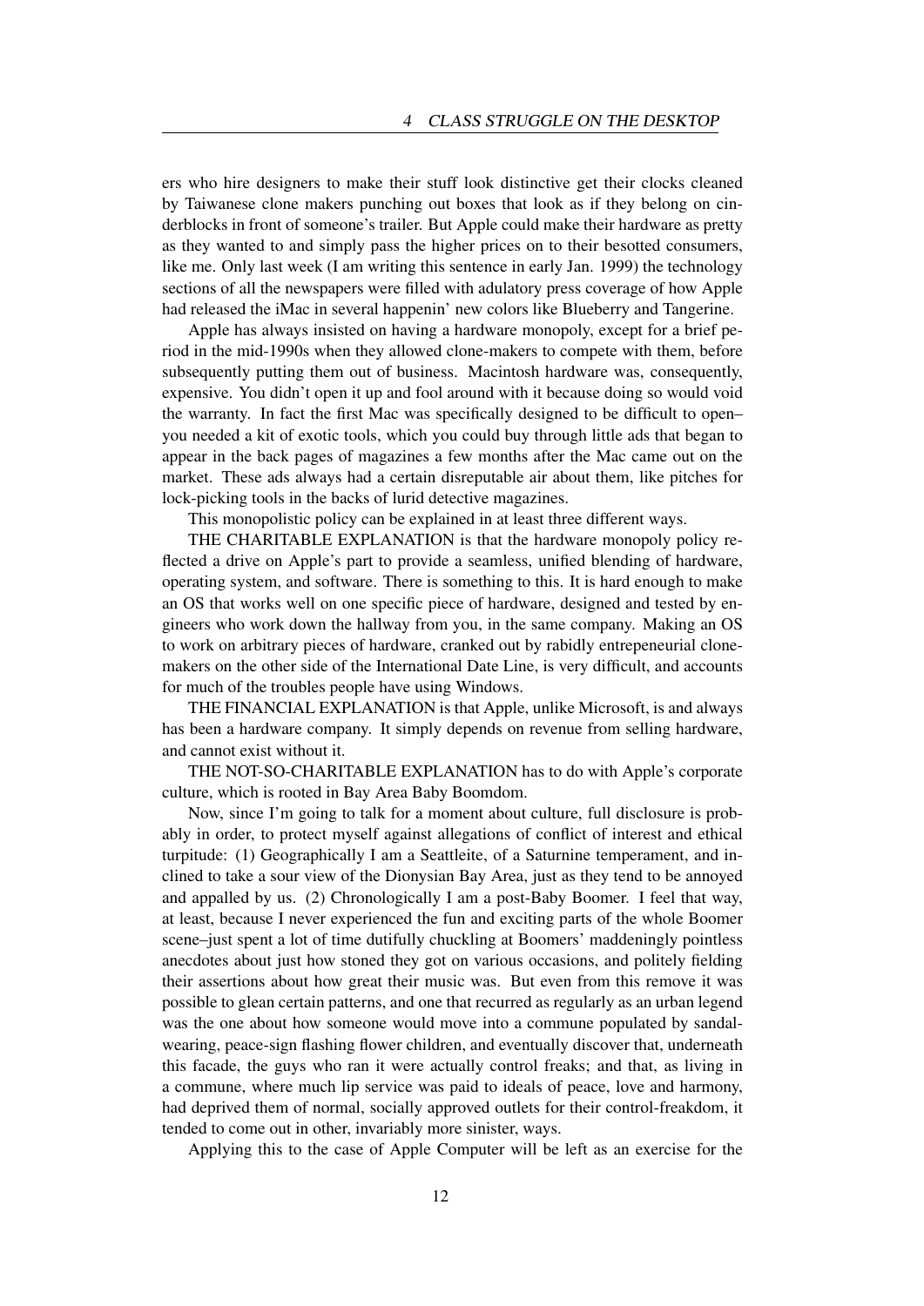ers who hire designers to make their stuff look distinctive get their clocks cleaned by Taiwanese clone makers punching out boxes that look as if they belong on cinderblocks in front of someone's trailer. But Apple could make their hardware as pretty as they wanted to and simply pass the higher prices on to their besotted consumers, like me. Only last week (I am writing this sentence in early Jan. 1999) the technology sections of all the newspapers were filled with adulatory press coverage of how Apple had released the iMac in several happenin' new colors like Blueberry and Tangerine.

Apple has always insisted on having a hardware monopoly, except for a brief period in the mid-1990s when they allowed clone-makers to compete with them, before subsequently putting them out of business. Macintosh hardware was, consequently, expensive. You didn't open it up and fool around with it because doing so would void the warranty. In fact the first Mac was specifically designed to be difficult to open– you needed a kit of exotic tools, which you could buy through little ads that began to appear in the back pages of magazines a few months after the Mac came out on the market. These ads always had a certain disreputable air about them, like pitches for lock-picking tools in the backs of lurid detective magazines.

This monopolistic policy can be explained in at least three different ways.

THE CHARITABLE EXPLANATION is that the hardware monopoly policy reflected a drive on Apple's part to provide a seamless, unified blending of hardware, operating system, and software. There is something to this. It is hard enough to make an OS that works well on one specific piece of hardware, designed and tested by engineers who work down the hallway from you, in the same company. Making an OS to work on arbitrary pieces of hardware, cranked out by rabidly entrepeneurial clone-makers on the other side of the International Date Line, is very difficult, and accounts for much of the troubles people have using Windows.

THE FINANCIAL EXPLANATION is that Apple, unlike Microsoft, is and always has been a hardware company. It simply depends on revenue from selling hardware, and cannot exist without it.

THE NOT-SO-CHARITABLE EXPLANATION has to do with Apple's corporate culture, which is rooted in Bay Area Baby Boomdom.

Now, since I'm going to talk for a moment about culture, full disclosure is probably in order, to protect myself against allegations of conflict of interest and ethical turpitude: (1) Geographically I am a Seattleite, of a Saturnine temperament, and inclined to take a sour view of the Dionysian Bay Area, just as they tend to be annoyed and appalled by us. (2) Chronologically I am a post-Baby Boomer. I feel that way, at least, because I never experienced the fun and exciting parts of the whole Boomer scene–just spent a lot of time dutifully chuckling at Boomers' maddeningly pointless anecdotes about just how stoned they got on various occasions, and politely fielding their assertions about how great their music was. But even from this remove it was possible to glean certain patterns, and one that recurred as regularly as an urban legend was the one about how someone would move into a commune populated by sandal-wearing, peace-sign flashing flower children, and eventually discover that, underneath this facade, the guys who ran it were actually control freaks; and that, as living in a commune, where much lip service was paid to ideals of peace, love and harmony, had deprived them of normal, socially approved outlets for their control-freakdom, it tended to come out in other, invariably more sinister, ways.

Applying this to the case of Apple Computer will be left as an exercise for the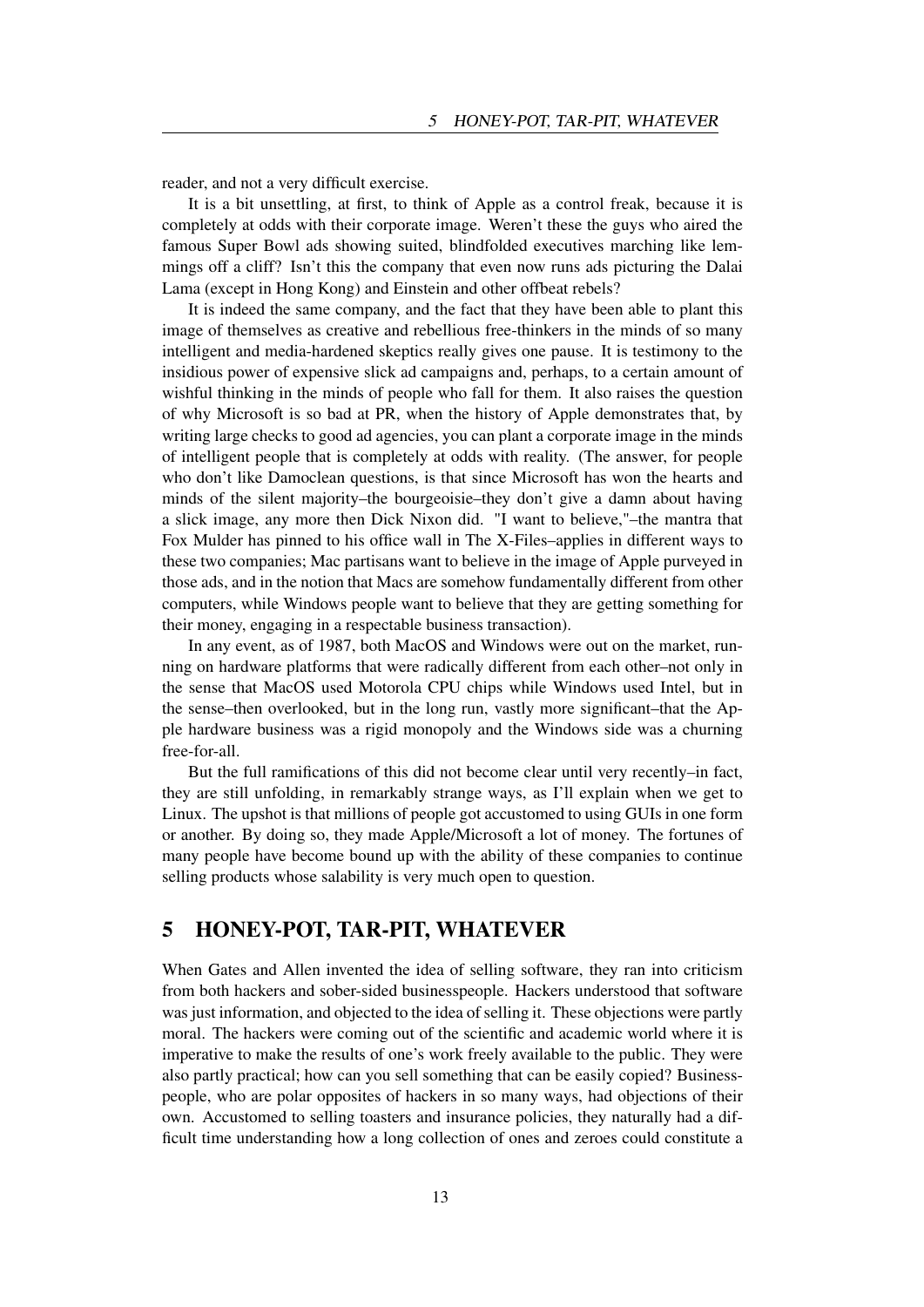reader, and not a very difficult exercise.

It is a bit unsettling, at first, to think of Apple as a control freak, because it is completely at odds with their corporate image. Weren't these the guys who aired the famous Super Bowl ads showing suited, blindfolded executives marching like lemmings off a cliff? Isn't this the company that even now runs ads picturing the Dalai Lama (except in Hong Kong) and Einstein and other offbeat rebels?

It is indeed the same company, and the fact that they have been able to plant this image of themselves as creative and rebellious free-thinkers in the minds of so many intelligent and media-hardened skeptics really gives one pause. It is testimony to the insidious power of expensive slick ad campaigns and, perhaps, to a certain amount of wishful thinking in the minds of people who fall for them. It also raises the question of why Microsoft is so bad at PR, when the history of Apple demonstrates that, by writing large checks to good ad agencies, you can plant a corporate image in the minds of intelligent people that is completely at odds with reality. (The answer, for people who don't like Damoclean questions, is that since Microsoft has won the hearts and minds of the silent majority–the bourgeoisie–they don't give a damn about having a slick image, any more then Dick Nixon did. "I want to believe,"–the mantra that Fox Mulder has pinned to his office wall in The X-Files–applies in different ways to these two companies; Mac partisans want to believe in the image of Apple purveyed in those ads, and in the notion that Macs are somehow fundamentally different from other computers, while Windows people want to believe that they are getting something for their money, engaging in a respectable business transaction).

In any event, as of 1987, both MacOS and Windows were out on the market, running on hardware platforms that were radically different from each other–not only in the sense that MacOS used Motorola CPU chips while Windows used Intel, but in the sense–then overlooked, but in the long run, vastly more significant–that the Apple hardware business was a rigid monopoly and the Windows side was a churning free-for-all.

But the full ramifications of this did not become clear until very recently–in fact, they are still unfolding, in remarkably strange ways, as I'll explain when we get to Linux. The upshot is that millions of people got accustomed to using GUIs in one form or another. By doing so, they made Apple/Microsoft a lot of money. The fortunes of many people have become bound up with the ability of these companies to continue selling products whose salability is very much open to question.

## 5 HONEY-POT, TAR-PIT, WHATEVER

When Gates and Allen invented the idea of selling software, they ran into criticism from both hackers and sober-sided businesspeople. Hackers understood that software was just information, and objected to the idea of selling it. These objections were partly moral. The hackers were coming out of the scientific and academic world where it is imperative to make the results of one's work freely available to the public. They were also partly practical; how can you sell something that can be easily copied? Businesspeople, who are polar opposites of hackers in so many ways, had objections of their own. Accustomed to selling toasters and insurance policies, they naturally had a difficult time understanding how a long collection of ones and zeroes could constitute a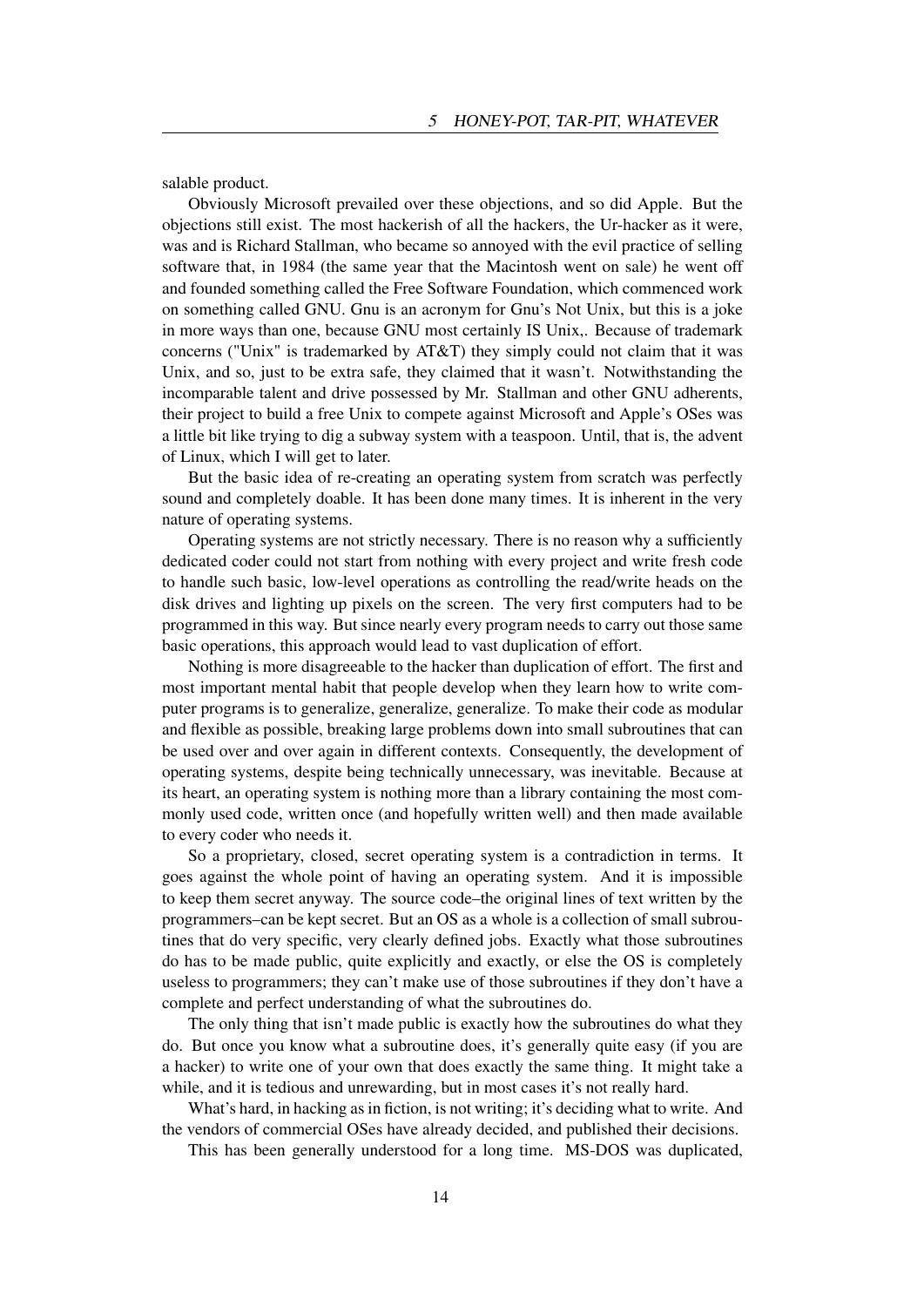salable product.

Obviously Microsoft prevailed over these objections, and so did Apple. But the objections still exist. The most hackerish of all the hackers, the Ur-hacker as it were, was and is Richard Stallman, who became so annoyed with the evil practice of selling software that, in 1984 (the same year that the Macintosh went on sale) he went off and founded something called the Free Software Foundation, which commenced work on something called GNU. Gnu is an acronym for Gnu's Not Unix, but this is a joke in more ways than one, because GNU most certainly IS Unix,. Because of trademark concerns ("Unix" is trademarked by AT&T) they simply could not claim that it was Unix, and so, just to be extra safe, they claimed that it wasn't. Notwithstanding the incomparable talent and drive possessed by Mr. Stallman and other GNU adherents, their project to build a free Unix to compete against Microsoft and Apple's OSes was a little bit like trying to dig a subway system with a teaspoon. Until, that is, the advent of Linux, which I will get to later.

But the basic idea of re-creating an operating system from scratch was perfectly sound and completely doable. It has been done many times. It is inherent in the very nature of operating systems.

Operating systems are not strictly necessary. There is no reason why a sufficiently dedicated coder could not start from nothing with every project and write fresh code to handle such basic, low-level operations as controlling the read/write heads on the disk drives and lighting up pixels on the screen. The very first computers had to be programmed in this way. But since nearly every program needs to carry out those same basic operations, this approach would lead to vast duplication of effort.

Nothing is more disagreeable to the hacker than duplication of effort. The first and most important mental habit that people develop when they learn how to write computer programs is to generalize, generalize, generalize. To make their code as modular and flexible as possible, breaking large problems down into small subroutines that can be used over and over again in different contexts. Consequently, the development of operating systems, despite being technically unnecessary, was inevitable. Because at its heart, an operating system is nothing more than a library containing the most commonly used code, written once (and hopefully written well) and then made available to every coder who needs it.

So a proprietary, closed, secret operating system is a contradiction in terms. It goes against the whole point of having an operating system. And it is impossible to keep them secret anyway. The source code–the original lines of text written by the programmers–can be kept secret. But an OS as a whole is a collection of small subroutines that do very specific, very clearly defined jobs. Exactly what those subroutines do has to be made public, quite explicitly and exactly, or else the OS is completely useless to programmers; they can't make use of those subroutines if they don't have a complete and perfect understanding of what the subroutines do.

The only thing that isn't made public is exactly how the subroutines do what they do. But once you know what a subroutine does, it's generally quite easy (if you are a hacker) to write one of your own that does exactly the same thing. It might take a while, and it is tedious and unrewarding, but in most cases it's not really hard.

What's hard, in hacking as in fiction, is not writing; it's deciding what to write. And the vendors of commercial OSes have already decided, and published their decisions.

This has been generally understood for a long time. MS-DOS was duplicated,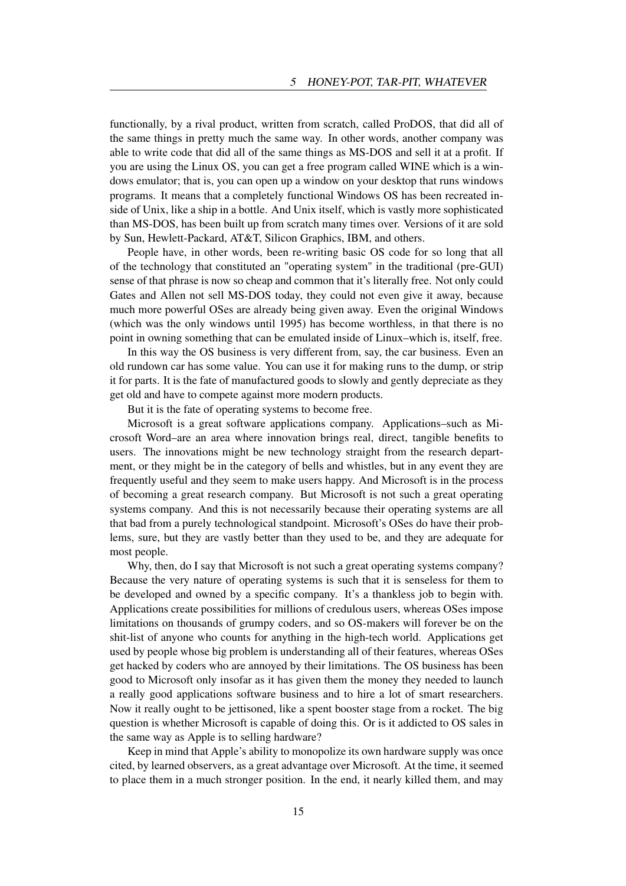functionally, by a rival product, written from scratch, called ProDOS, that did all of the same things in pretty much the same way. In other words, another company was able to write code that did all of the same things as MS-DOS and sell it at a profit. If you are using the Linux OS, you can get a free program called WINE which is a windows emulator; that is, you can open up a window on your desktop that runs windows programs. It means that a completely functional Windows OS has been recreated inside of Unix, like a ship in a bottle. And Unix itself, which is vastly more sophisticated than MS-DOS, has been built up from scratch many times over. Versions of it are sold by Sun, Hewlett-Packard, AT&T, Silicon Graphics, IBM, and others.

People have, in other words, been re-writing basic OS code for so long that all of the technology that constituted an "operating system" in the traditional (pre-GUI) sense of that phrase is now so cheap and common that it's literally free. Not only could Gates and Allen not sell MS-DOS today, they could not even give it away, because much more powerful OSes are already being given away. Even the original Windows (which was the only windows until 1995) has become worthless, in that there is no point in owning something that can be emulated inside of Linux–which is, itself, free.

In this way the OS business is very different from, say, the car business. Even an old rundown car has some value. You can use it for making runs to the dump, or strip it for parts. It is the fate of manufactured goods to slowly and gently depreciate as they get old and have to compete against more modern products.

But it is the fate of operating systems to become free.

Microsoft is a great software applications company. Applications–such as Microsoft Word–are an area where innovation brings real, direct, tangible benefits to users. The innovations might be new technology straight from the research department, or they might be in the category of bells and whistles, but in any event they are frequently useful and they seem to make users happy. And Microsoft is in the process of becoming a great research company. But Microsoft is not such a great operating systems company. And this is not necessarily because their operating systems are all that bad from a purely technological standpoint. Microsoft's OSes do have their problems, sure, but they are vastly better than they used to be, and they are adequate for most people.

Why, then, do I say that Microsoft is not such a great operating systems company? Because the very nature of operating systems is such that it is senseless for them to be developed and owned by a specific company. It's a thankless job to begin with. Applications create possibilities for millions of credulous users, whereas OSes impose limitations on thousands of grumpy coders, and so OS-makers will forever be on the shit-list of anyone who counts for anything in the high-tech world. Applications get used by people whose big problem is understanding all of their features, whereas OSes get hacked by coders who are annoyed by their limitations. The OS business has been good to Microsoft only insofar as it has given them the money they needed to launch a really good applications software business and to hire a lot of smart researchers. Now it really ought to be jettisoned, like a spent booster stage from a rocket. The big question is whether Microsoft is capable of doing this. Or is it addicted to OS sales in the same way as Apple is to selling hardware?

Keep in mind that Apple's ability to monopolize its own hardware supply was once cited, by learned observers, as a great advantage over Microsoft. At the time, it seemed to place them in a much stronger position. In the end, it nearly killed them, and may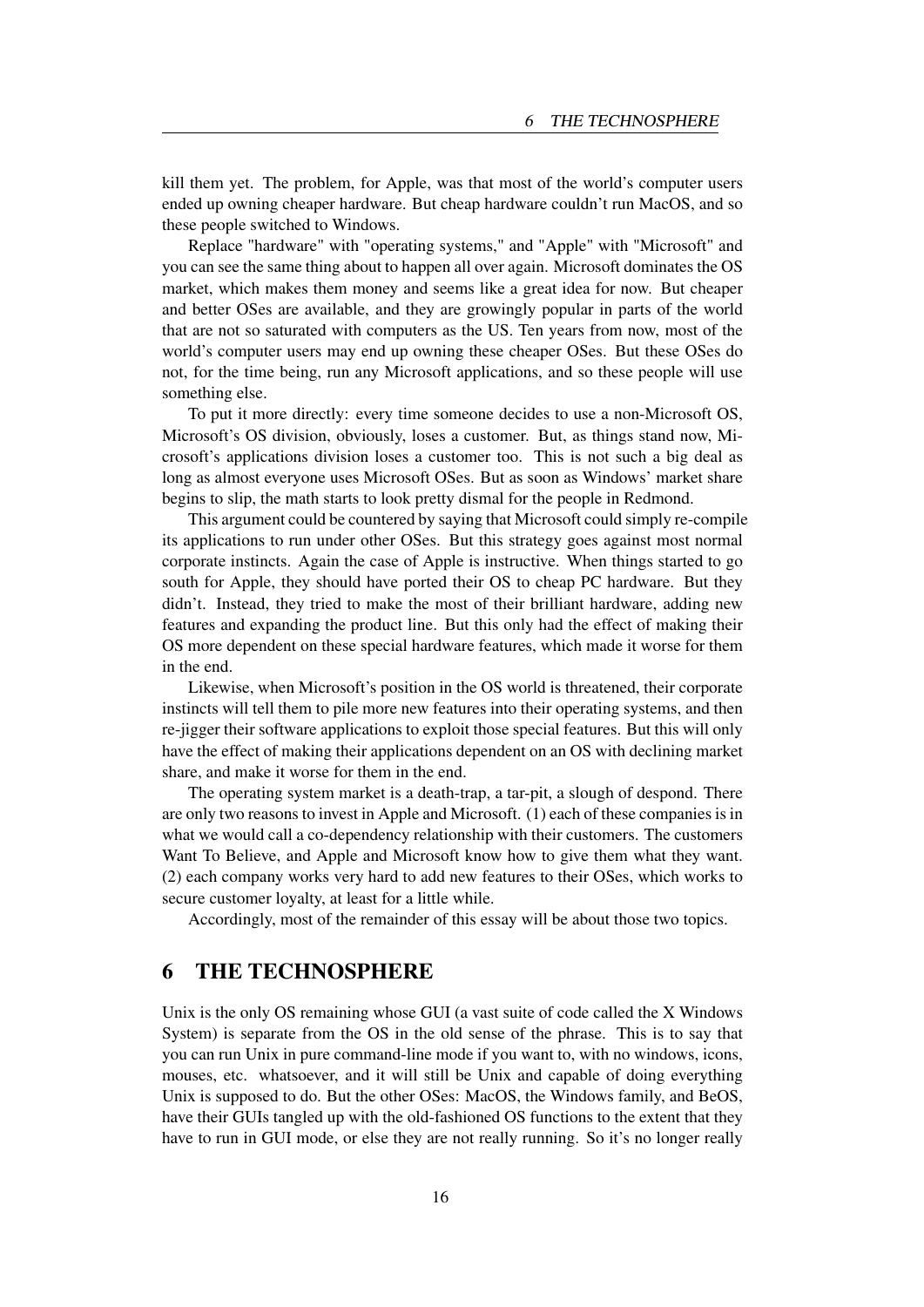kill them yet. The problem, for Apple, was that most of the world's computer users ended up owning cheaper hardware. But cheap hardware couldn't run MacOS, and so these people switched to Windows.

Replace "hardware" with "operating systems," and "Apple" with "Microsoft" and you can see the same thing about to happen all over again. Microsoft dominates the OS market, which makes them money and seems like a great idea for now. But cheaper and better OSes are available, and they are growingly popular in parts of the world that are not so saturated with computers as the US. Ten years from now, most of the world's computer users may end up owning these cheaper OSes. But these OSes do not, for the time being, run any Microsoft applications, and so these people will use something else.

To put it more directly: every time someone decides to use a non-Microsoft OS, Microsoft's OS division, obviously, loses a customer. But, as things stand now, Microsoft's applications division loses a customer too. This is not such a big deal as long as almost everyone uses Microsoft OSes. But as soon as Windows' market share begins to slip, the math starts to look pretty dismal for the people in Redmond.

This argument could be countered by saying that Microsoft could simply re-compile its applications to run under other OSes. But this strategy goes against most normal corporate instincts. Again the case of Apple is instructive. When things started to go south for Apple, they should have ported their OS to cheap PC hardware. But they didn't. Instead, they tried to make the most of their brilliant hardware, adding new features and expanding the product line. But this only had the effect of making their OS more dependent on these special hardware features, which made it worse for them in the end.

Likewise, when Microsoft's position in the OS world is threatened, their corporate instincts will tell them to pile more new features into their operating systems, and then re-jigger their software applications to exploit those special features. But this will only have the effect of making their applications dependent on an OS with declining market share, and make it worse for them in the end.

The operating system market is a death-trap, a tar-pit, a slough of despond. There are only two reasons to invest in Apple and Microsoft. (1) each of these companies is in what we would call a co-dependency relationship with their customers. The customers Want To Believe, and Apple and Microsoft know how to give them what they want. (2) each company works very hard to add new features to their OSes, which works to secure customer loyalty, at least for a little while.

Accordingly, most of the remainder of this essay will be about those two topics.

## 6 THE TECHNOSPHERE

Unix is the only OS remaining whose GUI (a vast suite of code called the X Windows System) is separate from the OS in the old sense of the phrase. This is to say that you can run Unix in pure command-line mode if you want to, with no windows, icons, mouses, etc. whatsoever, and it will still be Unix and capable of doing everything Unix is supposed to do. But the other OSes: MacOS, the Windows family, and BeOS, have their GUIs tangled up with the old-fashioned OS functions to the extent that they have to run in GUI mode, or else they are not really running. So it's no longer really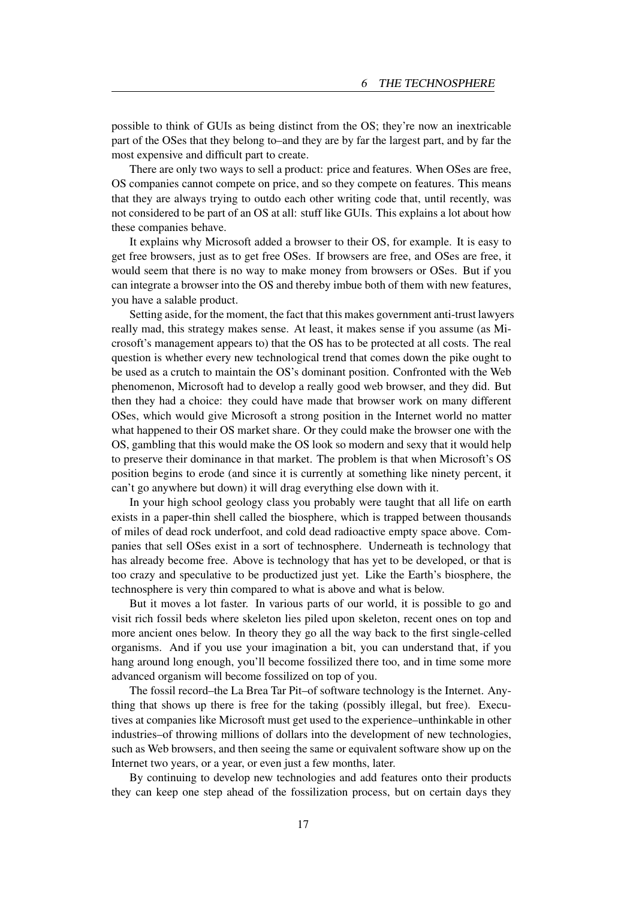possible to think of GUIs as being distinct from the OS; they're now an inextricable part of the OSes that they belong to–and they are by far the largest part, and by far the most expensive and difficult part to create.

There are only two ways to sell a product: price and features. When OSes are free, OS companies cannot compete on price, and so they compete on features. This means that they are always trying to outdo each other writing code that, until recently, was not considered to be part of an OS at all: stuff like GUIs. This explains a lot about how these companies behave.

It explains why Microsoft added a browser to their OS, for example. It is easy to get free browsers, just as to get free OSes. If browsers are free, and OSes are free, it would seem that there is no way to make money from browsers or OSes. But if you can integrate a browser into the OS and thereby imbue both of them with new features, you have a salable product.

Setting aside, for the moment, the fact that this makes government anti-trust lawyers really mad, this strategy makes sense. At least, it makes sense if you assume (as Microsoft's management appears to) that the OS has to be protected at all costs. The real question is whether every new technological trend that comes down the pike ought to be used as a crutch to maintain the OS's dominant position. Confronted with the Web phenomenon, Microsoft had to develop a really good web browser, and they did. But then they had a choice: they could have made that browser work on many different OSes, which would give Microsoft a strong position in the Internet world no matter what happened to their OS market share. Or they could make the browser one with the OS, gambling that this would make the OS look so modern and sexy that it would help to preserve their dominance in that market. The problem is that when Microsoft's OS position begins to erode (and since it is currently at something like ninety percent, it can't go anywhere but down) it will drag everything else down with it.

In your high school geology class you probably were taught that all life on earth exists in a paper-thin shell called the biosphere, which is trapped between thousands of miles of dead rock underfoot, and cold dead radioactive empty space above. Companies that sell OSes exist in a sort of technosphere. Underneath is technology that has already become free. Above is technology that has yet to be developed, or that is too crazy and speculative to be productized just yet. Like the Earth's biosphere, the technosphere is very thin compared to what is above and what is below.

But it moves a lot faster. In various parts of our world, it is possible to go and visit rich fossil beds where skeleton lies piled upon skeleton, recent ones on top and more ancient ones below. In theory they go all the way back to the first single-celled organisms. And if you use your imagination a bit, you can understand that, if you hang around long enough, you'll become fossilized there too, and in time some more advanced organism will become fossilized on top of you.

The fossil record–the La Brea Tar Pit–of software technology is the Internet. Anything that shows up there is free for the taking (possibly illegal, but free). Executives at companies like Microsoft must get used to the experience–unthinkable in other industries–of throwing millions of dollars into the development of new technologies, such as Web browsers, and then seeing the same or equivalent software show up on the Internet two years, or a year, or even just a few months, later.

By continuing to develop new technologies and add features onto their products they can keep one step ahead of the fossilization process, but on certain days they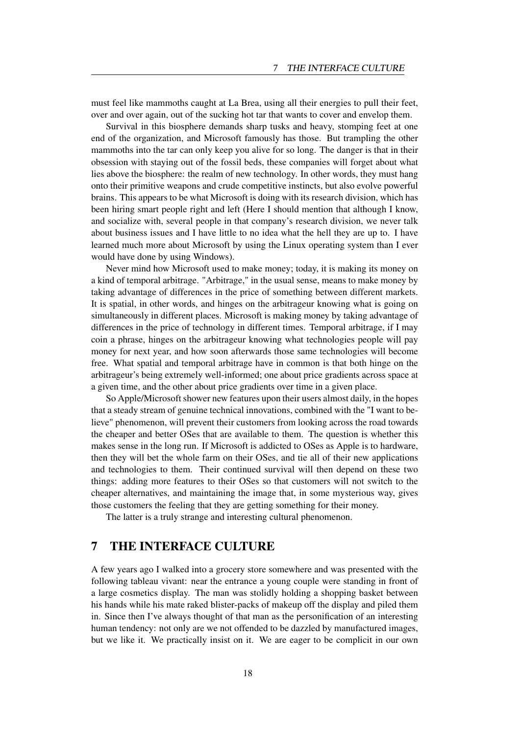must feel like mammoths caught at La Brea, using all their energies to pull their feet, over and over again, out of the sucking hot tar that wants to cover and envelop them.

Survival in this biosphere demands sharp tusks and heavy, stomping feet at one end of the organization, and Microsoft famously has those. But trampling the other mammoths into the tar can only keep you alive for so long. The danger is that in their obsession with staying out of the fossil beds, these companies will forget about what lies above the biosphere: the realm of new technology. In other words, they must hang onto their primitive weapons and crude competitive instincts, but also evolve powerful brains. This appears to be what Microsoft is doing with its research division, which has been hiring smart people right and left (Here I should mention that although I know, and socialize with, several people in that company's research division, we never talk about business issues and I have little to no idea what the hell they are up to. I have learned much more about Microsoft by using the Linux operating system than I ever would have done by using Windows).

Never mind how Microsoft used to make money; today, it is making its money on a kind of temporal arbitrage. "Arbitrage," in the usual sense, means to make money by taking advantage of differences in the price of something between different markets. It is spatial, in other words, and hinges on the arbitrageur knowing what is going on simultaneously in different places. Microsoft is making money by taking advantage of differences in the price of technology in different times. Temporal arbitrage, if I may coin a phrase, hinges on the arbitrageur knowing what technologies people will pay money for next year, and how soon afterwards those same technologies will become free. What spatial and temporal arbitrage have in common is that both hinge on the arbitrageur's being extremely well-informed; one about price gradients across space at a given time, and the other about price gradients over time in a given place.

So Apple/Microsoft shower new features upon their users almost daily, in the hopes that a steady stream of genuine technical innovations, combined with the "I want to believe" phenomenon, will prevent their customers from looking across the road towards the cheaper and better OSes that are available to them. The question is whether this makes sense in the long run. If Microsoft is addicted to OSes as Apple is to hardware, then they will bet the whole farm on their OSes, and tie all of their new applications and technologies to them. Their continued survival will then depend on these two things: adding more features to their OSes so that customers will not switch to the cheaper alternatives, and maintaining the image that, in some mysterious way, gives those customers the feeling that they are getting something for their money.

The latter is a truly strange and interesting cultural phenomenon.

# 7 THE INTERFACE CULTURE

A few years ago I walked into a grocery store somewhere and was presented with the following tableau vivant: near the entrance a young couple were standing in front of a large cosmetics display. The man was stolidly holding a shopping basket between his hands while his mate raked blister-packs of makeup off the display and piled them in. Since then I've always thought of that man as the personification of an interesting human tendency: not only are we not offended to be dazzled by manufactured images, but we like it. We practically insist on it. We are eager to be complicit in our own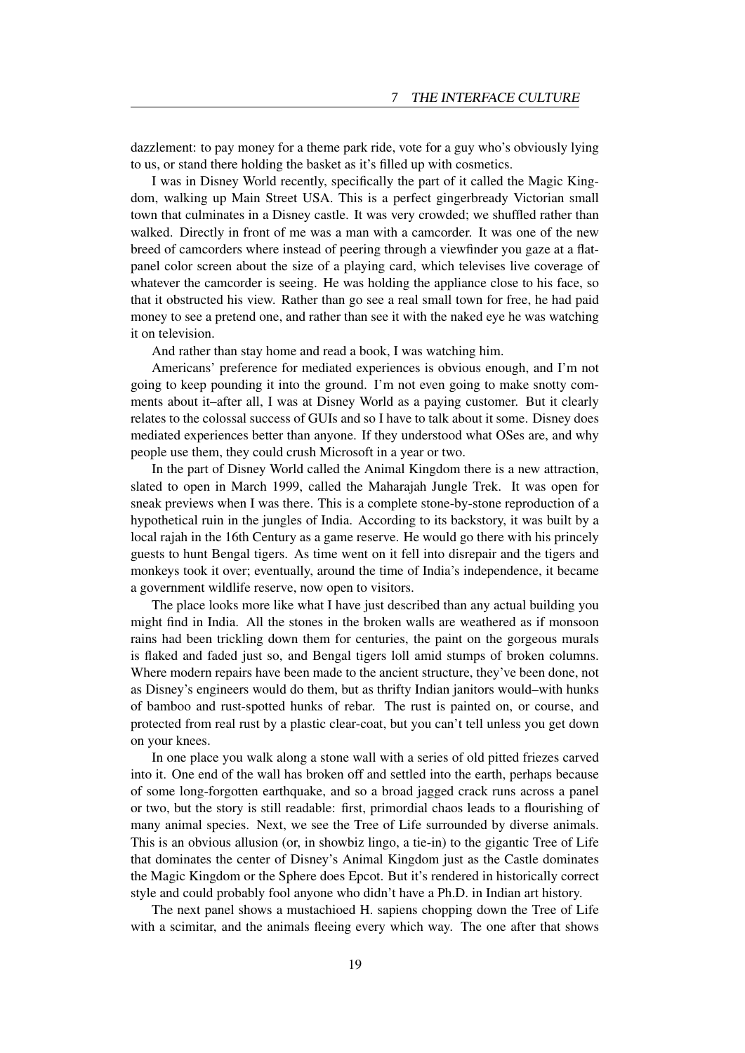dazzlement: to pay money for a theme park ride, vote for a guy who's obviously lying to us, or stand there holding the basket as it's filled up with cosmetics.

I was in Disney World recently, specifically the part of it called the Magic Kingdom, walking up Main Street USA. This is a perfect gingerbready Victorian small town that culminates in a Disney castle. It was very crowded; we shuffled rather than walked. Directly in front of me was a man with a camcorder. It was one of the new breed of camcorders where instead of peering through a viewfinder you gaze at a flat-panel color screen about the size of a playing card, which televises live coverage of whatever the camcorder is seeing. He was holding the appliance close to his face, so that it obstructed his view. Rather than go see a real small town for free, he had paid money to see a pretend one, and rather than see it with the naked eye he was watching it on television.

And rather than stay home and read a book, I was watching him.

Americans' preference for mediated experiences is obvious enough, and I'm not going to keep pounding it into the ground. I'm not even going to make snotty comments about it–after all, I was at Disney World as a paying customer. But it clearly relates to the colossal success of GUIs and so I have to talk about it some. Disney does mediated experiences better than anyone. If they understood what OSes are, and why people use them, they could crush Microsoft in a year or two.

In the part of Disney World called the Animal Kingdom there is a new attraction, slated to open in March 1999, called the Maharajah Jungle Trek. It was open for sneak previews when I was there. This is a complete stone-by-stone reproduction of a hypothetical ruin in the jungles of India. According to its backstory, it was built by a local rajah in the 16th Century as a game reserve. He would go there with his princely guests to hunt Bengal tigers. As time went on it fell into disrepair and the tigers and monkeys took it over; eventually, around the time of India's independence, it became a government wildlife reserve, now open to visitors.

The place looks more like what I have just described than any actual building you might find in India. All the stones in the broken walls are weathered as if monsoon rains had been trickling down them for centuries, the paint on the gorgeous murals is flaked and faded just so, and Bengal tigers loll amid stumps of broken columns. Where modern repairs have been made to the ancient structure, they've been done, not as Disney's engineers would do them, but as thrifty Indian janitors would–with hunks of bamboo and rust-spotted hunks of rebar. The rust is painted on, or course, and protected from real rust by a plastic clear-coat, but you can't tell unless you get down on your knees.

In one place you walk along a stone wall with a series of old pitted friezes carved into it. One end of the wall has broken off and settled into the earth, perhaps because of some long-forgotten earthquake, and so a broad jagged crack runs across a panel or two, but the story is still readable: first, primordial chaos leads to a flourishing of many animal species. Next, we see the Tree of Life surrounded by diverse animals. This is an obvious allusion (or, in showbiz lingo, a tie-in) to the gigantic Tree of Life that dominates the center of Disney's Animal Kingdom just as the Castle dominates the Magic Kingdom or the Sphere does Epcot. But it's rendered in historically correct style and could probably fool anyone who didn't have a Ph.D. in Indian art history.

The next panel shows a mustachioed H. sapiens chopping down the Tree of Life with a scimitar, and the animals fleeing every which way. The one after that shows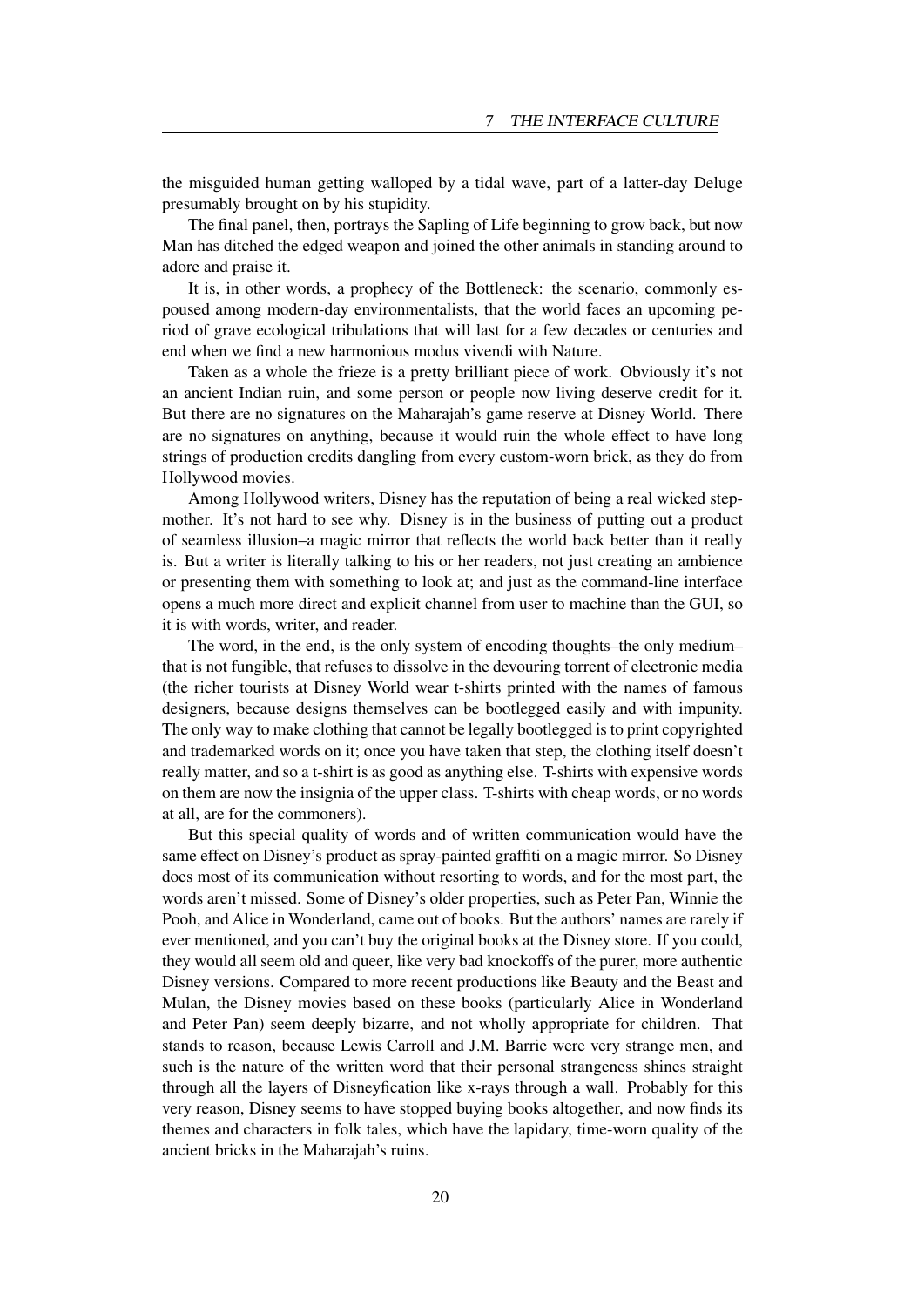the misguided human getting walloped by a tidal wave, part of a latter-day Deluge presumably brought on by his stupidity.

The final panel, then, portrays the Sapling of Life beginning to grow back, but now Man has ditched the edged weapon and joined the other animals in standing around to adore and praise it.

It is, in other words, a prophecy of the Bottleneck: the scenario, commonly espoused among modern-day environmentalists, that the world faces an upcoming period of grave ecological tribulations that will last for a few decades or centuries and end when we find a new harmonious modus vivendi with Nature.

Taken as a whole the frieze is a pretty brilliant piece of work. Obviously it's not an ancient Indian ruin, and some person or people now living deserve credit for it. But there are no signatures on the Maharajah's game reserve at Disney World. There are no signatures on anything, because it would ruin the whole effect to have long strings of production credits dangling from every custom-worn brick, as they do from Hollywood movies.

Among Hollywood writers, Disney has the reputation of being a real wicked stepmother. It's not hard to see why. Disney is in the business of putting out a product of seamless illusion–a magic mirror that reflects the world back better than it really is. But a writer is literally talking to his or her readers, not just creating an ambience or presenting them with something to look at; and just as the command-line interface opens a much more direct and explicit channel from user to machine than the GUI, so it is with words, writer, and reader.

The word, in the end, is the only system of encoding thoughts–the only medium– that is not fungible, that refuses to dissolve in the devouring torrent of electronic media (the richer tourists at Disney World wear t-shirts printed with the names of famous designers, because designs themselves can be bootlegged easily and with impunity. The only way to make clothing that cannot be legally bootlegged is to print copyrighted and trademarked words on it; once you have taken that step, the clothing itself doesn't really matter, and so a t-shirt is as good as anything else. T-shirts with expensive words on them are now the insignia of the upper class. T-shirts with cheap words, or no words at all, are for the commoners).

But this special quality of words and of written communication would have the same effect on Disney's product as spray-painted graffiti on a magic mirror. So Disney does most of its communication without resorting to words, and for the most part, the words aren't missed. Some of Disney's older properties, such as Peter Pan, Winnie the Pooh, and Alice in Wonderland, came out of books. But the authors' names are rarely if ever mentioned, and you can't buy the original books at the Disney store. If you could, they would all seem old and queer, like very bad knockoffs of the purer, more authentic Disney versions. Compared to more recent productions like Beauty and the Beast and Mulan, the Disney movies based on these books (particularly Alice in Wonderland and Peter Pan) seem deeply bizarre, and not wholly appropriate for children. That stands to reason, because Lewis Carroll and J.M. Barrie were very strange men, and such is the nature of the written word that their personal strangeness shines straight through all the layers of Disneyfication like x-rays through a wall. Probably for this very reason, Disney seems to have stopped buying books altogether, and now finds its themes and characters in folk tales, which have the lapidary, time-worn quality of the ancient bricks in the Maharajah's ruins.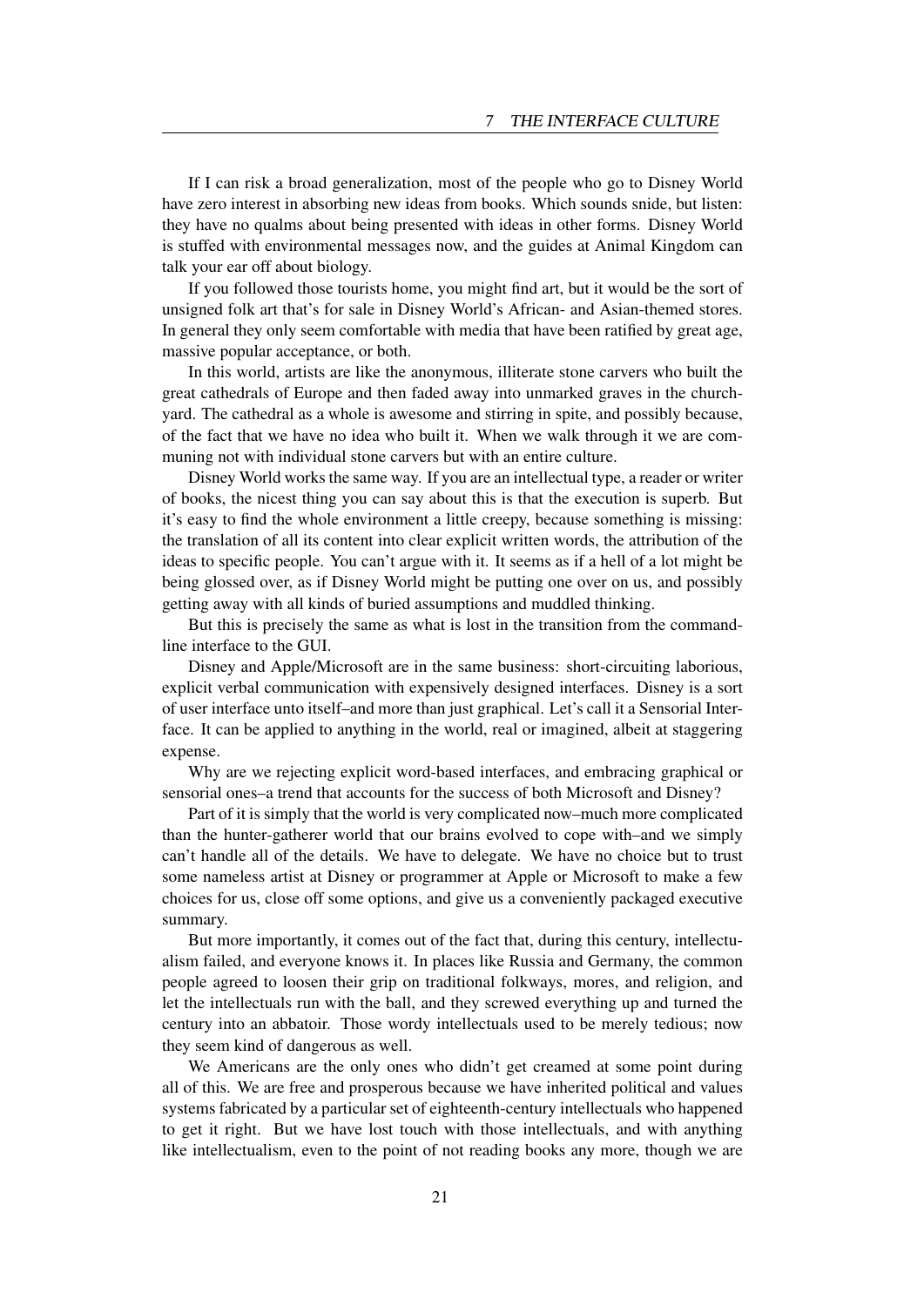If I can risk a broad generalization, most of the people who go to Disney World have zero interest in absorbing new ideas from books. Which sounds snide, but listen: they have no qualms about being presented with ideas in other forms. Disney World is stuffed with environmental messages now, and the guides at Animal Kingdom can talk your ear off about biology.

If you followed those tourists home, you might find art, but it would be the sort of unsigned folk art that's for sale in Disney World's African- and Asian-themed stores. In general they only seem comfortable with media that have been ratified by great age, massive popular acceptance, or both.

In this world, artists are like the anonymous, illiterate stone carvers who built the great cathedrals of Europe and then faded away into unmarked graves in the churchyard. The cathedral as a whole is awesome and stirring in spite, and possibly because, of the fact that we have no idea who built it. When we walk through it we are communing not with individual stone carvers but with an entire culture.

Disney World works the same way. If you are an intellectual type, a reader or writer of books, the nicest thing you can say about this is that the execution is superb. But it's easy to find the whole environment a little creepy, because something is missing: the translation of all its content into clear explicit written words, the attribution of the ideas to specific people. You can't argue with it. It seems as if a hell of a lot might be being glossed over, as if Disney World might be putting one over on us, and possibly getting away with all kinds of buried assumptions and muddled thinking.

But this is precisely the same as what is lost in the transition from the command-line interface to the GUI.

Disney and Apple/Microsoft are in the same business: short-circuiting laborious, explicit verbal communication with expensively designed interfaces. Disney is a sort of user interface unto itself–and more than just graphical. Let's call it a Sensorial Interface. It can be applied to anything in the world, real or imagined, albeit at staggering expense.

Why are we rejecting explicit word-based interfaces, and embracing graphical or sensorial ones–a trend that accounts for the success of both Microsoft and Disney?

Part of it is simply that the world is very complicated now–much more complicated than the hunter-gatherer world that our brains evolved to cope with–and we simply can't handle all of the details. We have to delegate. We have no choice but to trust some nameless artist at Disney or programmer at Apple or Microsoft to make a few choices for us, close off some options, and give us a conveniently packaged executive summary.

But more importantly, it comes out of the fact that, during this century, intellectualism failed, and everyone knows it. In places like Russia and Germany, the common people agreed to loosen their grip on traditional folkways, mores, and religion, and let the intellectuals run with the ball, and they screwed everything up and turned the century into an abbatoir. Those wordy intellectuals used to be merely tedious; now they seem kind of dangerous as well.

We Americans are the only ones who didn't get creamed at some point during all of this. We are free and prosperous because we have inherited political and values systems fabricated by a particular set of eighteenth-century intellectuals who happened to get it right. But we have lost touch with those intellectuals, and with anything like intellectualism, even to the point of not reading books any more, though we are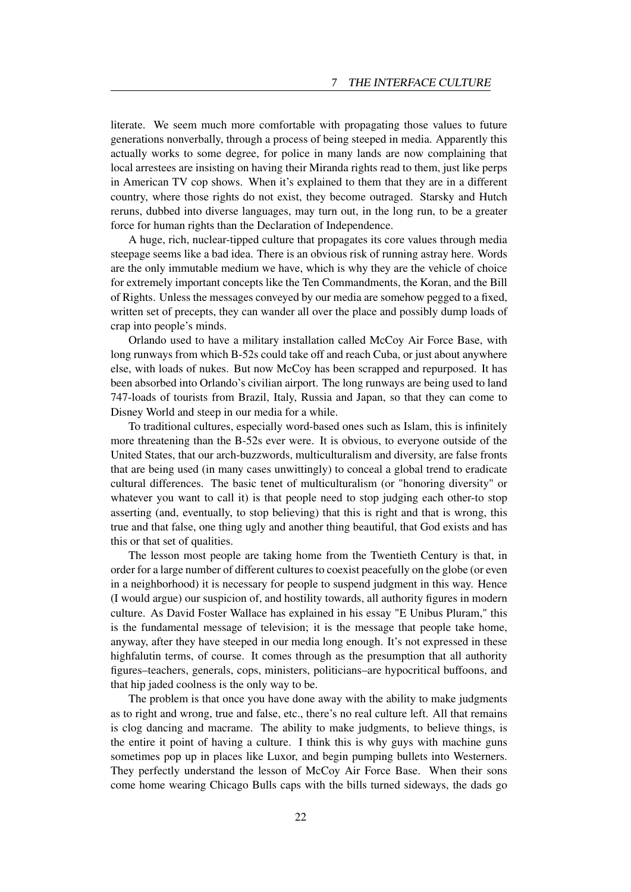literate. We seem much more comfortable with propagating those values to future generations nonverbally, through a process of being steeped in media. Apparently this actually works to some degree, for police in many lands are now complaining that local arrestees are insisting on having their Miranda rights read to them, just like perps in American TV cop shows. When it's explained to them that they are in a different country, where those rights do not exist, they become outraged. Starsky and Hutch reruns, dubbed into diverse languages, may turn out, in the long run, to be a greater force for human rights than the Declaration of Independence.

A huge, rich, nuclear-tipped culture that propagates its core values through media steepage seems like a bad idea. There is an obvious risk of running astray here. Words are the only immutable medium we have, which is why they are the vehicle of choice for extremely important concepts like the Ten Commandments, the Koran, and the Bill of Rights. Unless the messages conveyed by our media are somehow pegged to a fixed, written set of precepts, they can wander all over the place and possibly dump loads of crap into people's minds.

Orlando used to have a military installation called McCoy Air Force Base, with long runways from which B-52s could take off and reach Cuba, or just about anywhere else, with loads of nukes. But now McCoy has been scrapped and repurposed. It has been absorbed into Orlando's civilian airport. The long runways are being used to land 747-loads of tourists from Brazil, Italy, Russia and Japan, so that they can come to Disney World and steep in our media for a while.

To traditional cultures, especially word-based ones such as Islam, this is infinitely more threatening than the B-52s ever were. It is obvious, to everyone outside of the United States, that our arch-buzzwords, multiculturalism and diversity, are false fronts that are being used (in many cases unwittingly) to conceal a global trend to eradicate cultural differences. The basic tenet of multiculturalism (or "honoring diversity" or whatever you want to call it) is that people need to stop judging each other-to stop asserting (and, eventually, to stop believing) that this is right and that is wrong, this true and that false, one thing ugly and another thing beautiful, that God exists and has this or that set of qualities.

The lesson most people are taking home from the Twentieth Century is that, in order for a large number of different cultures to coexist peacefully on the globe (or even in a neighborhood) it is necessary for people to suspend judgment in this way. Hence (I would argue) our suspicion of, and hostility towards, all authority figures in modern culture. As David Foster Wallace has explained in his essay "E Unibus Pluram," this is the fundamental message of television; it is the message that people take home, anyway, after they have steeped in our media long enough. It's not expressed in these highfalutin terms, of course. It comes through as the presumption that all authority figures–teachers, generals, cops, ministers, politicians–are hypocritical buffoons, and that hip jaded coolness is the only way to be.

The problem is that once you have done away with the ability to make judgments as to right and wrong, true and false, etc., there's no real culture left. All that remains is clog dancing and macrame. The ability to make judgments, to believe things, is the entire it point of having a culture. I think this is why guys with machine guns sometimes pop up in places like Luxor, and begin pumping bullets into Westerners. They perfectly understand the lesson of McCoy Air Force Base. When their sons come home wearing Chicago Bulls caps with the bills turned sideways, the dads go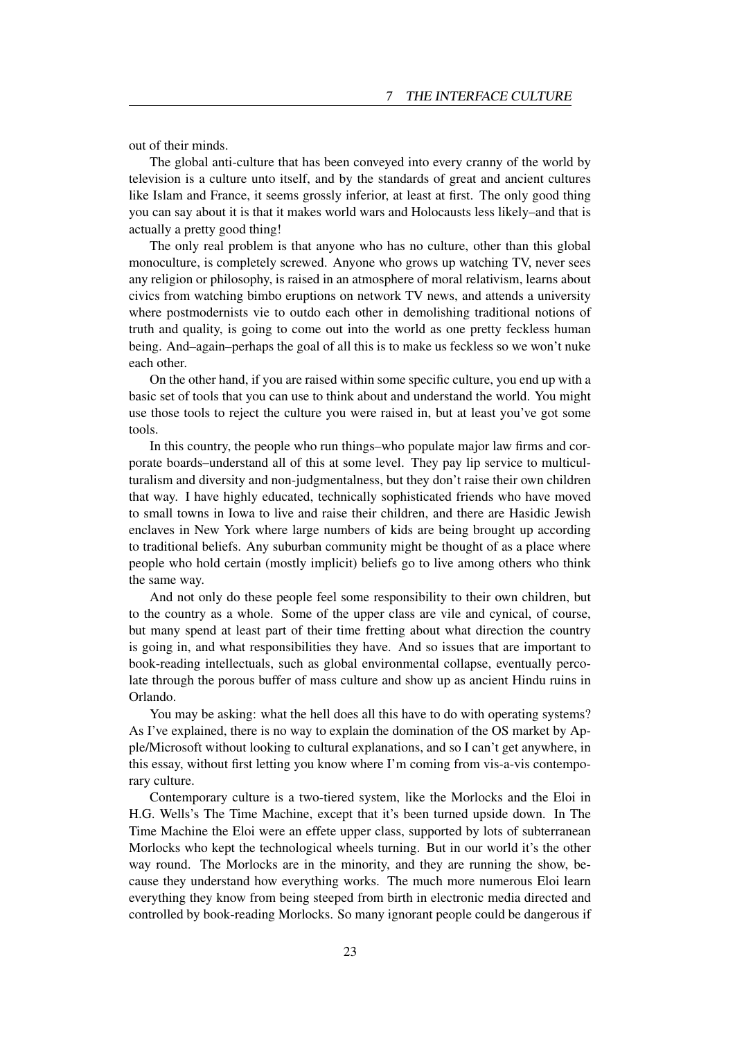out of their minds.

The global anti-culture that has been conveyed into every cranny of the world by television is a culture unto itself, and by the standards of great and ancient cultures like Islam and France, it seems grossly inferior, at least at first. The only good thing you can say about it is that it makes world wars and Holocausts less likely–and that is actually a pretty good thing!

The only real problem is that anyone who has no culture, other than this global monoculture, is completely screwed. Anyone who grows up watching TV, never sees any religion or philosophy, is raised in an atmosphere of moral relativism, learns about civics from watching bimbo eruptions on network TV news, and attends a university where postmodernists vie to outdo each other in demolishing traditional notions of truth and quality, is going to come out into the world as one pretty feckless human being. And–again–perhaps the goal of all this is to make us feckless so we won't nuke each other.

On the other hand, if you are raised within some specific culture, you end up with a basic set of tools that you can use to think about and understand the world. You might use those tools to reject the culture you were raised in, but at least you've got some tools.

In this country, the people who run things–who populate major law firms and corporate boards–understand all of this at some level. They pay lip service to multiculturalism and diversity and non-judgmentalness, but they don't raise their own children that way. I have highly educated, technically sophisticated friends who have moved to small towns in Iowa to live and raise their children, and there are Hasidic Jewish enclaves in New York where large numbers of kids are being brought up according to traditional beliefs. Any suburban community might be thought of as a place where people who hold certain (mostly implicit) beliefs go to live among others who think the same way.

And not only do these people feel some responsibility to their own children, but to the country as a whole. Some of the upper class are vile and cynical, of course, but many spend at least part of their time fretting about what direction the country is going in, and what responsibilities they have. And so issues that are important to book-reading intellectuals, such as global environmental collapse, eventually percolate through the porous buffer of mass culture and show up as ancient Hindu ruins in Orlando.

You may be asking: what the hell does all this have to do with operating systems? As I've explained, there is no way to explain the domination of the OS market by Apple/Microsoft without looking to cultural explanations, and so I can't get anywhere, in this essay, without first letting you know where I'm coming from vis-a-vis contemporary culture.

Contemporary culture is a two-tiered system, like the Morlocks and the Eloi in H.G. Wells's The Time Machine, except that it's been turned upside down. In The Time Machine the Eloi were an effete upper class, supported by lots of subterranean Morlocks who kept the technological wheels turning. But in our world it's the other way round. The Morlocks are in the minority, and they are running the show, because they understand how everything works. The much more numerous Eloi learn everything they know from being steeped from birth in electronic media directed and controlled by book-reading Morlocks. So many ignorant people could be dangerous if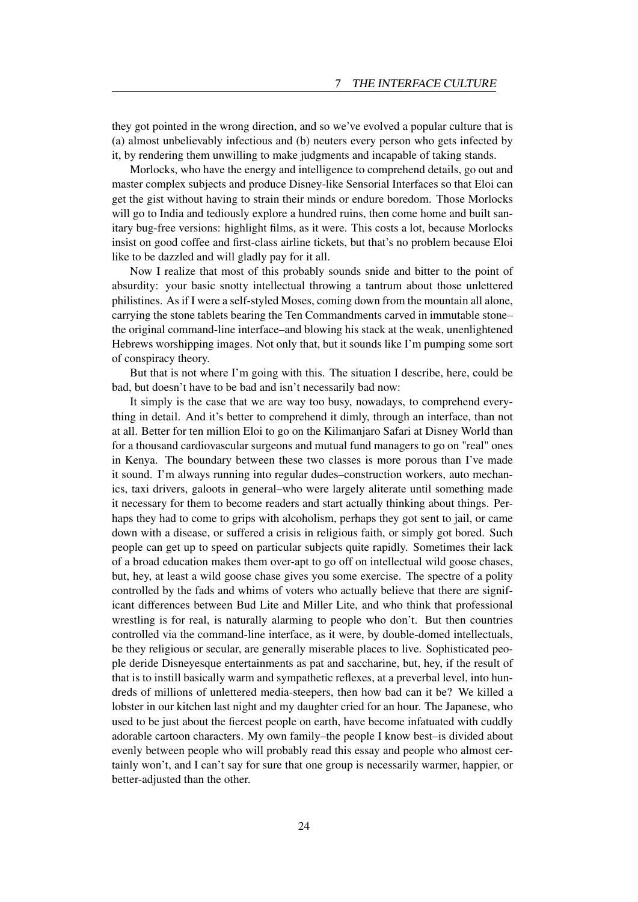they got pointed in the wrong direction, and so we've evolved a popular culture that is (a) almost unbelievably infectious and (b) neuters every person who gets infected by it, by rendering them unwilling to make judgments and incapable of taking stands.

Morlocks, who have the energy and intelligence to comprehend details, go out and master complex subjects and produce Disney-like Sensorial Interfaces so that Eloi can get the gist without having to strain their minds or endure boredom. Those Morlocks will go to India and tediously explore a hundred ruins, then come home and built sanitary bug-free versions: highlight films, as it were. This costs a lot, because Morlocks insist on good coffee and first-class airline tickets, but that's no problem because Eloi like to be dazzled and will gladly pay for it all.

Now I realize that most of this probably sounds snide and bitter to the point of absurdity: your basic snotty intellectual throwing a tantrum about those unlettered philistines. As if I were a self-styled Moses, coming down from the mountain all alone, carrying the stone tablets bearing the Ten Commandments carved in immutable stone–the original command-line interface–and blowing his stack at the weak, unenlightened Hebrews worshipping images. Not only that, but it sounds like I'm pumping some sort of conspiracy theory.

But that is not where I'm going with this. The situation I describe, here, could be bad, but doesn't have to be bad and isn't necessarily bad now:

It simply is the case that we are way too busy, nowadays, to comprehend everything in detail. And it's better to comprehend it dimly, through an interface, than not at all. Better for ten million Eloi to go on the Kilimanjaro Safari at Disney World than for a thousand cardiovascular surgeons and mutual fund managers to go on "real" ones in Kenya. The boundary between these two classes is more porous than I've made it sound. I'm always running into regular dudes–construction workers, auto mechanics, taxi drivers, galoots in general–who were largely aliterate until something made it necessary for them to become readers and start actually thinking about things. Perhaps they had to come to grips with alcoholism, perhaps they got sent to jail, or came down with a disease, or suffered a crisis in religious faith, or simply got bored. Such people can get up to speed on particular subjects quite rapidly. Sometimes their lack of a broad education makes them over-apt to go off on intellectual wild goose chases, but, hey, at least a wild goose chase gives you some exercise. The spectre of a polity controlled by the fads and whims of voters who actually believe that there are significant differences between Bud Lite and Miller Lite, and who think that professional wrestling is for real, is naturally alarming to people who don't. But then countries controlled via the command-line interface, as it were, by double-domed intellectuals, be they religious or secular, are generally miserable places to live. Sophisticated people deride Disneyesque entertainments as pat and saccharine, but, hey, if the result of that is to instill basically warm and sympathetic reflexes, at a preverbal level, into hundreds of millions of unlettered media-steepers, then how bad can it be? We killed a lobster in our kitchen last night and my daughter cried for an hour. The Japanese, who used to be just about the fiercest people on earth, have become infatuated with cuddly adorable cartoon characters. My own family–the people I know best–is divided about evenly between people who will probably read this essay and people who almost certainly won't, and I can't say for sure that one group is necessarily warmer, happier, or better-adjusted than the other.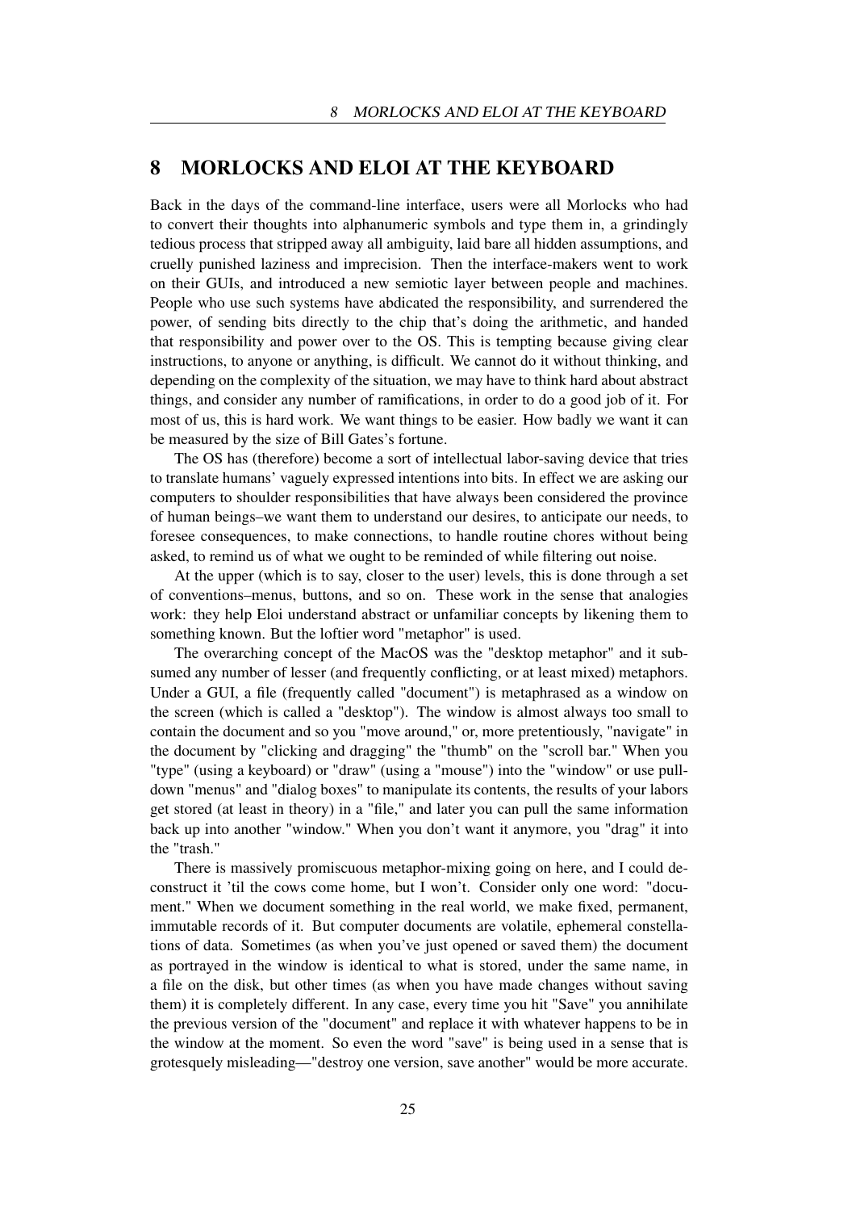# 8 MORLOCKS AND ELOI AT THE KEYBOARD

Back in the days of the command-line interface, users were all Morlocks who had to convert their thoughts into alphanumeric symbols and type them in, a grindingly tedious process that stripped away all ambiguity, laid bare all hidden assumptions, and cruelly punished laziness and imprecision. Then the interface-makers went to work on their GUIs, and introduced a new semiotic layer between people and machines. People who use such systems have abdicated the responsibility, and surrendered the power, of sending bits directly to the chip that's doing the arithmetic, and handed that responsibility and power over to the OS. This is tempting because giving clear instructions, to anyone or anything, is difficult. We cannot do it without thinking, and depending on the complexity of the situation, we may have to think hard about abstract things, and consider any number of ramifications, in order to do a good job of it. For most of us, this is hard work. We want things to be easier. How badly we want it can be measured by the size of Bill Gates's fortune.

The OS has (therefore) become a sort of intellectual labor-saving device that tries to translate humans' vaguely expressed intentions into bits. In effect we are asking our computers to shoulder responsibilities that have always been considered the province of human beings–we want them to understand our desires, to anticipate our needs, to foresee consequences, to make connections, to handle routine chores without being asked, to remind us of what we ought to be reminded of while filtering out noise.

At the upper (which is to say, closer to the user) levels, this is done through a set of conventions–menus, buttons, and so on. These work in the sense that analogies work: they help Eloi understand abstract or unfamiliar concepts by likening them to something known. But the loftier word "metaphor" is used.

The overarching concept of the MacOS was the "desktop metaphor" and it subsumed any number of lesser (and frequently conflicting, or at least mixed) metaphors. Under a GUI, a file (frequently called "document") is metaphrased as a window on the screen (which is called a "desktop"). The window is almost always too small to contain the document and so you "move around," or, more pretentiously, "navigate" in the document by "clicking and dragging" the "thumb" on the "scroll bar." When you "type" (using a keyboard) or "draw" (using a "mouse") into the "window" or use pull-down "menus" and "dialog boxes" to manipulate its contents, the results of your labors get stored (at least in theory) in a "file," and later you can pull the same information back up into another "window." When you don't want it anymore, you "drag" it into the "trash."

There is massively promiscuous metaphor-mixing going on here, and I could deconstruct it 'til the cows come home, but I won't. Consider only one word: "document." When we document something in the real world, we make fixed, permanent, immutable records of it. But computer documents are volatile, ephemeral constellations of data. Sometimes (as when you've just opened or saved them) the document as portrayed in the window is identical to what is stored, under the same name, in a file on the disk, but other times (as when you have made changes without saving them) it is completely different. In any case, every time you hit "Save" you annihilate the previous version of the "document" and replace it with whatever happens to be in the window at the moment. So even the word "save" is being used in a sense that is grotesquely misleading—"destroy one version, save another" would be more accurate.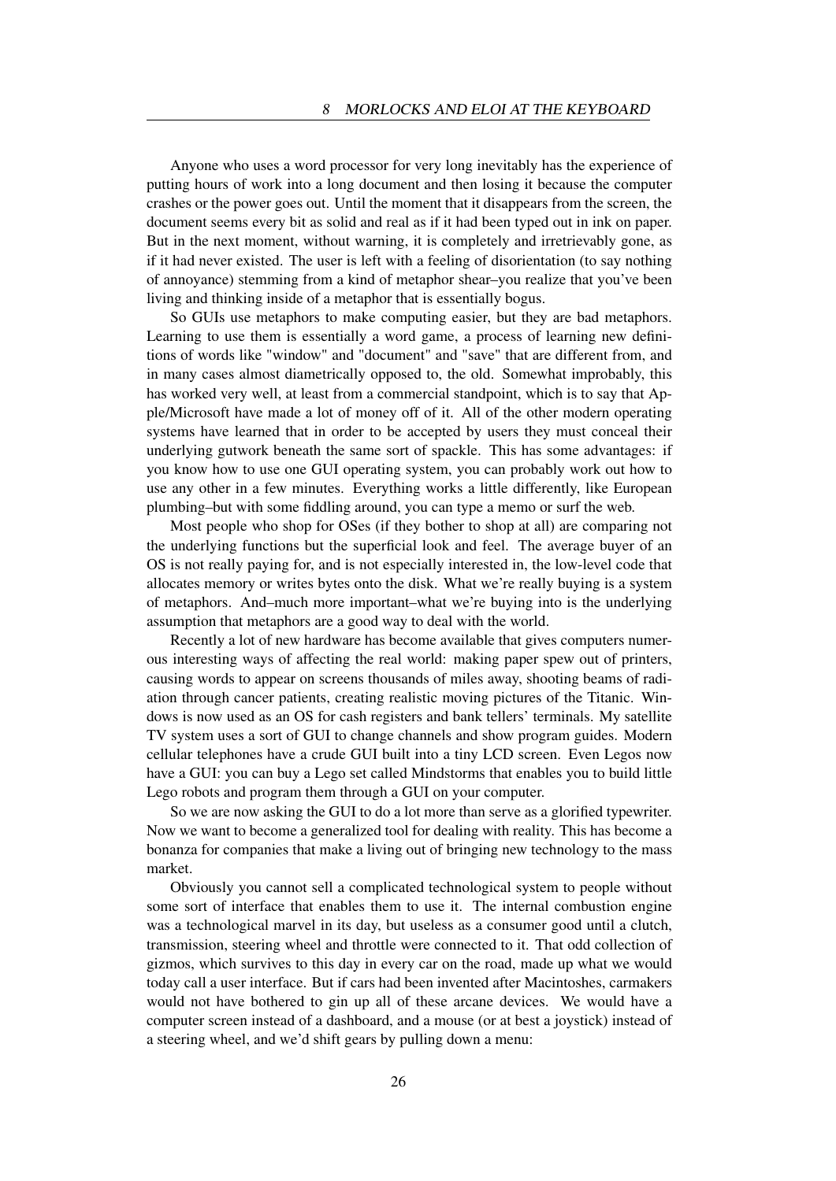Anyone who uses a word processor for very long inevitably has the experience of putting hours of work into a long document and then losing it because the computer crashes or the power goes out. Until the moment that it disappears from the screen, the document seems every bit as solid and real as if it had been typed out in ink on paper. But in the next moment, without warning, it is completely and irretrievably gone, as if it had never existed. The user is left with a feeling of disorientation (to say nothing of annoyance) stemming from a kind of metaphor shear–you realize that you've been living and thinking inside of a metaphor that is essentially bogus.

So GUIs use metaphors to make computing easier, but they are bad metaphors. Learning to use them is essentially a word game, a process of learning new definitions of words like "window" and "document" and "save" that are different from, and in many cases almost diametrically opposed to, the old. Somewhat improbably, this has worked very well, at least from a commercial standpoint, which is to say that Apple/Microsoft have made a lot of money off of it. All of the other modern operating systems have learned that in order to be accepted by users they must conceal their underlying gutwork beneath the same sort of spackle. This has some advantages: if you know how to use one GUI operating system, you can probably work out how to use any other in a few minutes. Everything works a little differently, like European plumbing–but with some fiddling around, you can type a memo or surf the web.

Most people who shop for OSes (if they bother to shop at all) are comparing not the underlying functions but the superficial look and feel. The average buyer of an OS is not really paying for, and is not especially interested in, the low-level code that allocates memory or writes bytes onto the disk. What we're really buying is a system of metaphors. And–much more important–what we're buying into is the underlying assumption that metaphors are a good way to deal with the world.

Recently a lot of new hardware has become available that gives computers numerous interesting ways of affecting the real world: making paper spew out of printers, causing words to appear on screens thousands of miles away, shooting beams of radiation through cancer patients, creating realistic moving pictures of the Titanic. Windows is now used as an OS for cash registers and bank tellers' terminals. My satellite TV system uses a sort of GUI to change channels and show program guides. Modern cellular telephones have a crude GUI built into a tiny LCD screen. Even Legos now have a GUI: you can buy a Lego set called Mindstorms that enables you to build little Lego robots and program them through a GUI on your computer.

So we are now asking the GUI to do a lot more than serve as a glorified typewriter. Now we want to become a generalized tool for dealing with reality. This has become a bonanza for companies that make a living out of bringing new technology to the mass market.

Obviously you cannot sell a complicated technological system to people without some sort of interface that enables them to use it. The internal combustion engine was a technological marvel in its day, but useless as a consumer good until a clutch, transmission, steering wheel and throttle were connected to it. That odd collection of gizmos, which survives to this day in every car on the road, made up what we would today call a user interface. But if cars had been invented after Macintoshes, carmakers would not have bothered to gin up all of these arcane devices. We would have a computer screen instead of a dashboard, and a mouse (or at best a joystick) instead of a steering wheel, and we'd shift gears by pulling down a menu: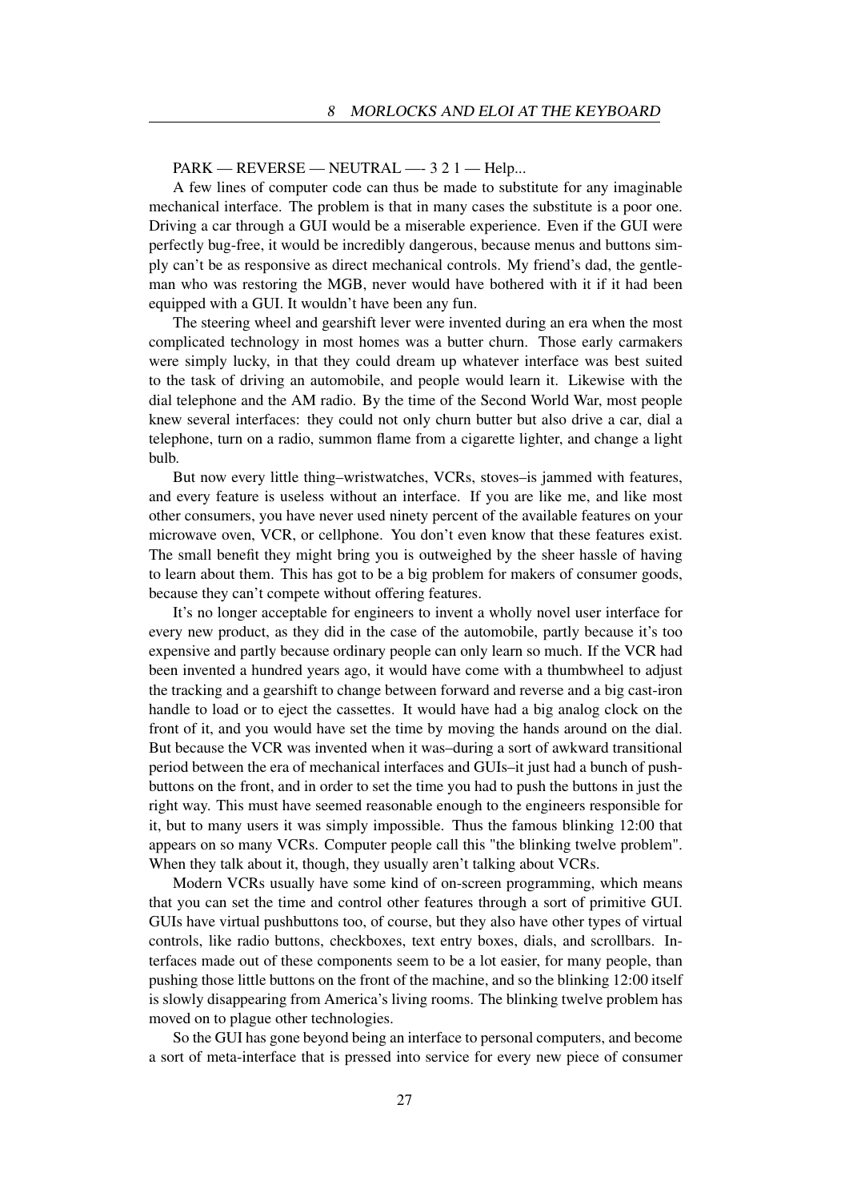PARK — REVERSE — NEUTRAL —- 3 2 1 — Help...

A few lines of computer code can thus be made to substitute for any imaginable mechanical interface. The problem is that in many cases the substitute is a poor one. Driving a car through a GUI would be a miserable experience. Even if the GUI were perfectly bug-free, it would be incredibly dangerous, because menus and buttons simply can't be as responsive as direct mechanical controls. My friend's dad, the gentleman who was restoring the MGB, never would have bothered with it if it had been equipped with a GUI. It wouldn't have been any fun.

The steering wheel and gearshift lever were invented during an era when the most complicated technology in most homes was a butter churn. Those early carmakers were simply lucky, in that they could dream up whatever interface was best suited to the task of driving an automobile, and people would learn it. Likewise with the dial telephone and the AM radio. By the time of the Second World War, most people knew several interfaces: they could not only churn butter but also drive a car, dial a telephone, turn on a radio, summon flame from a cigarette lighter, and change a light bulb.

But now every little thing–wristwatches, VCRs, stoves–is jammed with features, and every feature is useless without an interface. If you are like me, and like most other consumers, you have never used ninety percent of the available features on your microwave oven, VCR, or cellphone. You don't even know that these features exist. The small benefit they might bring you is outweighed by the sheer hassle of having to learn about them. This has got to be a big problem for makers of consumer goods, because they can't compete without offering features.

It's no longer acceptable for engineers to invent a wholly novel user interface for every new product, as they did in the case of the automobile, partly because it's too expensive and partly because ordinary people can only learn so much. If the VCR had been invented a hundred years ago, it would have come with a thumbwheel to adjust the tracking and a gearshift to change between forward and reverse and a big cast-iron handle to load or to eject the cassettes. It would have had a big analog clock on the front of it, and you would have set the time by moving the hands around on the dial. But because the VCR was invented when it was–during a sort of awkward transitional period between the era of mechanical interfaces and GUIs–it just had a bunch of pushbuttons on the front, and in order to set the time you had to push the buttons in just the right way. This must have seemed reasonable enough to the engineers responsible for it, but to many users it was simply impossible. Thus the famous blinking 12:00 that appears on so many VCRs. Computer people call this "the blinking twelve problem". When they talk about it, though, they usually aren't talking about VCRs.

Modern VCRs usually have some kind of on-screen programming, which means that you can set the time and control other features through a sort of primitive GUI. GUIs have virtual pushbuttons too, of course, but they also have other types of virtual controls, like radio buttons, checkboxes, text entry boxes, dials, and scrollbars. Interfaces made out of these components seem to be a lot easier, for many people, than pushing those little buttons on the front of the machine, and so the blinking 12:00 itself is slowly disappearing from America's living rooms. The blinking twelve problem has moved on to plague other technologies.

So the GUI has gone beyond being an interface to personal computers, and become a sort of meta-interface that is pressed into service for every new piece of consumer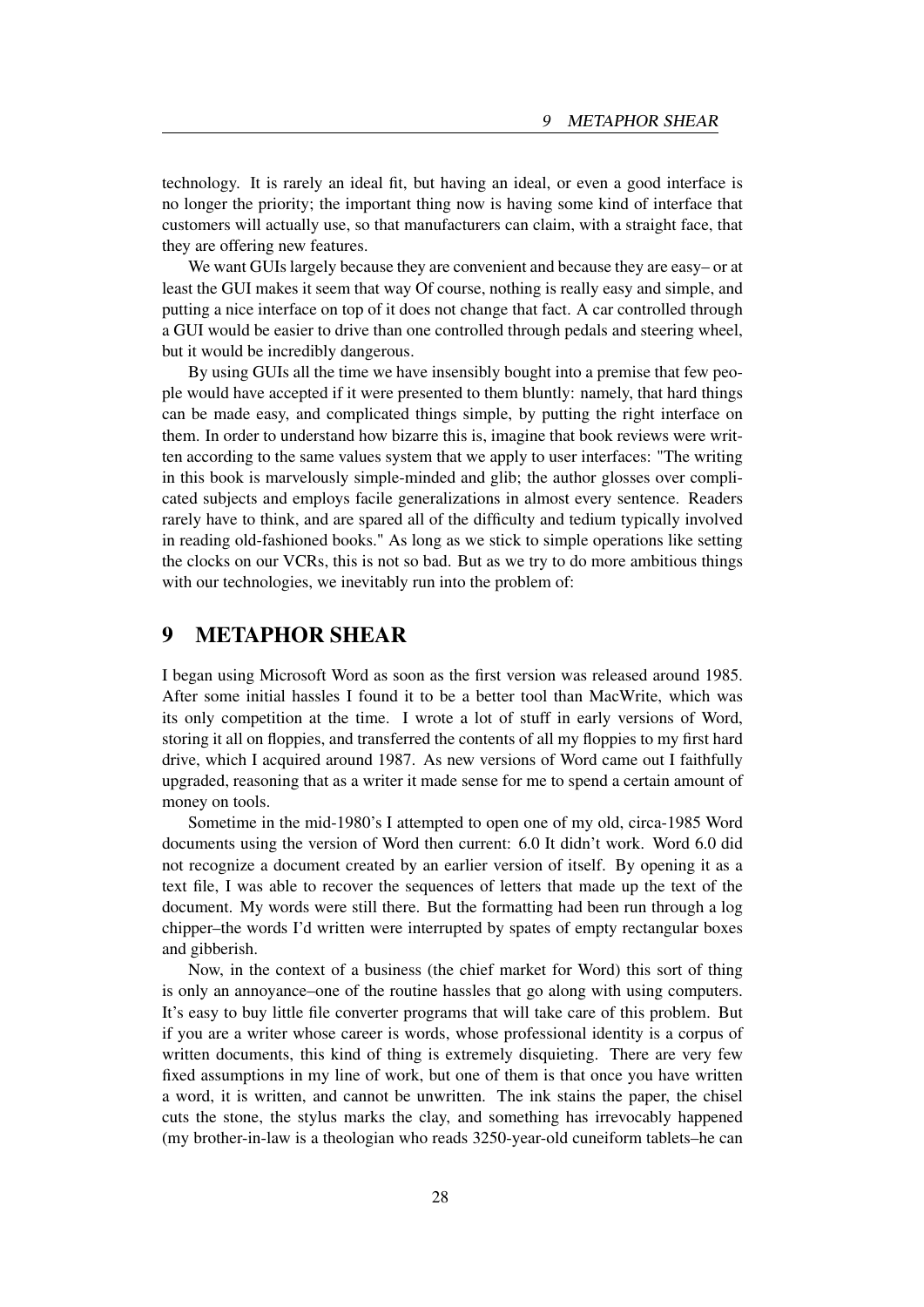technology. It is rarely an ideal fit, but having an ideal, or even a good interface is no longer the priority; the important thing now is having some kind of interface that customers will actually use, so that manufacturers can claim, with a straight face, that they are offering new features.

We want GUIs largely because they are convenient and because they are easy– or at least the GUI makes it seem that way Of course, nothing is really easy and simple, and putting a nice interface on top of it does not change that fact. A car controlled through a GUI would be easier to drive than one controlled through pedals and steering wheel, but it would be incredibly dangerous.

By using GUIs all the time we have insensibly bought into a premise that few people would have accepted if it were presented to them bluntly: namely, that hard things can be made easy, and complicated things simple, by putting the right interface on them. In order to understand how bizarre this is, imagine that book reviews were written according to the same values system that we apply to user interfaces: "The writing in this book is marvelously simple-minded and glib; the author glosses over complicated subjects and employs facile generalizations in almost every sentence. Readers rarely have to think, and are spared all of the difficulty and tedium typically involved in reading old-fashioned books." As long as we stick to simple operations like setting the clocks on our VCRs, this is not so bad. But as we try to do more ambitious things with our technologies, we inevitably run into the problem of:

# 9 METAPHOR SHEAR

I began using Microsoft Word as soon as the first version was released around 1985. After some initial hassles I found it to be a better tool than MacWrite, which was its only competition at the time. I wrote a lot of stuff in early versions of Word, storing it all on floppies, and transferred the contents of all my floppies to my first hard drive, which I acquired around 1987. As new versions of Word came out I faithfully upgraded, reasoning that as a writer it made sense for me to spend a certain amount of money on tools.

Sometime in the mid-1980's I attempted to open one of my old, circa-1985 Word documents using the version of Word then current: 6.0 It didn't work. Word 6.0 did not recognize a document created by an earlier version of itself. By opening it as a text file, I was able to recover the sequences of letters that made up the text of the document. My words were still there. But the formatting had been run through a log chipper–the words I'd written were interrupted by spates of empty rectangular boxes and gibberish.

Now, in the context of a business (the chief market for Word) this sort of thing is only an annoyance–one of the routine hassles that go along with using computers. It's easy to buy little file converter programs that will take care of this problem. But if you are a writer whose career is words, whose professional identity is a corpus of written documents, this kind of thing is extremely disquieting. There are very few fixed assumptions in my line of work, but one of them is that once you have written a word, it is written, and cannot be unwritten. The ink stains the paper, the chisel cuts the stone, the stylus marks the clay, and something has irrevocably happened (my brother-in-law is a theologian who reads 3250-year-old cuneiform tablets–he can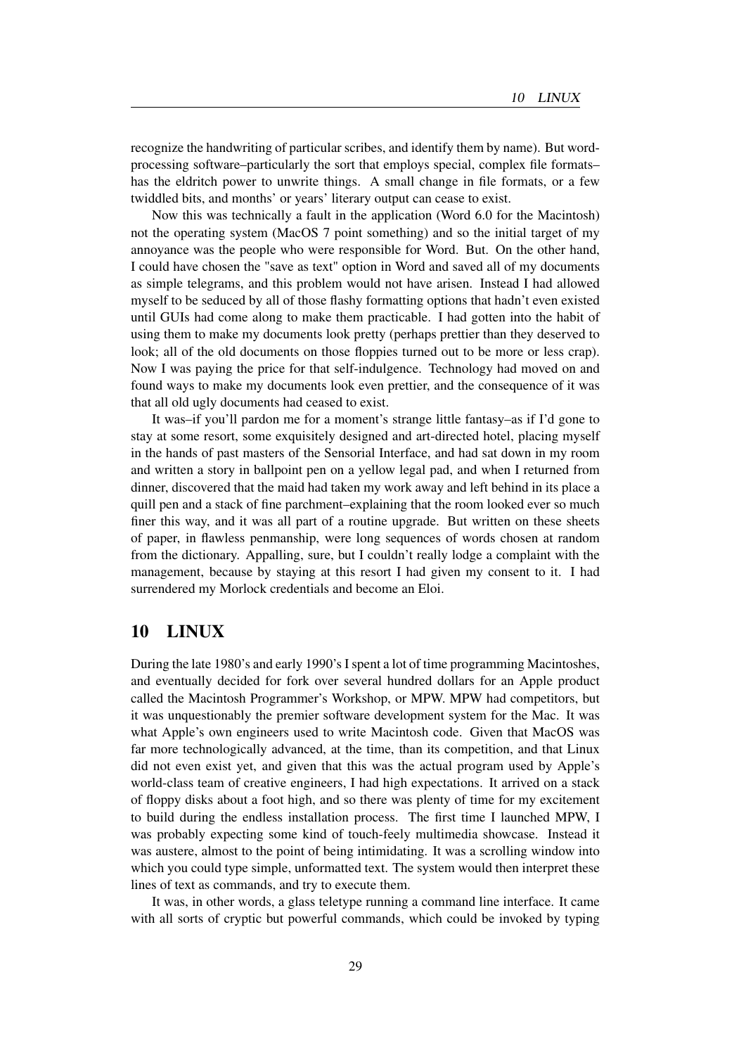recognize the handwriting of particular scribes, and identify them by name). But word-processing software–particularly the sort that employs special, complex file formats–has the eldritch power to unwrite things. A small change in file formats, or a few twiddled bits, and months' or years' literary output can cease to exist.

Now this was technically a fault in the application (Word 6.0 for the Macintosh) not the operating system (MacOS 7 point something) and so the initial target of my annoyance was the people who were responsible for Word. But. On the other hand, I could have chosen the "save as text" option in Word and saved all of my documents as simple telegrams, and this problem would not have arisen. Instead I had allowed myself to be seduced by all of those flashy formatting options that hadn't even existed until GUIs had come along to make them practicable. I had gotten into the habit of using them to make my documents look pretty (perhaps prettier than they deserved to look; all of the old documents on those floppies turned out to be more or less crap). Now I was paying the price for that self-indulgence. Technology had moved on and found ways to make my documents look even prettier, and the consequence of it was that all old ugly documents had ceased to exist.

It was–if you'll pardon me for a moment's strange little fantasy–as if I'd gone to stay at some resort, some exquisitely designed and art-directed hotel, placing myself in the hands of past masters of the Sensorial Interface, and had sat down in my room and written a story in ballpoint pen on a yellow legal pad, and when I returned from dinner, discovered that the maid had taken my work away and left behind in its place a quill pen and a stack of fine parchment–explaining that the room looked ever so much finer this way, and it was all part of a routine upgrade. But written on these sheets of paper, in flawless penmanship, were long sequences of words chosen at random from the dictionary. Appalling, sure, but I couldn't really lodge a complaint with the management, because by staying at this resort I had given my consent to it. I had surrendered my Morlock credentials and become an Eloi.

## 10 LINUX

During the late 1980's and early 1990's I spent a lot of time programming Macintoshes, and eventually decided for fork over several hundred dollars for an Apple product called the Macintosh Programmer's Workshop, or MPW. MPW had competitors, but it was unquestionably the premier software development system for the Mac. It was what Apple's own engineers used to write Macintosh code. Given that MacOS was far more technologically advanced, at the time, than its competition, and that Linux did not even exist yet, and given that this was the actual program used by Apple's world-class team of creative engineers, I had high expectations. It arrived on a stack of floppy disks about a foot high, and so there was plenty of time for my excitement to build during the endless installation process. The first time I launched MPW, I was probably expecting some kind of touch-feely multimedia showcase. Instead it was austere, almost to the point of being intimidating. It was a scrolling window into which you could type simple, unformatted text. The system would then interpret these lines of text as commands, and try to execute them.

It was, in other words, a glass teletype running a command line interface. It came with all sorts of cryptic but powerful commands, which could be invoked by typing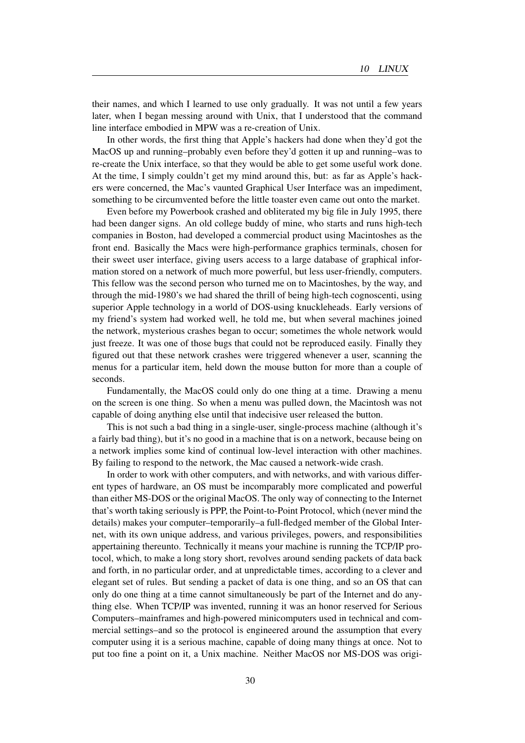their names, and which I learned to use only gradually. It was not until a few years later, when I began messing around with Unix, that I understood that the command line interface embodied in MPW was a re-creation of Unix.

In other words, the first thing that Apple's hackers had done when they'd got the MacOS up and running–probably even before they'd gotten it up and running–was to re-create the Unix interface, so that they would be able to get some useful work done. At the time, I simply couldn't get my mind around this, but: as far as Apple's hackers were concerned, the Mac's vaunted Graphical User Interface was an impediment, something to be circumvented before the little toaster even came out onto the market.

Even before my Powerbook crashed and obliterated my big file in July 1995, there had been danger signs. An old college buddy of mine, who starts and runs high-tech companies in Boston, had developed a commercial product using Macintoshes as the front end. Basically the Macs were high-performance graphics terminals, chosen for their sweet user interface, giving users access to a large database of graphical information stored on a network of much more powerful, but less user-friendly, computers. This fellow was the second person who turned me on to Macintoshes, by the way, and through the mid-1980's we had shared the thrill of being high-tech cognoscenti, using superior Apple technology in a world of DOS-using knuckleheads. Early versions of my friend's system had worked well, he told me, but when several machines joined the network, mysterious crashes began to occur; sometimes the whole network would just freeze. It was one of those bugs that could not be reproduced easily. Finally they figured out that these network crashes were triggered whenever a user, scanning the menus for a particular item, held down the mouse button for more than a couple of seconds.

Fundamentally, the MacOS could only do one thing at a time. Drawing a menu on the screen is one thing. So when a menu was pulled down, the Macintosh was not capable of doing anything else until that indecisive user released the button.

This is not such a bad thing in a single-user, single-process machine (although it's a fairly bad thing), but it's no good in a machine that is on a network, because being on a network implies some kind of continual low-level interaction with other machines. By failing to respond to the network, the Mac caused a network-wide crash.

In order to work with other computers, and with networks, and with various different types of hardware, an OS must be incomparably more complicated and powerful than either MS-DOS or the original MacOS. The only way of connecting to the Internet that's worth taking seriously is PPP, the Point-to-Point Protocol, which (never mind the details) makes your computer–temporarily–a full-fledged member of the Global Internet, with its own unique address, and various privileges, powers, and responsibilities appertaining thereunto. Technically it means your machine is running the TCP/IP protocol, which, to make a long story short, revolves around sending packets of data back and forth, in no particular order, and at unpredictable times, according to a clever and elegant set of rules. But sending a packet of data is one thing, and so an OS that can only do one thing at a time cannot simultaneously be part of the Internet and do anything else. When TCP/IP was invented, running it was an honor reserved for Serious Computers–mainframes and high-powered minicomputers used in technical and commercial settings–and so the protocol is engineered around the assumption that every computer using it is a serious machine, capable of doing many things at once. Not to put too fine a point on it, a Unix machine. Neither MacOS nor MS-DOS was origi-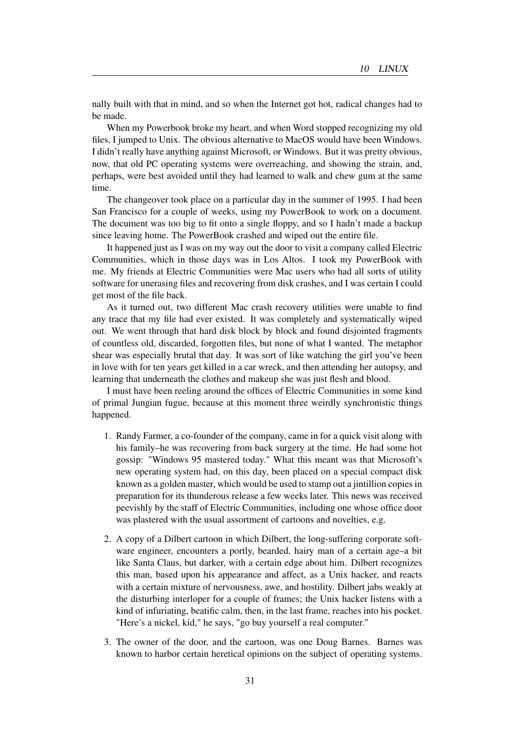nally built with that in mind, and so when the Internet got hot, radical changes had to be made.

When my Powerbook broke my heart, and when Word stopped recognizing my old files, I jumped to Unix. The obvious alternative to MacOS would have been Windows. I didn't really have anything against Microsoft, or Windows. But it was pretty obvious, now, that old PC operating systems were overreaching, and showing the strain, and, perhaps, were best avoided until they had learned to walk and chew gum at the same time.

The changeover took place on a particular day in the summer of 1995. I had been San Francisco for a couple of weeks, using my PowerBook to work on a document. The document was too big to fit onto a single floppy, and so I hadn't made a backup since leaving home. The PowerBook crashed and wiped out the entire file.

It happened just as I was on my way out the door to visit a company called Electric Communities, which in those days was in Los Altos. I took my PowerBook with me. My friends at Electric Communities were Mac users who had all sorts of utility software for unerasing files and recovering from disk crashes, and I was certain I could get most of the file back.

As it turned out, two different Mac crash recovery utilities were unable to find any trace that my file had ever existed. It was completely and systematically wiped out. We went through that hard disk block by block and found disjointed fragments of countless old, discarded, forgotten files, but none of what I wanted. The metaphor shear was especially brutal that day. It was sort of like watching the girl you've been in love with for ten years get killed in a car wreck, and then attending her autopsy, and learning that underneath the clothes and makeup she was just flesh and blood.

I must have been reeling around the offices of Electric Communities in some kind of primal Jungian fugue, because at this moment three weirdly synchronistic things happened.

1. Randy Farmer, a co-founder of the company, came in for a quick visit along with his family–he was recovering from back surgery at the time. He had some hot gossip: "Windows 95 mastered today." What this meant was that Microsoft's new operating system had, on this day, been placed on a special compact disk known as a golden master, which would be used to stamp out a jintillion copies in preparation for its thunderous release a few weeks later. This news was received peevishly by the staff of Electric Communities, including one whose office door was plastered with the usual assortment of cartoons and novelties, e.g.

2. A copy of a Dilbert cartoon in which Dilbert, the long-suffering corporate software engineer, encounters a portly, bearded, hairy man of a certain age–a bit like Santa Claus, but darker, with a certain edge about him. Dilbert recognizes this man, based upon his appearance and affect, as a Unix hacker, and reacts with a certain mixture of nervousness, awe, and hostility. Dilbert jabs weakly at the disturbing interloper for a couple of frames; the Unix hacker listens with a kind of infuriating, beatific calm, then, in the last frame, reaches into his pocket. "Here's a nickel, kid," he says, "go buy yourself a real computer."

3. The owner of the door, and the cartoon, was one Doug Barnes. Barnes was known to harbor certain heretical opinions on the subject of operating systems.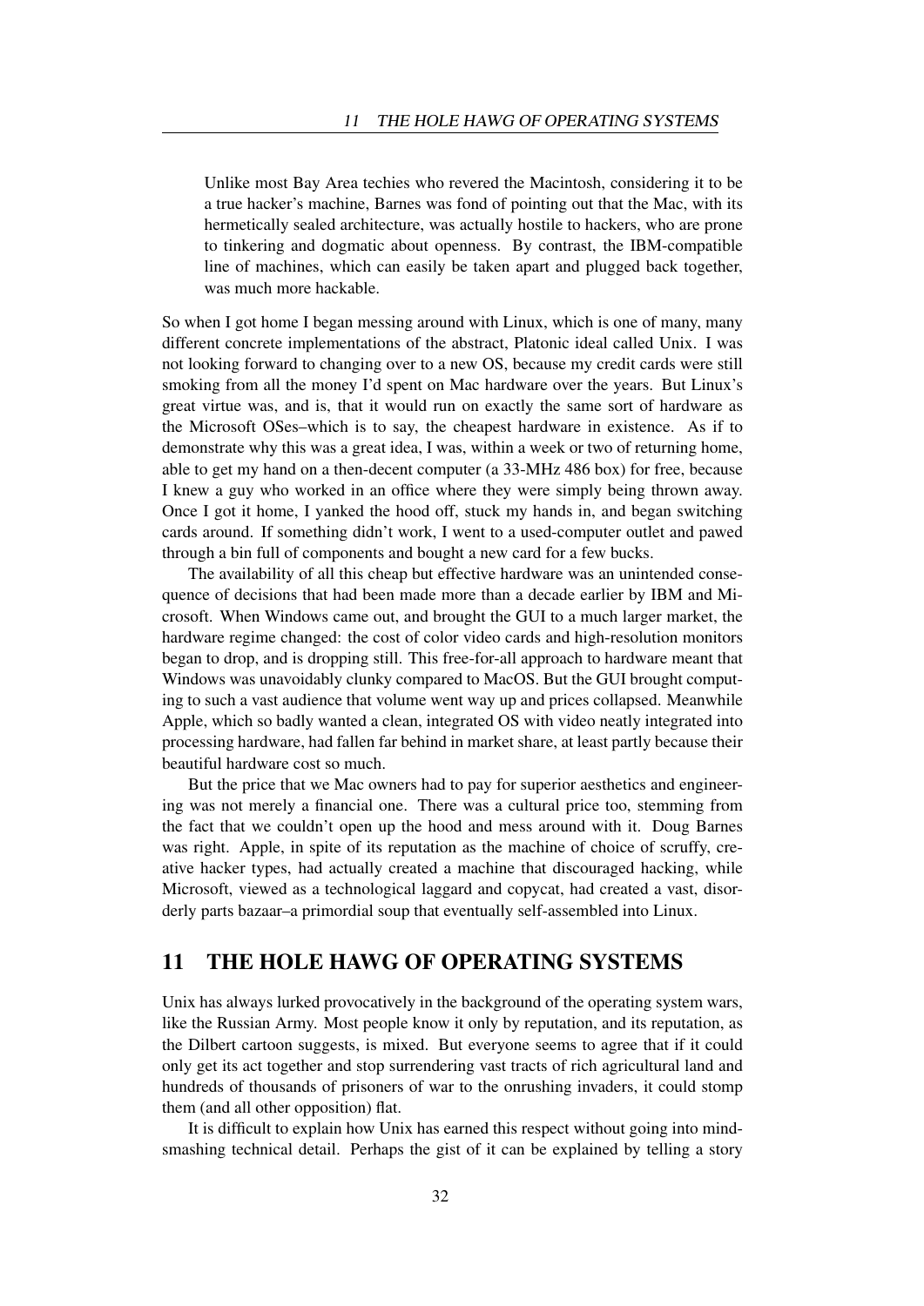> Unlike most Bay Area techies who revered the Macintosh, considering it to be a true hacker's machine, Barnes was fond of pointing out that the Mac, with its hermetically sealed architecture, was actually hostile to hackers, who are prone to tinkering and dogmatic about openness. By contrast, the IBM-compatible line of machines, which can easily be taken apart and plugged back together, was much more hackable.

So when I got home I began messing around with Linux, which is one of many, many different concrete implementations of the abstract, Platonic ideal called Unix. I was not looking forward to changing over to a new OS, because my credit cards were still smoking from all the money I'd spent on Mac hardware over the years. But Linux's great virtue was, and is, that it would run on exactly the same sort of hardware as the Microsoft OSes–which is to say, the cheapest hardware in existence. As if to demonstrate why this was a great idea, I was, within a week or two of returning home, able to get my hand on a then-decent computer (a 33-MHz 486 box) for free, because I knew a guy who worked in an office where they were simply being thrown away. Once I got it home, I yanked the hood off, stuck my hands in, and began switching cards around. If something didn't work, I went to a used-computer outlet and pawed through a bin full of components and bought a new card for a few bucks.

The availability of all this cheap but effective hardware was an unintended consequence of decisions that had been made more than a decade earlier by IBM and Microsoft. When Windows came out, and brought the GUI to a much larger market, the hardware regime changed: the cost of color video cards and high-resolution monitors began to drop, and is dropping still. This free-for-all approach to hardware meant that Windows was unavoidably clunky compared to MacOS. But the GUI brought computing to such a vast audience that volume went way up and prices collapsed. Meanwhile Apple, which so badly wanted a clean, integrated OS with video neatly integrated into processing hardware, had fallen far behind in market share, at least partly because their beautiful hardware cost so much.

But the price that we Mac owners had to pay for superior aesthetics and engineering was not merely a financial one. There was a cultural price too, stemming from the fact that we couldn't open up the hood and mess around with it. Doug Barnes was right. Apple, in spite of its reputation as the machine of choice of scruffy, creative hacker types, had actually created a machine that discouraged hacking, while Microsoft, viewed as a technological laggard and copycat, had created a vast, disorderly parts bazaar–a primordial soup that eventually self-assembled into Linux.

## 11 THE HOLE HAWG OF OPERATING SYSTEMS

Unix has always lurked provocatively in the background of the operating system wars, like the Russian Army. Most people know it only by reputation, and its reputation, as the Dilbert cartoon suggests, is mixed. But everyone seems to agree that if it could only get its act together and stop surrendering vast tracts of rich agricultural land and hundreds of thousands of prisoners of war to the onrushing invaders, it could stomp them (and all other opposition) flat.

It is difficult to explain how Unix has earned this respect without going into mind-smashing technical detail. Perhaps the gist of it can be explained by telling a story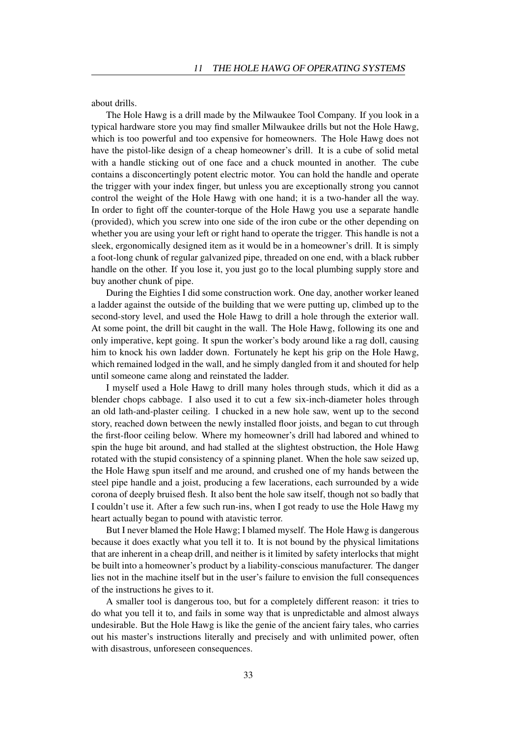about drills.

The Hole Hawg is a drill made by the Milwaukee Tool Company. If you look in a typical hardware store you may find smaller Milwaukee drills but not the Hole Hawg, which is too powerful and too expensive for homeowners. The Hole Hawg does not have the pistol-like design of a cheap homeowner's drill. It is a cube of solid metal with a handle sticking out of one face and a chuck mounted in another. The cube contains a disconcertingly potent electric motor. You can hold the handle and operate the trigger with your index finger, but unless you are exceptionally strong you cannot control the weight of the Hole Hawg with one hand; it is a two-hander all the way. In order to fight off the counter-torque of the Hole Hawg you use a separate handle (provided), which you screw into one side of the iron cube or the other depending on whether you are using your left or right hand to operate the trigger. This handle is not a sleek, ergonomically designed item as it would be in a homeowner's drill. It is simply a foot-long chunk of regular galvanized pipe, threaded on one end, with a black rubber handle on the other. If you lose it, you just go to the local plumbing supply store and buy another chunk of pipe.

During the Eighties I did some construction work. One day, another worker leaned a ladder against the outside of the building that we were putting up, climbed up to the second-story level, and used the Hole Hawg to drill a hole through the exterior wall. At some point, the drill bit caught in the wall. The Hole Hawg, following its one and only imperative, kept going. It spun the worker's body around like a rag doll, causing him to knock his own ladder down. Fortunately he kept his grip on the Hole Hawg, which remained lodged in the wall, and he simply dangled from it and shouted for help until someone came along and reinstated the ladder.

I myself used a Hole Hawg to drill many holes through studs, which it did as a blender chops cabbage. I also used it to cut a few six-inch-diameter holes through an old lath-and-plaster ceiling. I chucked in a new hole saw, went up to the second story, reached down between the newly installed floor joists, and began to cut through the first-floor ceiling below. Where my homeowner's drill had labored and whined to spin the huge bit around, and had stalled at the slightest obstruction, the Hole Hawg rotated with the stupid consistency of a spinning planet. When the hole saw seized up, the Hole Hawg spun itself and me around, and crushed one of my hands between the steel pipe handle and a joist, producing a few lacerations, each surrounded by a wide corona of deeply bruised flesh. It also bent the hole saw itself, though not so badly that I couldn't use it. After a few such run-ins, when I got ready to use the Hole Hawg my heart actually began to pound with atavistic terror.

But I never blamed the Hole Hawg; I blamed myself. The Hole Hawg is dangerous because it does exactly what you tell it to. It is not bound by the physical limitations that are inherent in a cheap drill, and neither is it limited by safety interlocks that might be built into a homeowner's product by a liability-conscious manufacturer. The danger lies not in the machine itself but in the user's failure to envision the full consequences of the instructions he gives to it.

A smaller tool is dangerous too, but for a completely different reason: it tries to do what you tell it to, and fails in some way that is unpredictable and almost always undesirable. But the Hole Hawg is like the genie of the ancient fairy tales, who carries out his master's instructions literally and precisely and with unlimited power, often with disastrous, unforeseen consequences.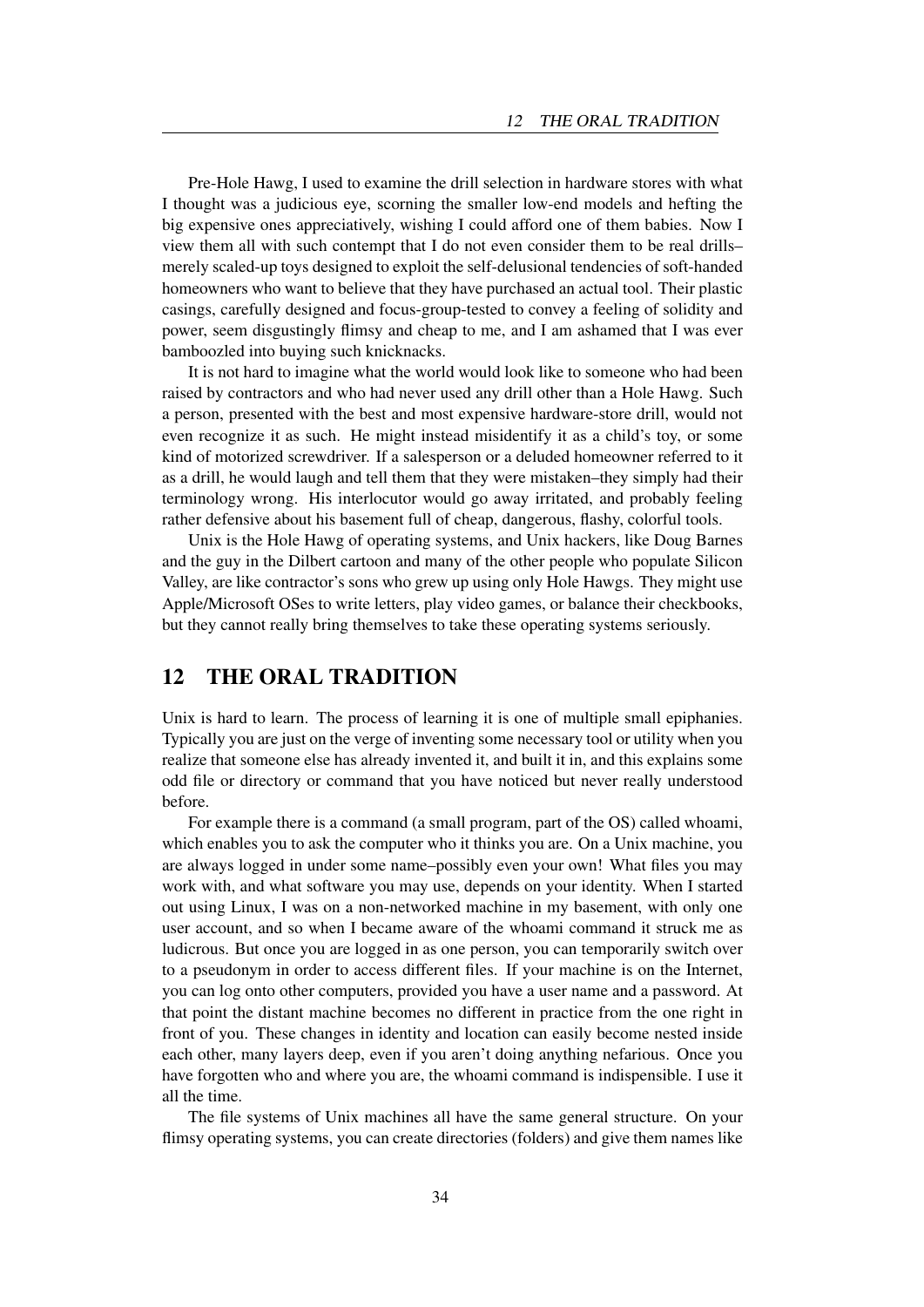Pre-Hole Hawg, I used to examine the drill selection in hardware stores with what I thought was a judicious eye, scorning the smaller low-end models and hefting the big expensive ones appreciatively, wishing I could afford one of them babies. Now I view them all with such contempt that I do not even consider them to be real drills– merely scaled-up toys designed to exploit the self-delusional tendencies of soft-handed homeowners who want to believe that they have purchased an actual tool. Their plastic casings, carefully designed and focus-group-tested to convey a feeling of solidity and power, seem disgustingly flimsy and cheap to me, and I am ashamed that I was ever bamboozled into buying such knicknacks.

It is not hard to imagine what the world would look like to someone who had been raised by contractors and who had never used any drill other than a Hole Hawg. Such a person, presented with the best and most expensive hardware-store drill, would not even recognize it as such. He might instead misidentify it as a child's toy, or some kind of motorized screwdriver. If a salesperson or a deluded homeowner referred to it as a drill, he would laugh and tell them that they were mistaken–they simply had their terminology wrong. His interlocutor would go away irritated, and probably feeling rather defensive about his basement full of cheap, dangerous, flashy, colorful tools.

Unix is the Hole Hawg of operating systems, and Unix hackers, like Doug Barnes and the guy in the Dilbert cartoon and many of the other people who populate Silicon Valley, are like contractor's sons who grew up using only Hole Hawgs. They might use Apple/Microsoft OSes to write letters, play video games, or balance their checkbooks, but they cannot really bring themselves to take these operating systems seriously.

## 12 THE ORAL TRADITION

Unix is hard to learn. The process of learning it is one of multiple small epiphanies. Typically you are just on the verge of inventing some necessary tool or utility when you realize that someone else has already invented it, and built it in, and this explains some odd file or directory or command that you have noticed but never really understood before.

For example there is a command (a small program, part of the OS) called whoami, which enables you to ask the computer who it thinks you are. On a Unix machine, you are always logged in under some name–possibly even your own! What files you may work with, and what software you may use, depends on your identity. When I started out using Linux, I was on a non-networked machine in my basement, with only one user account, and so when I became aware of the whoami command it struck me as ludicrous. But once you are logged in as one person, you can temporarily switch over to a pseudonym in order to access different files. If your machine is on the Internet, you can log onto other computers, provided you have a user name and a password. At that point the distant machine becomes no different in practice from the one right in front of you. These changes in identity and location can easily become nested inside each other, many layers deep, even if you aren't doing anything nefarious. Once you have forgotten who and where you are, the whoami command is indispensible. I use it all the time.

The file systems of Unix machines all have the same general structure. On your flimsy operating systems, you can create directories (folders) and give them names like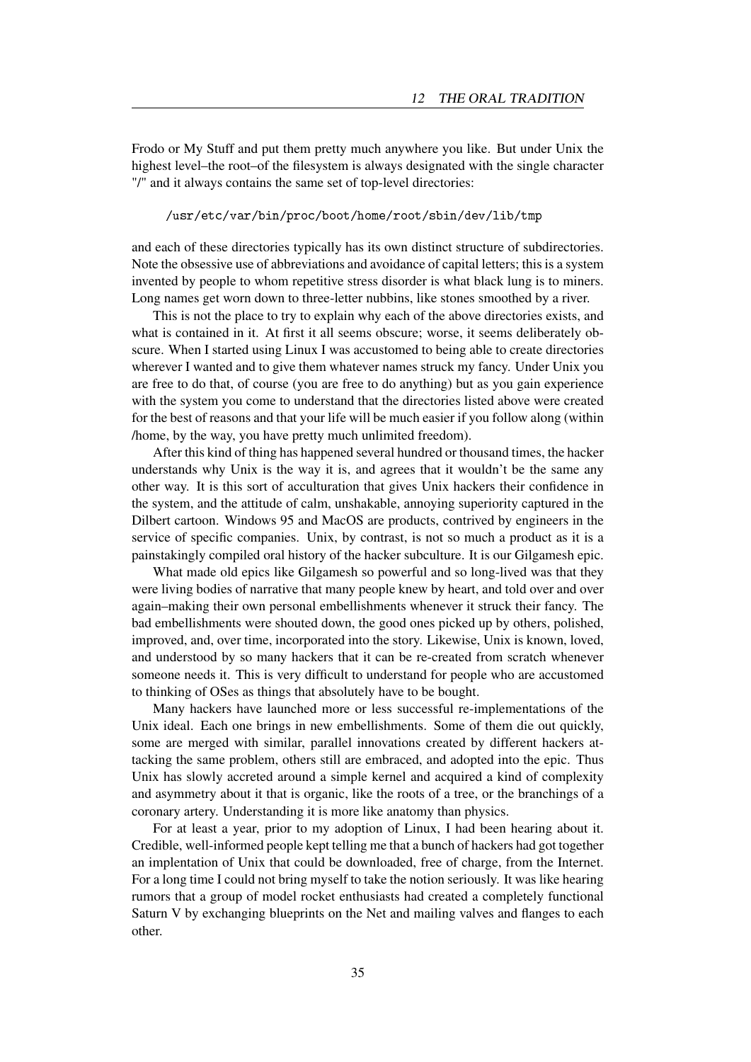Frodo or My Stuff and put them pretty much anywhere you like. But under Unix the highest level–the root–of the filesystem is always designated with the single character "/" and it always contains the same set of top-level directories:

```
/usr/etc/var/bin/proc/boot/home/root/sbin/dev/lib/tmp
```

and each of these directories typically has its own distinct structure of subdirectories. Note the obsessive use of abbreviations and avoidance of capital letters; this is a system invented by people to whom repetitive stress disorder is what black lung is to miners. Long names get worn down to three-letter nubbins, like stones smoothed by a river.

This is not the place to try to explain why each of the above directories exists, and what is contained in it. At first it all seems obscure; worse, it seems deliberately obscure. When I started using Linux I was accustomed to being able to create directories wherever I wanted and to give them whatever names struck my fancy. Under Unix you are free to do that, of course (you are free to do anything) but as you gain experience with the system you come to understand that the directories listed above were created for the best of reasons and that your life will be much easier if you follow along (within /home, by the way, you have pretty much unlimited freedom).

After this kind of thing has happened several hundred or thousand times, the hacker understands why Unix is the way it is, and agrees that it wouldn't be the same any other way. It is this sort of acculturation that gives Unix hackers their confidence in the system, and the attitude of calm, unshakable, annoying superiority captured in the Dilbert cartoon. Windows 95 and MacOS are products, contrived by engineers in the service of specific companies. Unix, by contrast, is not so much a product as it is a painstakingly compiled oral history of the hacker subculture. It is our Gilgamesh epic.

What made old epics like Gilgamesh so powerful and so long-lived was that they were living bodies of narrative that many people knew by heart, and told over and over again–making their own personal embellishments whenever it struck their fancy. The bad embellishments were shouted down, the good ones picked up by others, polished, improved, and, over time, incorporated into the story. Likewise, Unix is known, loved, and understood by so many hackers that it can be re-created from scratch whenever someone needs it. This is very difficult to understand for people who are accustomed to thinking of OSes as things that absolutely have to be bought.

Many hackers have launched more or less successful re-implementations of the Unix ideal. Each one brings in new embellishments. Some of them die out quickly, some are merged with similar, parallel innovations created by different hackers attacking the same problem, others still are embraced, and adopted into the epic. Thus Unix has slowly accreted around a simple kernel and acquired a kind of complexity and asymmetry about it that is organic, like the roots of a tree, or the branchings of a coronary artery. Understanding it is more like anatomy than physics.

For at least a year, prior to my adoption of Linux, I had been hearing about it. Credible, well-informed people kept telling me that a bunch of hackers had got together an implentation of Unix that could be downloaded, free of charge, from the Internet. For a long time I could not bring myself to take the notion seriously. It was like hearing rumors that a group of model rocket enthusiasts had created a completely functional Saturn V by exchanging blueprints on the Net and mailing valves and flanges to each other.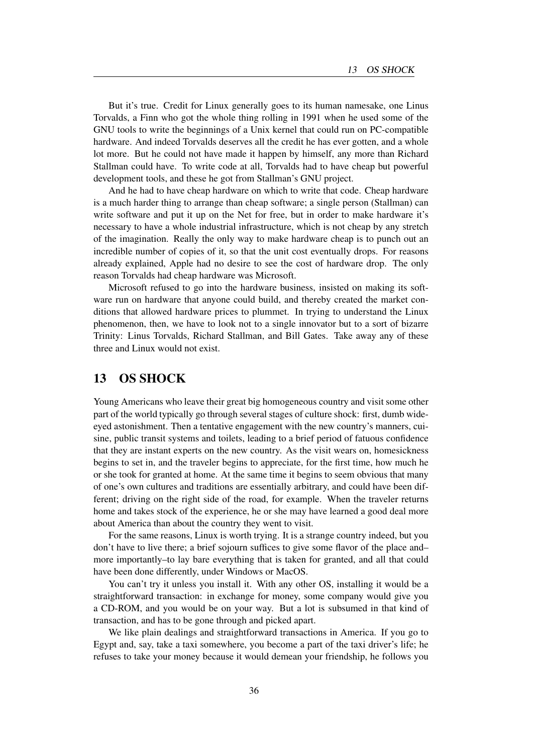But it's true. Credit for Linux generally goes to its human namesake, one Linus Torvalds, a Finn who got the whole thing rolling in 1991 when he used some of the GNU tools to write the beginnings of a Unix kernel that could run on PC-compatible hardware. And indeed Torvalds deserves all the credit he has ever gotten, and a whole lot more. But he could not have made it happen by himself, any more than Richard Stallman could have. To write code at all, Torvalds had to have cheap but powerful development tools, and these he got from Stallman's GNU project.

And he had to have cheap hardware on which to write that code. Cheap hardware is a much harder thing to arrange than cheap software; a single person (Stallman) can write software and put it up on the Net for free, but in order to make hardware it's necessary to have a whole industrial infrastructure, which is not cheap by any stretch of the imagination. Really the only way to make hardware cheap is to punch out an incredible number of copies of it, so that the unit cost eventually drops. For reasons already explained, Apple had no desire to see the cost of hardware drop. The only reason Torvalds had cheap hardware was Microsoft.

Microsoft refused to go into the hardware business, insisted on making its software run on hardware that anyone could build, and thereby created the market conditions that allowed hardware prices to plummet. In trying to understand the Linux phenomenon, then, we have to look not to a single innovator but to a sort of bizarre Trinity: Linus Torvalds, Richard Stallman, and Bill Gates. Take away any of these three and Linux would not exist.

## 13 OS SHOCK

Young Americans who leave their great big homogeneous country and visit some other part of the world typically go through several stages of culture shock: first, dumb wide-eyed astonishment. Then a tentative engagement with the new country's manners, cuisine, public transit systems and toilets, leading to a brief period of fatuous confidence that they are instant experts on the new country. As the visit wears on, homesickness begins to set in, and the traveler begins to appreciate, for the first time, how much he or she took for granted at home. At the same time it begins to seem obvious that many of one's own cultures and traditions are essentially arbitrary, and could have been different; driving on the right side of the road, for example. When the traveler returns home and takes stock of the experience, he or she may have learned a good deal more about America than about the country they went to visit.

For the same reasons, Linux is worth trying. It is a strange country indeed, but you don't have to live there; a brief sojourn suffices to give some flavor of the place and–more importantly–to lay bare everything that is taken for granted, and all that could have been done differently, under Windows or MacOS.

You can't try it unless you install it. With any other OS, installing it would be a straightforward transaction: in exchange for money, some company would give you a CD-ROM, and you would be on your way. But a lot is subsumed in that kind of transaction, and has to be gone through and picked apart.

We like plain dealings and straightforward transactions in America. If you go to Egypt and, say, take a taxi somewhere, you become a part of the taxi driver's life; he refuses to take your money because it would demean your friendship, he follows you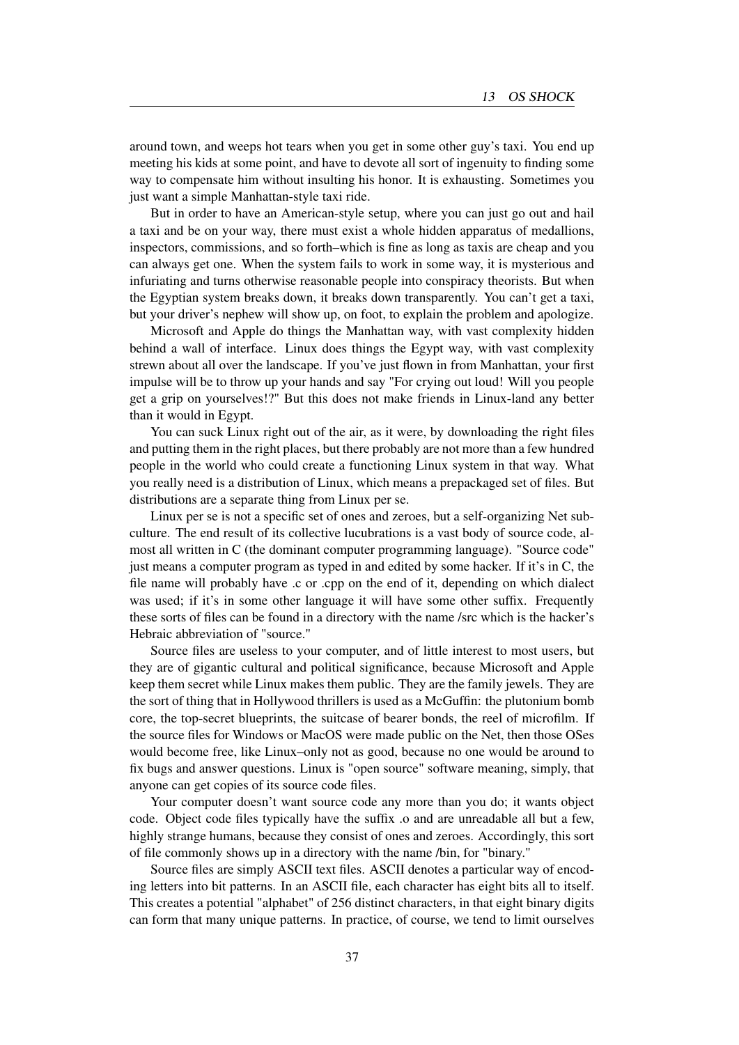around town, and weeps hot tears when you get in some other guy's taxi. You end up meeting his kids at some point, and have to devote all sort of ingenuity to finding some way to compensate him without insulting his honor. It is exhausting. Sometimes you just want a simple Manhattan-style taxi ride.

But in order to have an American-style setup, where you can just go out and hail a taxi and be on your way, there must exist a whole hidden apparatus of medallions, inspectors, commissions, and so forth–which is fine as long as taxis are cheap and you can always get one. When the system fails to work in some way, it is mysterious and infuriating and turns otherwise reasonable people into conspiracy theorists. But when the Egyptian system breaks down, it breaks down transparently. You can't get a taxi, but your driver's nephew will show up, on foot, to explain the problem and apologize.

Microsoft and Apple do things the Manhattan way, with vast complexity hidden behind a wall of interface. Linux does things the Egypt way, with vast complexity strewn about all over the landscape. If you've just flown in from Manhattan, your first impulse will be to throw up your hands and say "For crying out loud! Will you people get a grip on yourselves!?" But this does not make friends in Linux-land any better than it would in Egypt.

You can suck Linux right out of the air, as it were, by downloading the right files and putting them in the right places, but there probably are not more than a few hundred people in the world who could create a functioning Linux system in that way. What you really need is a distribution of Linux, which means a prepackaged set of files. But distributions are a separate thing from Linux per se.

Linux per se is not a specific set of ones and zeroes, but a self-organizing Net subculture. The end result of its collective lucubrations is a vast body of source code, almost all written in C (the dominant computer programming language). "Source code" just means a computer program as typed in and edited by some hacker. If it's in C, the file name will probably have .c or .cpp on the end of it, depending on which dialect was used; if it's in some other language it will have some other suffix. Frequently these sorts of files can be found in a directory with the name /src which is the hacker's Hebraic abbreviation of "source."

Source files are useless to your computer, and of little interest to most users, but they are of gigantic cultural and political significance, because Microsoft and Apple keep them secret while Linux makes them public. They are the family jewels. They are the sort of thing that in Hollywood thrillers is used as a McGuffin: the plutonium bomb core, the top-secret blueprints, the suitcase of bearer bonds, the reel of microfilm. If the source files for Windows or MacOS were made public on the Net, then those OSes would become free, like Linux–only not as good, because no one would be around to fix bugs and answer questions. Linux is "open source" software meaning, simply, that anyone can get copies of its source code files.

Your computer doesn't want source code any more than you do; it wants object code. Object code files typically have the suffix .o and are unreadable all but a few, highly strange humans, because they consist of ones and zeroes. Accordingly, this sort of file commonly shows up in a directory with the name /bin, for "binary."

Source files are simply ASCII text files. ASCII denotes a particular way of encoding letters into bit patterns. In an ASCII file, each character has eight bits all to itself. This creates a potential "alphabet" of 256 distinct characters, in that eight binary digits can form that many unique patterns. In practice, of course, we tend to limit ourselves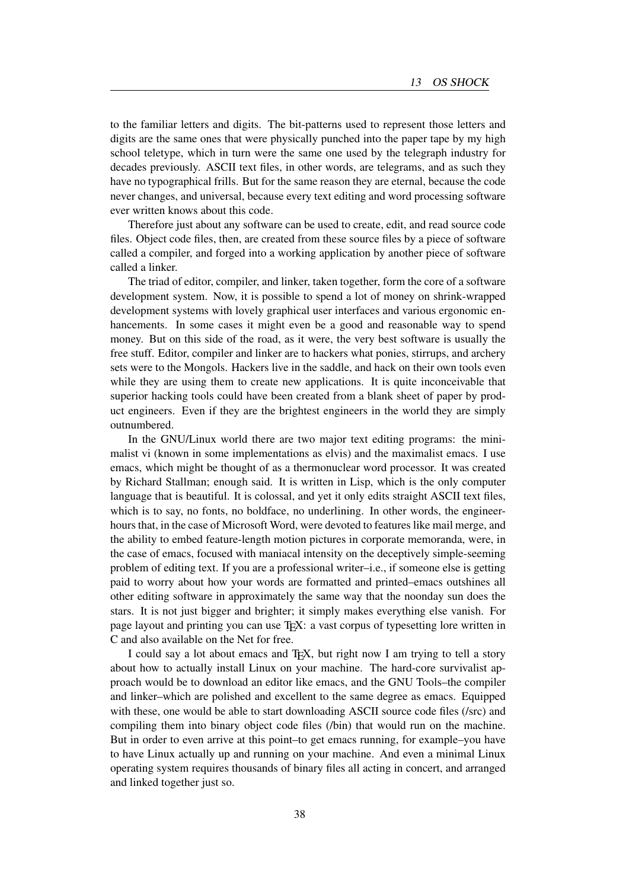to the familiar letters and digits. The bit-patterns used to represent those letters and digits are the same ones that were physically punched into the paper tape by my high school teletype, which in turn were the same one used by the telegraph industry for decades previously. ASCII text files, in other words, are telegrams, and as such they have no typographical frills. But for the same reason they are eternal, because the code never changes, and universal, because every text editing and word processing software ever written knows about this code.

Therefore just about any software can be used to create, edit, and read source code files. Object code files, then, are created from these source files by a piece of software called a compiler, and forged into a working application by another piece of software called a linker.

The triad of editor, compiler, and linker, taken together, form the core of a software development system. Now, it is possible to spend a lot of money on shrink-wrapped development systems with lovely graphical user interfaces and various ergonomic enhancements. In some cases it might even be a good and reasonable way to spend money. But on this side of the road, as it were, the very best software is usually the free stuff. Editor, compiler and linker are to hackers what ponies, stirrups, and archery sets were to the Mongols. Hackers live in the saddle, and hack on their own tools even while they are using them to create new applications. It is quite inconceivable that superior hacking tools could have been created from a blank sheet of paper by product engineers. Even if they are the brightest engineers in the world they are simply outnumbered.

In the GNU/Linux world there are two major text editing programs: the minimalist vi (known in some implementations as elvis) and the maximalist emacs. I use emacs, which might be thought of as a thermonuclear word processor. It was created by Richard Stallman; enough said. It is written in Lisp, which is the only computer language that is beautiful. It is colossal, and yet it only edits straight ASCII text files, which is to say, no fonts, no boldface, no underlining. In other words, the engineer-hours that, in the case of Microsoft Word, were devoted to features like mail merge, and the ability to embed feature-length motion pictures in corporate memoranda, were, in the case of emacs, focused with maniacal intensity on the deceptively simple-seeming problem of editing text. If you are a professional writer–i.e., if someone else is getting paid to worry about how your words are formatted and printed–emacs outshines all other editing software in approximately the same way that the noonday sun does the stars. It is not just bigger and brighter; it simply makes everything else vanish. For page layout and printing you can use TEX: a vast corpus of typesetting lore written in C and also available on the Net for free.

I could say a lot about emacs and TEX, but right now I am trying to tell a story about how to actually install Linux on your machine. The hard-core survivalist approach would be to download an editor like emacs, and the GNU Tools–the compiler and linker–which are polished and excellent to the same degree as emacs. Equipped with these, one would be able to start downloading ASCII source code files (/src) and compiling them into binary object code files (/bin) that would run on the machine. But in order to even arrive at this point–to get emacs running, for example–you have to have Linux actually up and running on your machine. And even a minimal Linux operating system requires thousands of binary files all acting in concert, and arranged and linked together just so.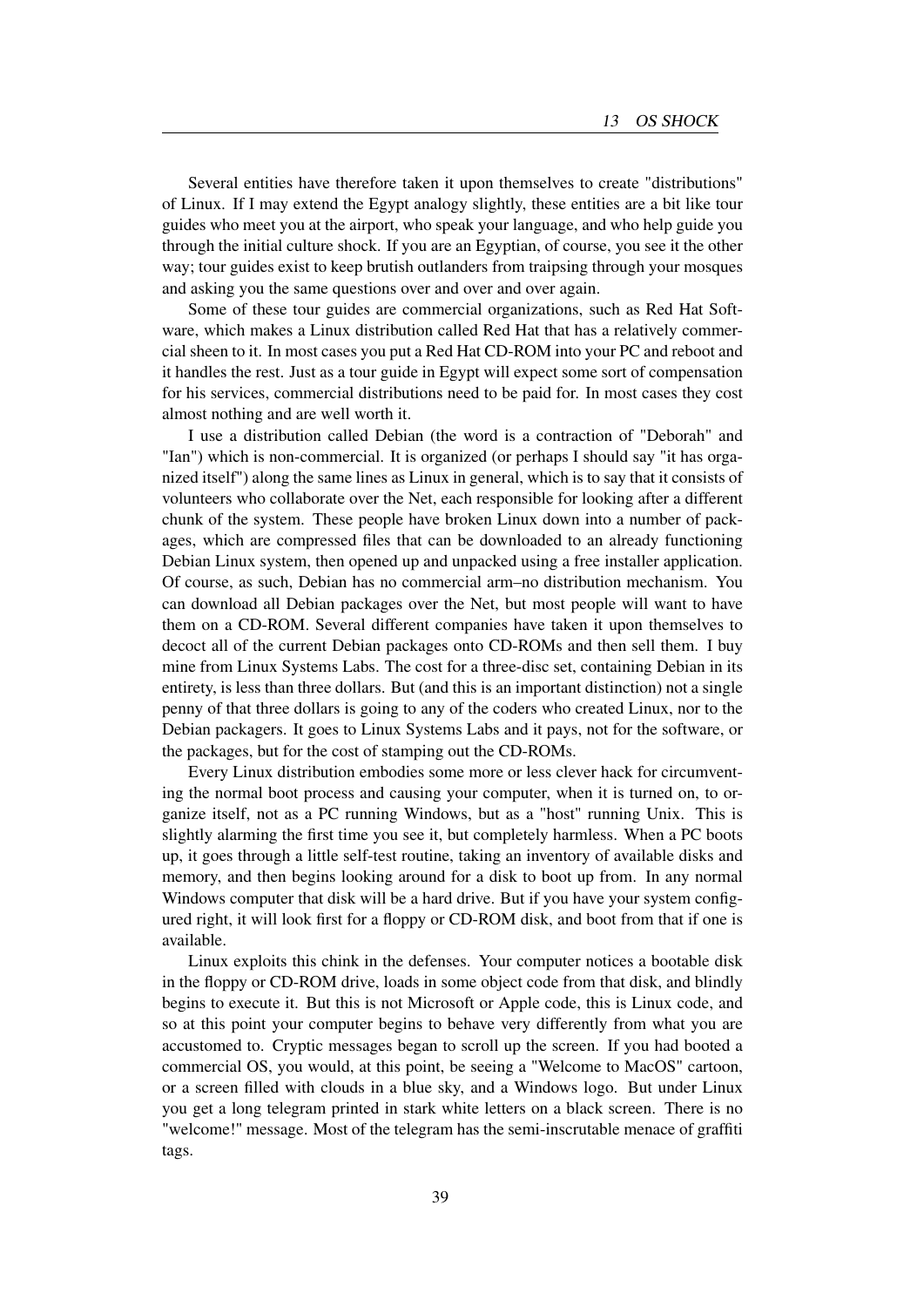Several entities have therefore taken it upon themselves to create "distributions" of Linux. If I may extend the Egypt analogy slightly, these entities are a bit like tour guides who meet you at the airport, who speak your language, and who help guide you through the initial culture shock. If you are an Egyptian, of course, you see it the other way; tour guides exist to keep brutish outlanders from traipsing through your mosques and asking you the same questions over and over and over again.

Some of these tour guides are commercial organizations, such as Red Hat Software, which makes a Linux distribution called Red Hat that has a relatively commercial sheen to it. In most cases you put a Red Hat CD-ROM into your PC and reboot and it handles the rest. Just as a tour guide in Egypt will expect some sort of compensation for his services, commercial distributions need to be paid for. In most cases they cost almost nothing and are well worth it.

I use a distribution called Debian (the word is a contraction of "Deborah" and "Ian") which is non-commercial. It is organized (or perhaps I should say "it has organized itself") along the same lines as Linux in general, which is to say that it consists of volunteers who collaborate over the Net, each responsible for looking after a different chunk of the system. These people have broken Linux down into a number of packages, which are compressed files that can be downloaded to an already functioning Debian Linux system, then opened up and unpacked using a free installer application. Of course, as such, Debian has no commercial arm–no distribution mechanism. You can download all Debian packages over the Net, but most people will want to have them on a CD-ROM. Several different companies have taken it upon themselves to decoct all of the current Debian packages onto CD-ROMs and then sell them. I buy mine from Linux Systems Labs. The cost for a three-disc set, containing Debian in its entirety, is less than three dollars. But (and this is an important distinction) not a single penny of that three dollars is going to any of the coders who created Linux, nor to the Debian packagers. It goes to Linux Systems Labs and it pays, not for the software, or the packages, but for the cost of stamping out the CD-ROMs.

Every Linux distribution embodies some more or less clever hack for circumventing the normal boot process and causing your computer, when it is turned on, to organize itself, not as a PC running Windows, but as a "host" running Unix. This is slightly alarming the first time you see it, but completely harmless. When a PC boots up, it goes through a little self-test routine, taking an inventory of available disks and memory, and then begins looking around for a disk to boot up from. In any normal Windows computer that disk will be a hard drive. But if you have your system configured right, it will look first for a floppy or CD-ROM disk, and boot from that if one is available.

Linux exploits this chink in the defenses. Your computer notices a bootable disk in the floppy or CD-ROM drive, loads in some object code from that disk, and blindly begins to execute it. But this is not Microsoft or Apple code, this is Linux code, and so at this point your computer begins to behave very differently from what you are accustomed to. Cryptic messages began to scroll up the screen. If you had booted a commercial OS, you would, at this point, be seeing a "Welcome to MacOS" cartoon, or a screen filled with clouds in a blue sky, and a Windows logo. But under Linux you get a long telegram printed in stark white letters on a black screen. There is no "welcome!" message. Most of the telegram has the semi-inscrutable menace of graffiti tags.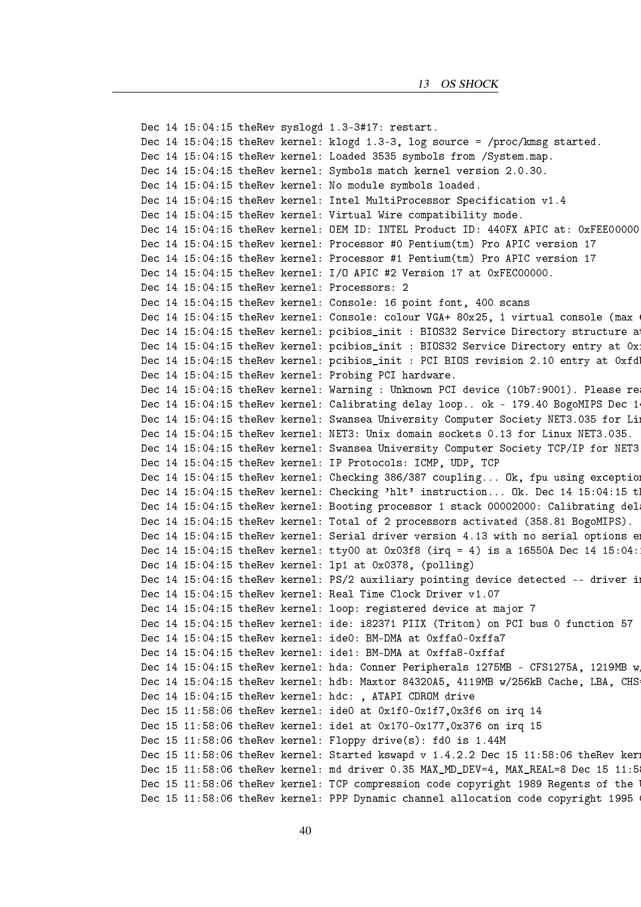```
Dec 14 15:04:15 theRev syslogd 1.3-3#17: restart.
Dec 14 15:04:15 theRev kernel: klogd 1.3-3, log source = /proc/kmsg started.
Dec 14 15:04:15 theRev kernel: Loaded 3535 symbols from /System.map.
Dec 14 15:04:15 theRev kernel: Symbols match kernel version 2.0.30.
Dec 14 15:04:15 theRev kernel: No module symbols loaded.
Dec 14 15:04:15 theRev kernel: Intel MultiProcessor Specification v1.4
Dec 14 15:04:15 theRev kernel: Virtual Wire compatibility mode.
Dec 14 15:04:15 theRev kernel: OEM ID: INTEL Product ID: 440FX APIC at: 0xFEE00000
Dec 14 15:04:15 theRev kernel: Processor #0 Pentium(tm) Pro APIC version 17
Dec 14 15:04:15 theRev kernel: Processor #1 Pentium(tm) Pro APIC version 17
Dec 14 15:04:15 theRev kernel: I/O APIC #2 Version 17 at 0xFEC00000.
Dec 14 15:04:15 theRev kernel: Processors: 2
Dec 14 15:04:15 theRev kernel: Console: 16 point font, 400 scans
Dec 14 15:04:15 theRev kernel: Console: colour VGA+ 80x25, 1 virtual console (max 6
Dec 14 15:04:15 theRev kernel: pcibios_init : BIOS32 Service Directory structure at
Dec 14 15:04:15 theRev kernel: pcibios_init : BIOS32 Service Directory entry at 0xf
Dec 14 15:04:15 theRev kernel: pcibios_init : PCI BIOS revision 2.10 entry at 0xfd
Dec 14 15:04:15 theRev kernel: Probing PCI hardware.
Dec 14 15:04:15 theRev kernel: Warning : Unknown PCI device (10b7:9001). Please rea
Dec 14 15:04:15 theRev kernel: Calibrating delay loop.. ok - 179.40 BogoMIPS Dec 14
Dec 14 15:04:15 theRev kernel: Swansea University Computer Society NET3.035 for Lin
Dec 14 15:04:15 theRev kernel: NET3: Unix domain sockets 0.13 for Linux NET3.035.
Dec 14 15:04:15 theRev kernel: Swansea University Computer Society TCP/IP for NET3
Dec 14 15:04:15 theRev kernel: IP Protocols: ICMP, UDP, TCP
Dec 14 15:04:15 theRev kernel: Checking 386/387 coupling... Ok, fpu using exception
Dec 14 15:04:15 theRev kernel: Checking 'hlt' instruction... Ok. Dec 14 15:04:15 th
Dec 14 15:04:15 theRev kernel: Booting processor 1 stack 00002000: Calibrating dela
Dec 14 15:04:15 theRev kernel: Total of 2 processors activated (358.81 BogoMIPS).
Dec 14 15:04:15 theRev kernel: Serial driver version 4.13 with no serial options en
Dec 14 15:04:15 theRev kernel: tty00 at 0x03f8 (irq = 4) is a 16550A Dec 14 15:04:1
Dec 14 15:04:15 theRev kernel: lp1 at 0x0378, (polling)
Dec 14 15:04:15 theRev kernel: PS/2 auxiliary pointing device detected -- driver in
Dec 14 15:04:15 theRev kernel: Real Time Clock Driver v1.07
Dec 14 15:04:15 theRev kernel: loop: registered device at major 7
Dec 14 15:04:15 theRev kernel: ide: i82371 PIIX (Triton) on PCI bus 0 function 57
Dec 14 15:04:15 theRev kernel: ide0: BM-DMA at 0xffa0-0xffa7
Dec 14 15:04:15 theRev kernel: ide1: BM-DMA at 0xffa8-0xffaf
Dec 14 15:04:15 theRev kernel: hda: Conner Peripherals 1275MB - CFS1275A, 1219MB w/
Dec 14 15:04:15 theRev kernel: hdb: Maxtor 84320A5, 4119MB w/256kB Cache, LBA, CHS=
Dec 14 15:04:15 theRev kernel: hdc: , ATAPI CDROM drive
Dec 15 11:58:06 theRev kernel: ide0 at 0x1f0-0x1f7,0x3f6 on irq 14
Dec 15 11:58:06 theRev kernel: ide1 at 0x170-0x177,0x376 on irq 15
Dec 15 11:58:06 theRev kernel: Floppy drive(s): fd0 is 1.44M
Dec 15 11:58:06 theRev kernel: Started kswapd v 1.4.2.2 Dec 15 11:58:06 theRev kern
Dec 15 11:58:06 theRev kernel: md driver 0.35 MAX_MD_DEV=4, MAX_REAL=8 Dec 15 11:58
Dec 15 11:58:06 theRev kernel: TCP compression code copyright 1989 Regents of the U
Dec 15 11:58:06 theRev kernel: PPP Dynamic channel allocation code copyright 1995 C
```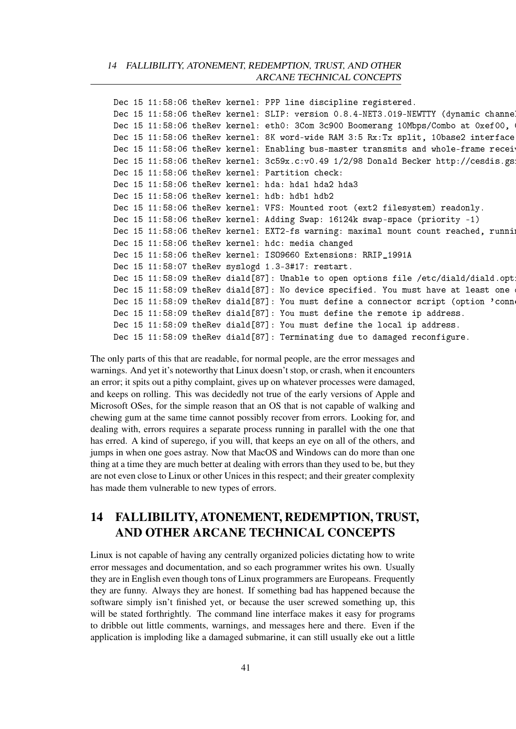```
Dec 15 11:58:06 theRev kernel: PPP line discipline registered.
Dec 15 11:58:06 theRev kernel: SLIP: version 0.8.4-NET3.019-NEWTTY (dynamic channel
Dec 15 11:58:06 theRev kernel: eth0: 3Com 3c900 Boomerang 10Mbps/Combo at 0xef00,
Dec 15 11:58:06 theRev kernel: 8K word-wide RAM 3:5 Rx:Tx split, 10base2 interface
Dec 15 11:58:06 theRev kernel: Enabling bus-master transmits and whole-frame recei
Dec 15 11:58:06 theRev kernel: 3c59x.c:v0.49 1/2/98 Donald Becker http://cesdis.gs
Dec 15 11:58:06 theRev kernel: Partition check:
Dec 15 11:58:06 theRev kernel: hda: hda1 hda2 hda3
Dec 15 11:58:06 theRev kernel: hdb: hdb1 hdb2
Dec 15 11:58:06 theRev kernel: VFS: Mounted root (ext2 filesystem) readonly.
Dec 15 11:58:06 theRev kernel: Adding Swap: 16124k swap-space (priority -1)
Dec 15 11:58:06 theRev kernel: EXT2-fs warning: maximal mount count reached, runni
Dec 15 11:58:06 theRev kernel: hdc: media changed
Dec 15 11:58:06 theRev kernel: ISO9660 Extensions: RRIP_1991A
Dec 15 11:58:07 theRev syslogd 1.3-3#17: restart.
Dec 15 11:58:09 theRev diald[87]: Unable to open options file /etc/diald/diald.opt
Dec 15 11:58:09 theRev diald[87]: No device specified. You must have at least one
Dec 15 11:58:09 theRev diald[87]: You must define a connector script (option 'conn
Dec 15 11:58:09 theRev diald[87]: You must define the remote ip address.
Dec 15 11:58:09 theRev diald[87]: You must define the local ip address.
Dec 15 11:58:09 theRev diald[87]: Terminating due to damaged reconfigure.
```

The only parts of this that are readable, for normal people, are the error messages and warnings. And yet it's noteworthy that Linux doesn't stop, or crash, when it encounters an error; it spits out a pithy complaint, gives up on whatever processes were damaged, and keeps on rolling. This was decidedly not true of the early versions of Apple and Microsoft OSes, for the simple reason that an OS that is not capable of walking and chewing gum at the same time cannot possibly recover from errors. Looking for, and dealing with, errors requires a separate process running in parallel with the one that has erred. A kind of superego, if you will, that keeps an eye on all of the others, and jumps in when one goes astray. Now that MacOS and Windows can do more than one thing at a time they are much better at dealing with errors than they used to be, but they are not even close to Linux or other Unices in this respect; and their greater complexity has made them vulnerable to new types of errors.

## 14 FALLIBILITY, ATONEMENT, REDEMPTION, TRUST, AND OTHER ARCANE TECHNICAL CONCEPTS

Linux is not capable of having any centrally organized policies dictating how to write error messages and documentation, and so each programmer writes his own. Usually they are in English even though tons of Linux programmers are Europeans. Frequently they are funny. Always they are honest. If something bad has happened because the software simply isn't finished yet, or because the user screwed something up, this will be stated forthrightly. The command line interface makes it easy for programs to dribble out little comments, warnings, and messages here and there. Even if the application is imploding like a damaged submarine, it can still usually eke out a little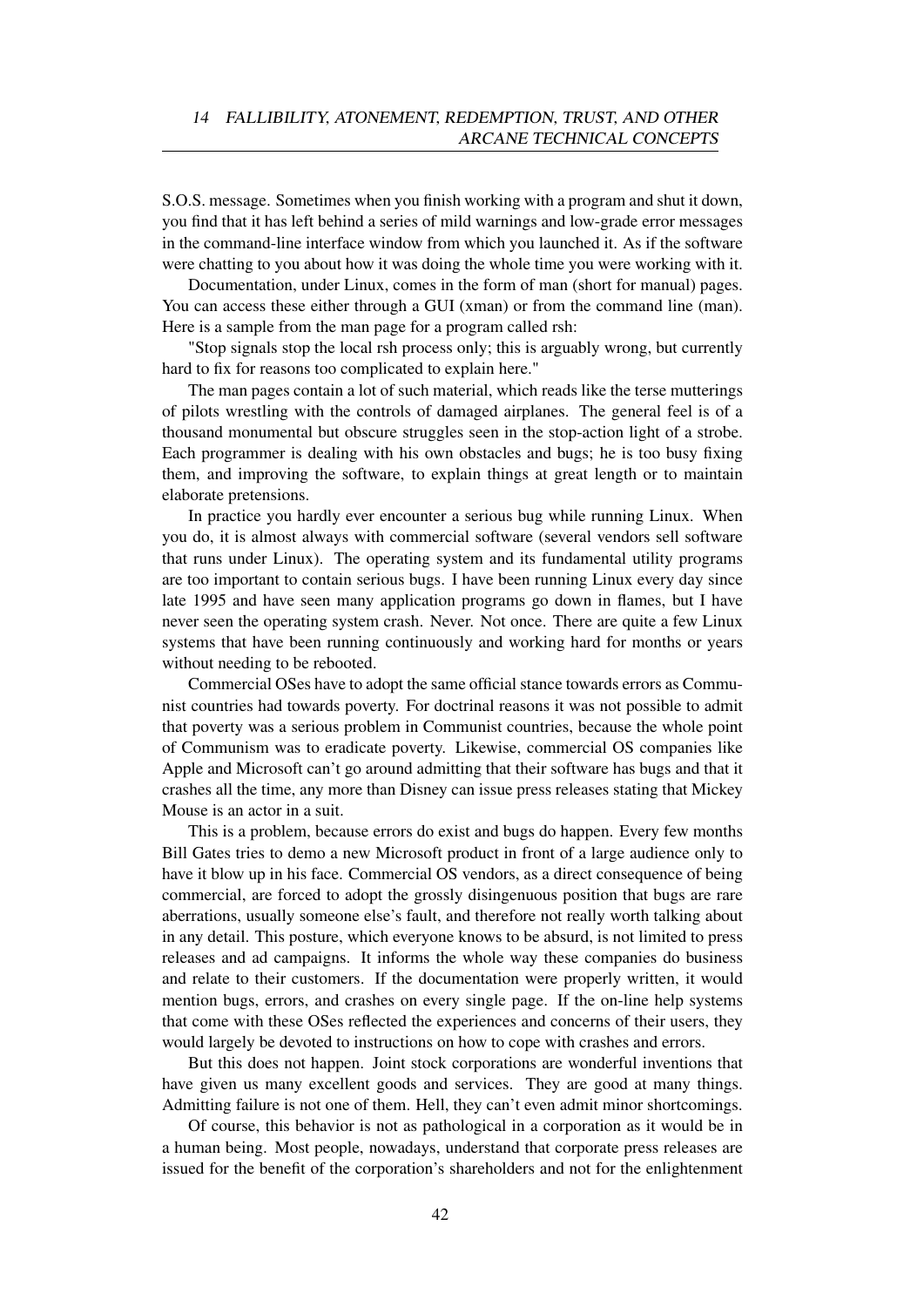S.O.S. message. Sometimes when you finish working with a program and shut it down, you find that it has left behind a series of mild warnings and low-grade error messages in the command-line interface window from which you launched it. As if the software were chatting to you about how it was doing the whole time you were working with it.

Documentation, under Linux, comes in the form of man (short for manual) pages. You can access these either through a GUI (xman) or from the command line (man). Here is a sample from the man page for a program called rsh:

"Stop signals stop the local rsh process only; this is arguably wrong, but currently hard to fix for reasons too complicated to explain here."

The man pages contain a lot of such material, which reads like the terse mutterings of pilots wrestling with the controls of damaged airplanes. The general feel is of a thousand monumental but obscure struggles seen in the stop-action light of a strobe. Each programmer is dealing with his own obstacles and bugs; he is too busy fixing them, and improving the software, to explain things at great length or to maintain elaborate pretensions.

In practice you hardly ever encounter a serious bug while running Linux. When you do, it is almost always with commercial software (several vendors sell software that runs under Linux). The operating system and its fundamental utility programs are too important to contain serious bugs. I have been running Linux every day since late 1995 and have seen many application programs go down in flames, but I have never seen the operating system crash. Never. Not once. There are quite a few Linux systems that have been running continuously and working hard for months or years without needing to be rebooted.

Commercial OSes have to adopt the same official stance towards errors as Communist countries had towards poverty. For doctrinal reasons it was not possible to admit that poverty was a serious problem in Communist countries, because the whole point of Communism was to eradicate poverty. Likewise, commercial OS companies like Apple and Microsoft can't go around admitting that their software has bugs and that it crashes all the time, any more than Disney can issue press releases stating that Mickey Mouse is an actor in a suit.

This is a problem, because errors do exist and bugs do happen. Every few months Bill Gates tries to demo a new Microsoft product in front of a large audience only to have it blow up in his face. Commercial OS vendors, as a direct consequence of being commercial, are forced to adopt the grossly disingenuous position that bugs are rare aberrations, usually someone else's fault, and therefore not really worth talking about in any detail. This posture, which everyone knows to be absurd, is not limited to press releases and ad campaigns. It informs the whole way these companies do business and relate to their customers. If the documentation were properly written, it would mention bugs, errors, and crashes on every single page. If the on-line help systems that come with these OSes reflected the experiences and concerns of their users, they would largely be devoted to instructions on how to cope with crashes and errors.

But this does not happen. Joint stock corporations are wonderful inventions that have given us many excellent goods and services. They are good at many things. Admitting failure is not one of them. Hell, they can't even admit minor shortcomings.

Of course, this behavior is not as pathological in a corporation as it would be in a human being. Most people, nowadays, understand that corporate press releases are issued for the benefit of the corporation's shareholders and not for the enlightenment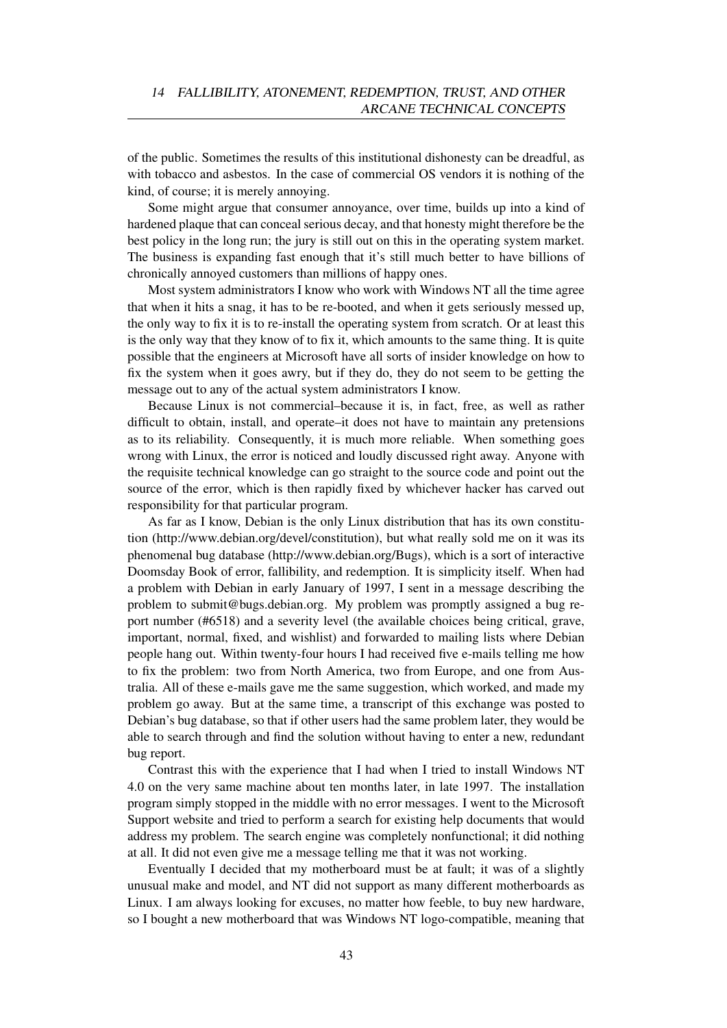of the public. Sometimes the results of this institutional dishonesty can be dreadful, as with tobacco and asbestos. In the case of commercial OS vendors it is nothing of the kind, of course; it is merely annoying.

Some might argue that consumer annoyance, over time, builds up into a kind of hardened plaque that can conceal serious decay, and that honesty might therefore be the best policy in the long run; the jury is still out on this in the operating system market. The business is expanding fast enough that it's still much better to have billions of chronically annoyed customers than millions of happy ones.

Most system administrators I know who work with Windows NT all the time agree that when it hits a snag, it has to be re-booted, and when it gets seriously messed up, the only way to fix it is to re-install the operating system from scratch. Or at least this is the only way that they know of to fix it, which amounts to the same thing. It is quite possible that the engineers at Microsoft have all sorts of insider knowledge on how to fix the system when it goes awry, but if they do, they do not seem to be getting the message out to any of the actual system administrators I know.

Because Linux is not commercial–because it is, in fact, free, as well as rather difficult to obtain, install, and operate–it does not have to maintain any pretensions as to its reliability. Consequently, it is much more reliable. When something goes wrong with Linux, the error is noticed and loudly discussed right away. Anyone with the requisite technical knowledge can go straight to the source code and point out the source of the error, which is then rapidly fixed by whichever hacker has carved out responsibility for that particular program.

As far as I know, Debian is the only Linux distribution that has its own constitution (http://www.debian.org/devel/constitution), but what really sold me on it was its phenomenal bug database (http://www.debian.org/Bugs), which is a sort of interactive Doomsday Book of error, fallibility, and redemption. It is simplicity itself. When had a problem with Debian in early January of 1997, I sent in a message describing the problem to submit@bugs.debian.org. My problem was promptly assigned a bug report number (#6518) and a severity level (the available choices being critical, grave, important, normal, fixed, and wishlist) and forwarded to mailing lists where Debian people hang out. Within twenty-four hours I had received five e-mails telling me how to fix the problem: two from North America, two from Europe, and one from Australia. All of these e-mails gave me the same suggestion, which worked, and made my problem go away. But at the same time, a transcript of this exchange was posted to Debian's bug database, so that if other users had the same problem later, they would be able to search through and find the solution without having to enter a new, redundant bug report.

Contrast this with the experience that I had when I tried to install Windows NT 4.0 on the very same machine about ten months later, in late 1997. The installation program simply stopped in the middle with no error messages. I went to the Microsoft Support website and tried to perform a search for existing help documents that would address my problem. The search engine was completely nonfunctional; it did nothing at all. It did not even give me a message telling me that it was not working.

Eventually I decided that my motherboard must be at fault; it was of a slightly unusual make and model, and NT did not support as many different motherboards as Linux. I am always looking for excuses, no matter how feeble, to buy new hardware, so I bought a new motherboard that was Windows NT logo-compatible, meaning that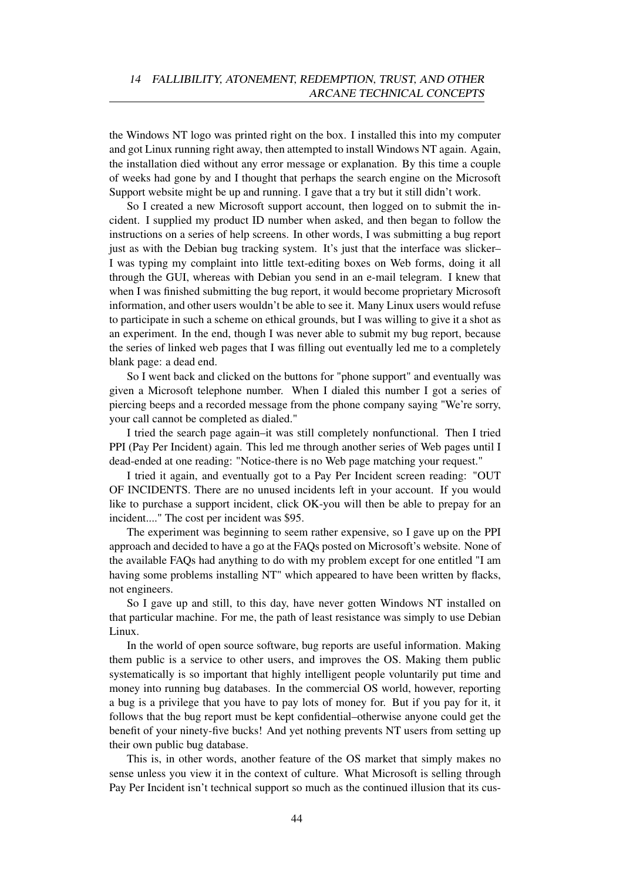the Windows NT logo was printed right on the box. I installed this into my computer and got Linux running right away, then attempted to install Windows NT again. Again, the installation died without any error message or explanation. By this time a couple of weeks had gone by and I thought that perhaps the search engine on the Microsoft Support website might be up and running. I gave that a try but it still didn't work.

So I created a new Microsoft support account, then logged on to submit the incident. I supplied my product ID number when asked, and then began to follow the instructions on a series of help screens. In other words, I was submitting a bug report just as with the Debian bug tracking system. It's just that the interface was slicker–I was typing my complaint into little text-editing boxes on Web forms, doing it all through the GUI, whereas with Debian you send in an e-mail telegram. I knew that when I was finished submitting the bug report, it would become proprietary Microsoft information, and other users wouldn't be able to see it. Many Linux users would refuse to participate in such a scheme on ethical grounds, but I was willing to give it a shot as an experiment. In the end, though I was never able to submit my bug report, because the series of linked web pages that I was filling out eventually led me to a completely blank page: a dead end.

So I went back and clicked on the buttons for "phone support" and eventually was given a Microsoft telephone number. When I dialed this number I got a series of piercing beeps and a recorded message from the phone company saying "We're sorry, your call cannot be completed as dialed."

I tried the search page again–it was still completely nonfunctional. Then I tried PPI (Pay Per Incident) again. This led me through another series of Web pages until I dead-ended at one reading: "Notice-there is no Web page matching your request."

I tried it again, and eventually got to a Pay Per Incident screen reading: "OUT OF INCIDENTS. There are no unused incidents left in your account. If you would like to purchase a support incident, click OK-you will then be able to prepay for an incident...." The cost per incident was $95.

The experiment was beginning to seem rather expensive, so I gave up on the PPI approach and decided to have a go at the FAQs posted on Microsoft's website. None of the available FAQs had anything to do with my problem except for one entitled "I am having some problems installing NT" which appeared to have been written by flacks, not engineers.

So I gave up and still, to this day, have never gotten Windows NT installed on that particular machine. For me, the path of least resistance was simply to use Debian Linux.

In the world of open source software, bug reports are useful information. Making them public is a service to other users, and improves the OS. Making them public systematically is so important that highly intelligent people voluntarily put time and money into running bug databases. In the commercial OS world, however, reporting a bug is a privilege that you have to pay lots of money for. But if you pay for it, it follows that the bug report must be kept confidential–otherwise anyone could get the benefit of your ninety-five bucks! And yet nothing prevents NT users from setting up their own public bug database.

This is, in other words, another feature of the OS market that simply makes no sense unless you view it in the context of culture. What Microsoft is selling through Pay Per Incident isn't technical support so much as the continued illusion that its cus-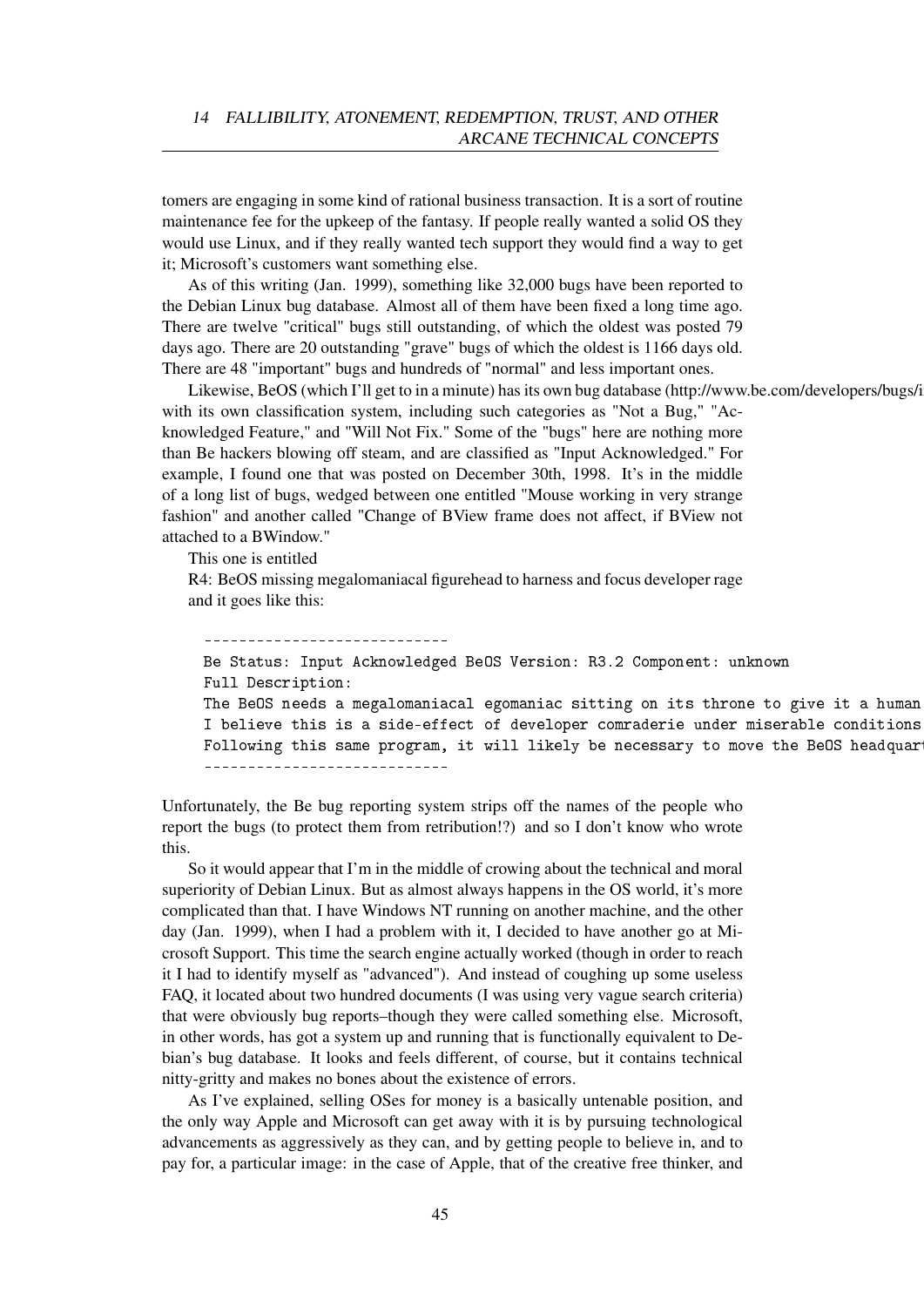tomers are engaging in some kind of rational business transaction. It is a sort of routine maintenance fee for the upkeep of the fantasy. If people really wanted a solid OS they would use Linux, and if they really wanted tech support they would find a way to get it; Microsoft's customers want something else.

As of this writing (Jan. 1999), something like 32,000 bugs have been reported to the Debian Linux bug database. Almost all of them have been fixed a long time ago. There are twelve "critical" bugs still outstanding, of which the oldest was posted 79 days ago. There are 20 outstanding "grave" bugs of which the oldest is 1166 days old. There are 48 "important" bugs and hundreds of "normal" and less important ones.

Likewise, BeOS (which I'll get to in a minute) has its own bug database (http://www.be.com/developers/bugs/i with its own classification system, including such categories as "Not a Bug," "Acknowledged Feature," and "Will Not Fix." Some of the "bugs" here are nothing more than Be hackers blowing off steam, and are classified as "Input Acknowledged." For example, I found one that was posted on December 30th, 1998. It's in the middle of a long list of bugs, wedged between one entitled "Mouse working in very strange fashion" and another called "Change of BView frame does not affect, if BView not attached to a BWindow."

This one is entitled

R4: BeOS missing megalomaniacal figurehead to harness and focus developer rage

and it goes like this:

```
----------------------------
Be Status: Input Acknowledged BeOS Version: R3.2 Component: unknown
Full Description:
The BeOS needs a megalomaniacal egomaniac sitting on its throne to give it a human
I believe this is a side-effect of developer comraderie under miserable conditions
Following this same program, it will likely be necessary to move the BeOS headquart
----------------------------
```

Unfortunately, the Be bug reporting system strips off the names of the people who report the bugs (to protect them from retribution!?) and so I don't know who wrote this.

So it would appear that I'm in the middle of crowing about the technical and moral superiority of Debian Linux. But as almost always happens in the OS world, it's more complicated than that. I have Windows NT running on another machine, and the other day (Jan. 1999), when I had a problem with it, I decided to have another go at Microsoft Support. This time the search engine actually worked (though in order to reach it I had to identify myself as "advanced"). And instead of coughing up some useless FAQ, it located about two hundred documents (I was using very vague search criteria) that were obviously bug reports–though they were called something else. Microsoft, in other words, has got a system up and running that is functionally equivalent to Debian's bug database. It looks and feels different, of course, but it contains technical nitty-gritty and makes no bones about the existence of errors.

As I've explained, selling OSes for money is a basically untenable position, and the only way Apple and Microsoft can get away with it is by pursuing technological advancements as aggressively as they can, and by getting people to believe in, and to pay for, a particular image: in the case of Apple, that of the creative free thinker, and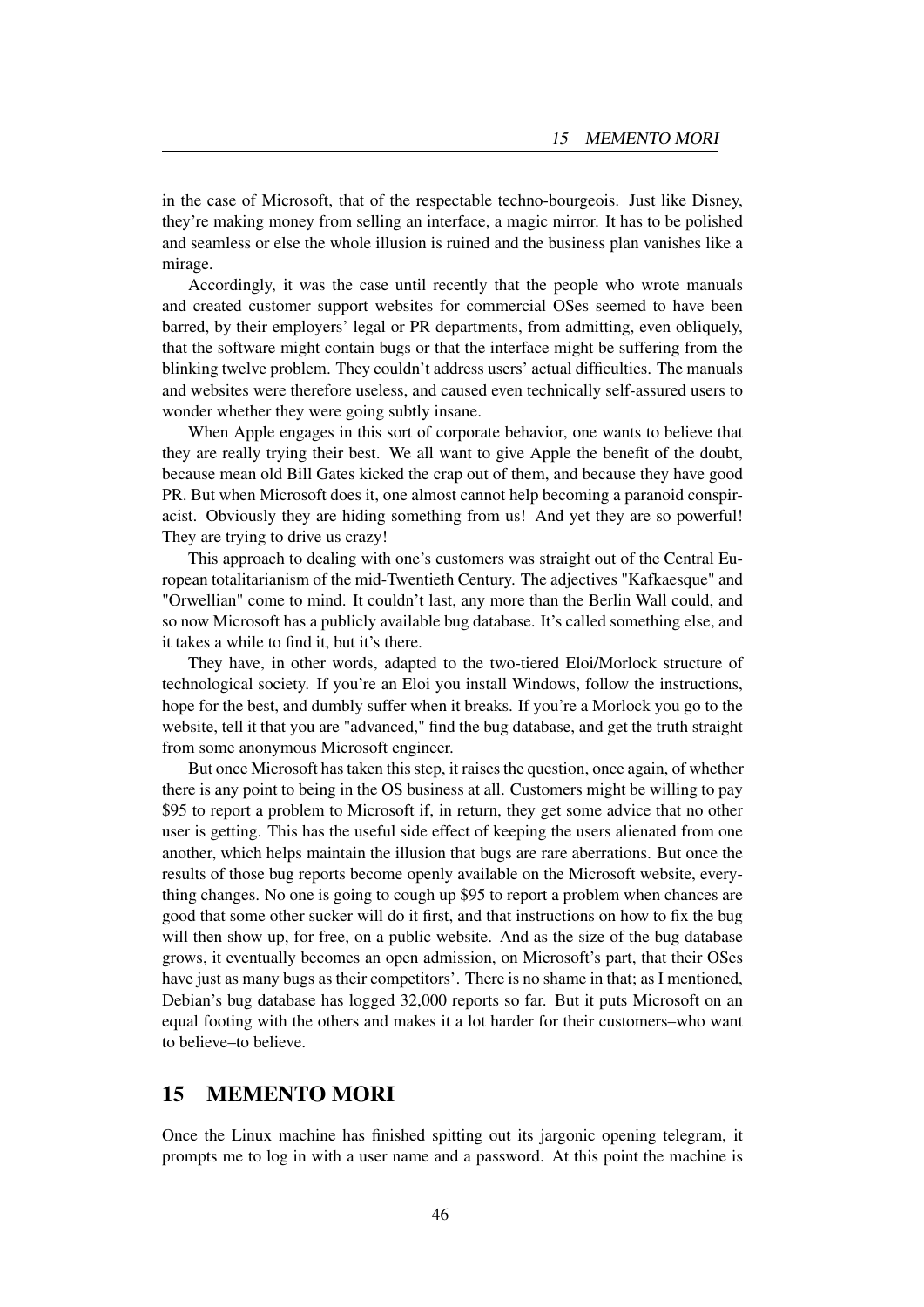in the case of Microsoft, that of the respectable techno-bourgeois. Just like Disney, they're making money from selling an interface, a magic mirror. It has to be polished and seamless or else the whole illusion is ruined and the business plan vanishes like a mirage.

Accordingly, it was the case until recently that the people who wrote manuals and created customer support websites for commercial OSes seemed to have been barred, by their employers' legal or PR departments, from admitting, even obliquely, that the software might contain bugs or that the interface might be suffering from the blinking twelve problem. They couldn't address users' actual difficulties. The manuals and websites were therefore useless, and caused even technically self-assured users to wonder whether they were going subtly insane.

When Apple engages in this sort of corporate behavior, one wants to believe that they are really trying their best. We all want to give Apple the benefit of the doubt, because mean old Bill Gates kicked the crap out of them, and because they have good PR. But when Microsoft does it, one almost cannot help becoming a paranoid conspiracist. Obviously they are hiding something from us! And yet they are so powerful! They are trying to drive us crazy!

This approach to dealing with one's customers was straight out of the Central European totalitarianism of the mid-Twentieth Century. The adjectives "Kafkaesque" and "Orwellian" come to mind. It couldn't last, any more than the Berlin Wall could, and so now Microsoft has a publicly available bug database. It's called something else, and it takes a while to find it, but it's there.

They have, in other words, adapted to the two-tiered Eloi/Morlock structure of technological society. If you're an Eloi you install Windows, follow the instructions, hope for the best, and dumbly suffer when it breaks. If you're a Morlock you go to the website, tell it that you are "advanced," find the bug database, and get the truth straight from some anonymous Microsoft engineer.

But once Microsoft has taken this step, it raises the question, once again, of whether there is any point to being in the OS business at all. Customers might be willing to pay $95 to report a problem to Microsoft if, in return, they get some advice that no other user is getting. This has the useful side effect of keeping the users alienated from one another, which helps maintain the illusion that bugs are rare aberrations. But once the results of those bug reports become openly available on the Microsoft website, everything changes. No one is going to cough up $95 to report a problem when chances are good that some other sucker will do it first, and that instructions on how to fix the bug will then show up, for free, on a public website. And as the size of the bug database grows, it eventually becomes an open admission, on Microsoft's part, that their OSes have just as many bugs as their competitors'. There is no shame in that; as I mentioned, Debian's bug database has logged 32,000 reports so far. But it puts Microsoft on an equal footing with the others and makes it a lot harder for their customers–who want to believe–to believe.

## 15 MEMENTO MORI

Once the Linux machine has finished spitting out its jargonic opening telegram, it prompts me to log in with a user name and a password. At this point the machine is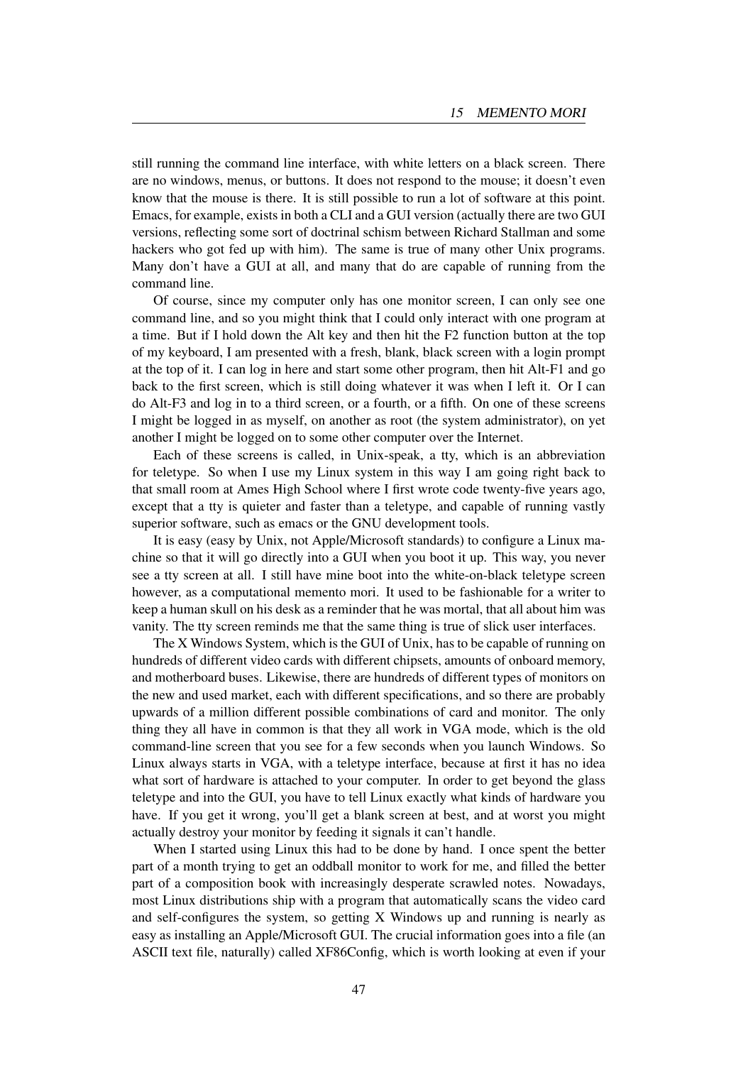still running the command line interface, with white letters on a black screen. There are no windows, menus, or buttons. It does not respond to the mouse; it doesn't even know that the mouse is there. It is still possible to run a lot of software at this point. Emacs, for example, exists in both a CLI and a GUI version (actually there are two GUI versions, reflecting some sort of doctrinal schism between Richard Stallman and some hackers who got fed up with him). The same is true of many other Unix programs. Many don't have a GUI at all, and many that do are capable of running from the command line.

Of course, since my computer only has one monitor screen, I can only see one command line, and so you might think that I could only interact with one program at a time. But if I hold down the Alt key and then hit the F2 function button at the top of my keyboard, I am presented with a fresh, blank, black screen with a login prompt at the top of it. I can log in here and start some other program, then hit Alt-F1 and go back to the first screen, which is still doing whatever it was when I left it. Or I can do Alt-F3 and log in to a third screen, or a fourth, or a fifth. On one of these screens I might be logged in as myself, on another as root (the system administrator), on yet another I might be logged on to some other computer over the Internet.

Each of these screens is called, in Unix-speak, a tty, which is an abbreviation for teletype. So when I use my Linux system in this way I am going right back to that small room at Ames High School where I first wrote code twenty-five years ago, except that a tty is quieter and faster than a teletype, and capable of running vastly superior software, such as emacs or the GNU development tools.

It is easy (easy by Unix, not Apple/Microsoft standards) to configure a Linux machine so that it will go directly into a GUI when you boot it up. This way, you never see a tty screen at all. I still have mine boot into the white-on-black teletype screen however, as a computational memento mori. It used to be fashionable for a writer to keep a human skull on his desk as a reminder that he was mortal, that all about him was vanity. The tty screen reminds me that the same thing is true of slick user interfaces.

The X Windows System, which is the GUI of Unix, has to be capable of running on hundreds of different video cards with different chipsets, amounts of onboard memory, and motherboard buses. Likewise, there are hundreds of different types of monitors on the new and used market, each with different specifications, and so there are probably upwards of a million different possible combinations of card and monitor. The only thing they all have in common is that they all work in VGA mode, which is the old command-line screen that you see for a few seconds when you launch Windows. So Linux always starts in VGA, with a teletype interface, because at first it has no idea what sort of hardware is attached to your computer. In order to get beyond the glass teletype and into the GUI, you have to tell Linux exactly what kinds of hardware you have. If you get it wrong, you'll get a blank screen at best, and at worst you might actually destroy your monitor by feeding it signals it can't handle.

When I started using Linux this had to be done by hand. I once spent the better part of a month trying to get an oddball monitor to work for me, and filled the better part of a composition book with increasingly desperate scrawled notes. Nowadays, most Linux distributions ship with a program that automatically scans the video card and self-configures the system, so getting X Windows up and running is nearly as easy as installing an Apple/Microsoft GUI. The crucial information goes into a file (an ASCII text file, naturally) called XF86Config, which is worth looking at even if your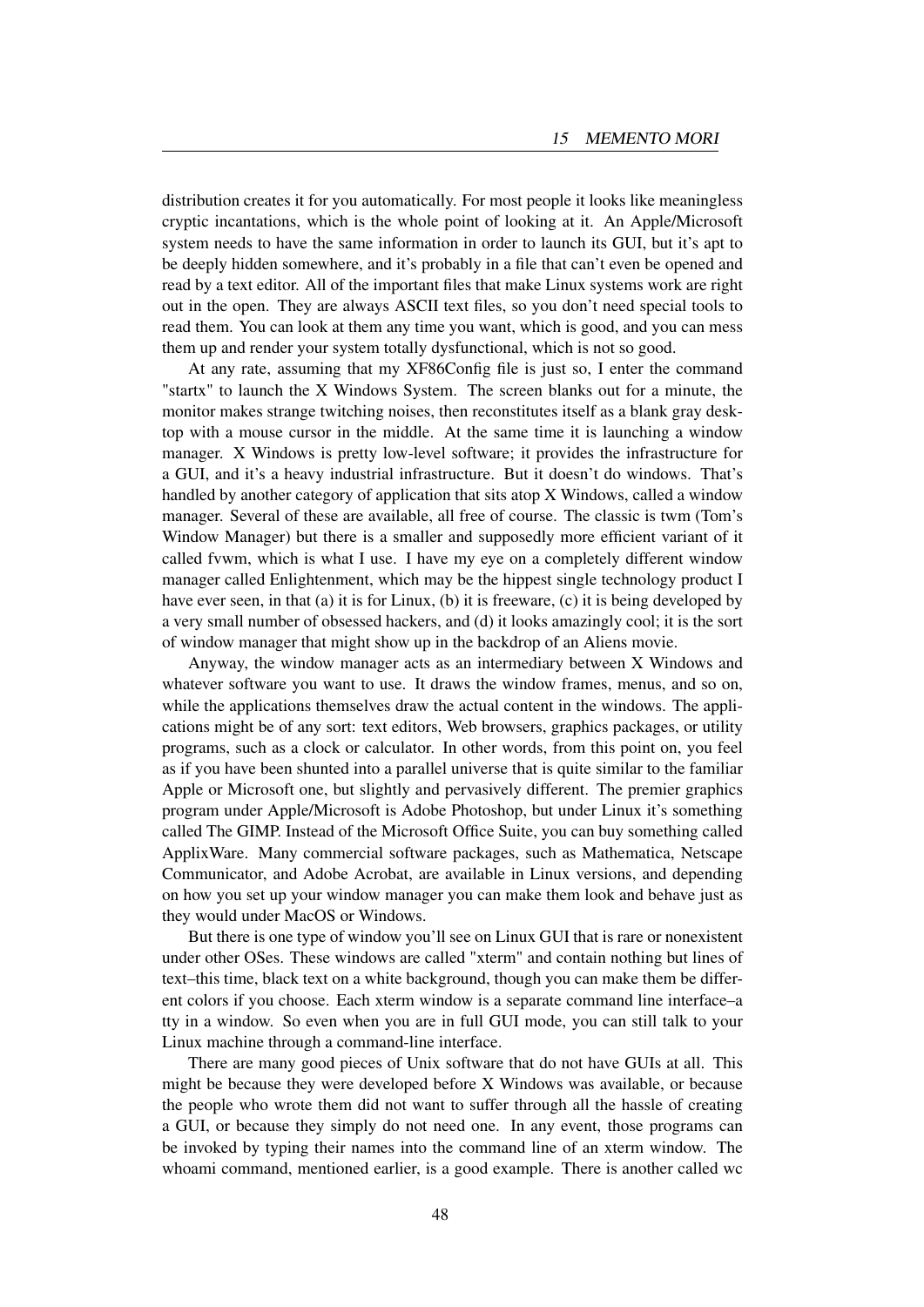distribution creates it for you automatically. For most people it looks like meaningless cryptic incantations, which is the whole point of looking at it. An Apple/Microsoft system needs to have the same information in order to launch its GUI, but it's apt to be deeply hidden somewhere, and it's probably in a file that can't even be opened and read by a text editor. All of the important files that make Linux systems work are right out in the open. They are always ASCII text files, so you don't need special tools to read them. You can look at them any time you want, which is good, and you can mess them up and render your system totally dysfunctional, which is not so good.

At any rate, assuming that my XF86Config file is just so, I enter the command "startx" to launch the X Windows System. The screen blanks out for a minute, the monitor makes strange twitching noises, then reconstitutes itself as a blank gray desktop with a mouse cursor in the middle. At the same time it is launching a window manager. X Windows is pretty low-level software; it provides the infrastructure for a GUI, and it's a heavy industrial infrastructure. But it doesn't do windows. That's handled by another category of application that sits atop X Windows, called a window manager. Several of these are available, all free of course. The classic is twm (Tom's Window Manager) but there is a smaller and supposedly more efficient variant of it called fvwm, which is what I use. I have my eye on a completely different window manager called Enlightenment, which may be the hippest single technology product I have ever seen, in that (a) it is for Linux, (b) it is freeware, (c) it is being developed by a very small number of obsessed hackers, and (d) it looks amazingly cool; it is the sort of window manager that might show up in the backdrop of an Aliens movie.

Anyway, the window manager acts as an intermediary between X Windows and whatever software you want to use. It draws the window frames, menus, and so on, while the applications themselves draw the actual content in the windows. The applications might be of any sort: text editors, Web browsers, graphics packages, or utility programs, such as a clock or calculator. In other words, from this point on, you feel as if you have been shunted into a parallel universe that is quite similar to the familiar Apple or Microsoft one, but slightly and pervasively different. The premier graphics program under Apple/Microsoft is Adobe Photoshop, but under Linux it's something called The GIMP. Instead of the Microsoft Office Suite, you can buy something called ApplixWare. Many commercial software packages, such as Mathematica, Netscape Communicator, and Adobe Acrobat, are available in Linux versions, and depending on how you set up your window manager you can make them look and behave just as they would under MacOS or Windows.

But there is one type of window you'll see on Linux GUI that is rare or nonexistent under other OSes. These windows are called "xterm" and contain nothing but lines of text–this time, black text on a white background, though you can make them be different colors if you choose. Each xterm window is a separate command line interface–a tty in a window. So even when you are in full GUI mode, you can still talk to your Linux machine through a command-line interface.

There are many good pieces of Unix software that do not have GUIs at all. This might be because they were developed before X Windows was available, or because the people who wrote them did not want to suffer through all the hassle of creating a GUI, or because they simply do not need one. In any event, those programs can be invoked by typing their names into the command line of an xterm window. The whoami command, mentioned earlier, is a good example. There is another called wc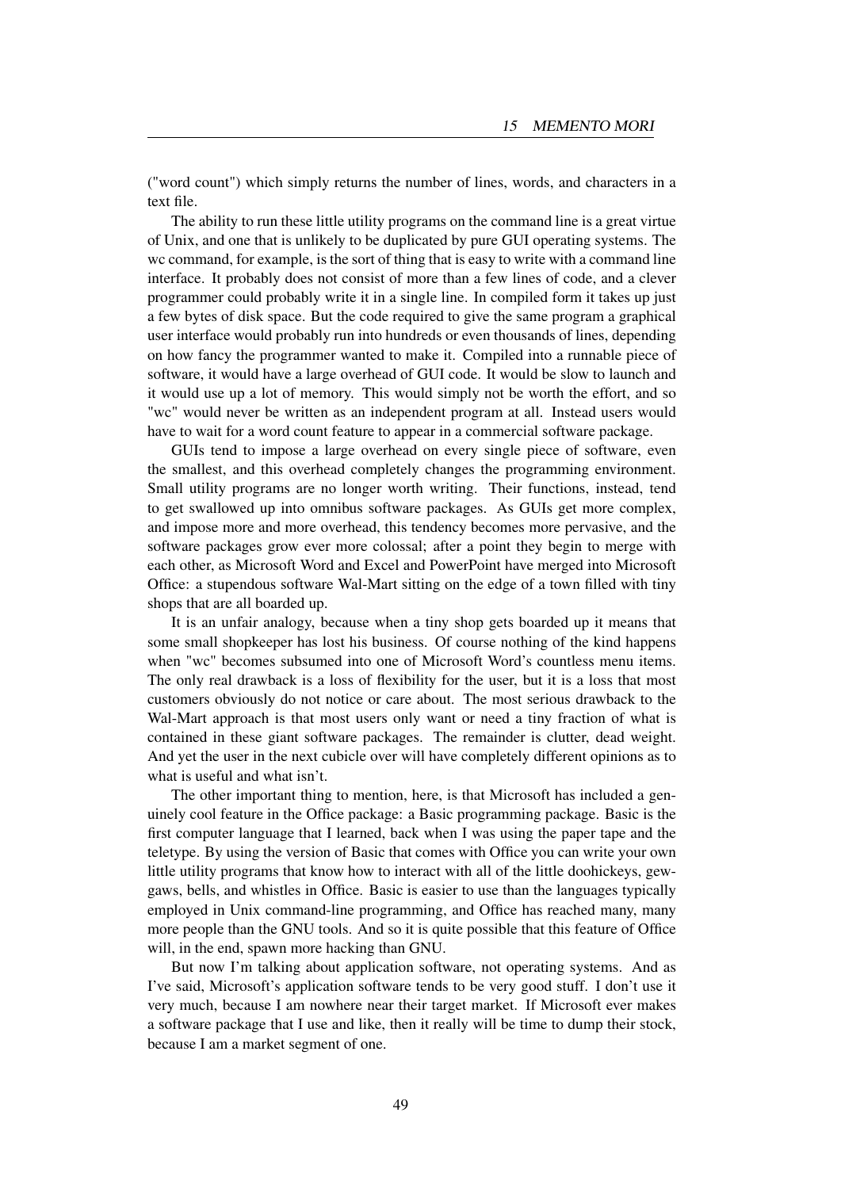("word count") which simply returns the number of lines, words, and characters in a text file.

The ability to run these little utility programs on the command line is a great virtue of Unix, and one that is unlikely to be duplicated by pure GUI operating systems. The wc command, for example, is the sort of thing that is easy to write with a command line interface. It probably does not consist of more than a few lines of code, and a clever programmer could probably write it in a single line. In compiled form it takes up just a few bytes of disk space. But the code required to give the same program a graphical user interface would probably run into hundreds or even thousands of lines, depending on how fancy the programmer wanted to make it. Compiled into a runnable piece of software, it would have a large overhead of GUI code. It would be slow to launch and it would use up a lot of memory. This would simply not be worth the effort, and so "wc" would never be written as an independent program at all. Instead users would have to wait for a word count feature to appear in a commercial software package.

GUIs tend to impose a large overhead on every single piece of software, even the smallest, and this overhead completely changes the programming environment. Small utility programs are no longer worth writing. Their functions, instead, tend to get swallowed up into omnibus software packages. As GUIs get more complex, and impose more and more overhead, this tendency becomes more pervasive, and the software packages grow ever more colossal; after a point they begin to merge with each other, as Microsoft Word and Excel and PowerPoint have merged into Microsoft Office: a stupendous software Wal-Mart sitting on the edge of a town filled with tiny shops that are all boarded up.

It is an unfair analogy, because when a tiny shop gets boarded up it means that some small shopkeeper has lost his business. Of course nothing of the kind happens when "wc" becomes subsumed into one of Microsoft Word's countless menu items. The only real drawback is a loss of flexibility for the user, but it is a loss that most customers obviously do not notice or care about. The most serious drawback to the Wal-Mart approach is that most users only want or need a tiny fraction of what is contained in these giant software packages. The remainder is clutter, dead weight. And yet the user in the next cubicle over will have completely different opinions as to what is useful and what isn't.

The other important thing to mention, here, is that Microsoft has included a genuinely cool feature in the Office package: a Basic programming package. Basic is the first computer language that I learned, back when I was using the paper tape and the teletype. By using the version of Basic that comes with Office you can write your own little utility programs that know how to interact with all of the little doohickeys, gewgaws, bells, and whistles in Office. Basic is easier to use than the languages typically employed in Unix command-line programming, and Office has reached many, many more people than the GNU tools. And so it is quite possible that this feature of Office will, in the end, spawn more hacking than GNU.

But now I'm talking about application software, not operating systems. And as I've said, Microsoft's application software tends to be very good stuff. I don't use it very much, because I am nowhere near their target market. If Microsoft ever makes a software package that I use and like, then it really will be time to dump their stock, because I am a market segment of one.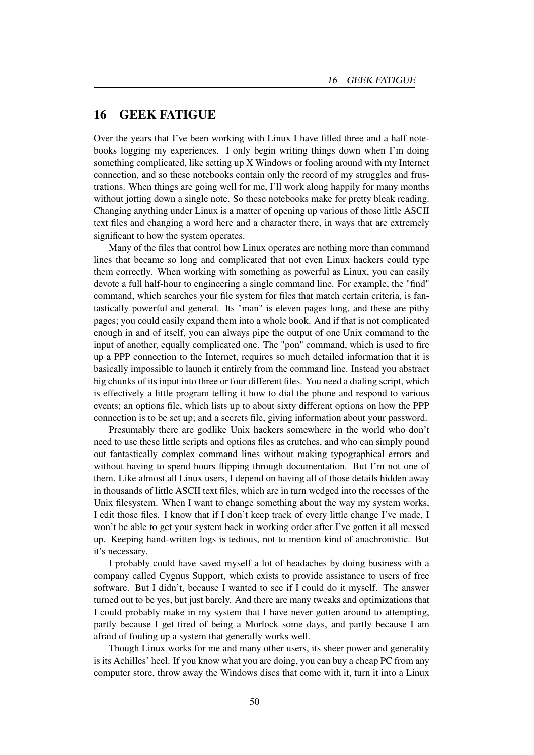## 16 GEEK FATIGUE

Over the years that I've been working with Linux I have filled three and a half notebooks logging my experiences. I only begin writing things down when I'm doing something complicated, like setting up X Windows or fooling around with my Internet connection, and so these notebooks contain only the record of my struggles and frustrations. When things are going well for me, I'll work along happily for many months without jotting down a single note. So these notebooks make for pretty bleak reading. Changing anything under Linux is a matter of opening up various of those little ASCII text files and changing a word here and a character there, in ways that are extremely significant to how the system operates.

Many of the files that control how Linux operates are nothing more than command lines that became so long and complicated that not even Linux hackers could type them correctly. When working with something as powerful as Linux, you can easily devote a full half-hour to engineering a single command line. For example, the "find" command, which searches your file system for files that match certain criteria, is fantastically powerful and general. Its "man" is eleven pages long, and these are pithy pages; you could easily expand them into a whole book. And if that is not complicated enough in and of itself, you can always pipe the output of one Unix command to the input of another, equally complicated one. The "pon" command, which is used to fire up a PPP connection to the Internet, requires so much detailed information that it is basically impossible to launch it entirely from the command line. Instead you abstract big chunks of its input into three or four different files. You need a dialing script, which is effectively a little program telling it how to dial the phone and respond to various events; an options file, which lists up to about sixty different options on how the PPP connection is to be set up; and a secrets file, giving information about your password.

Presumably there are godlike Unix hackers somewhere in the world who don't need to use these little scripts and options files as crutches, and who can simply pound out fantastically complex command lines without making typographical errors and without having to spend hours flipping through documentation. But I'm not one of them. Like almost all Linux users, I depend on having all of those details hidden away in thousands of little ASCII text files, which are in turn wedged into the recesses of the Unix filesystem. When I want to change something about the way my system works, I edit those files. I know that if I don't keep track of every little change I've made, I won't be able to get your system back in working order after I've gotten it all messed up. Keeping hand-written logs is tedious, not to mention kind of anachronistic. But it's necessary.

I probably could have saved myself a lot of headaches by doing business with a company called Cygnus Support, which exists to provide assistance to users of free software. But I didn't, because I wanted to see if I could do it myself. The answer turned out to be yes, but just barely. And there are many tweaks and optimizations that I could probably make in my system that I have never gotten around to attempting, partly because I get tired of being a Morlock some days, and partly because I am afraid of fouling up a system that generally works well.

Though Linux works for me and many other users, its sheer power and generality is its Achilles' heel. If you know what you are doing, you can buy a cheap PC from any computer store, throw away the Windows discs that come with it, turn it into a Linux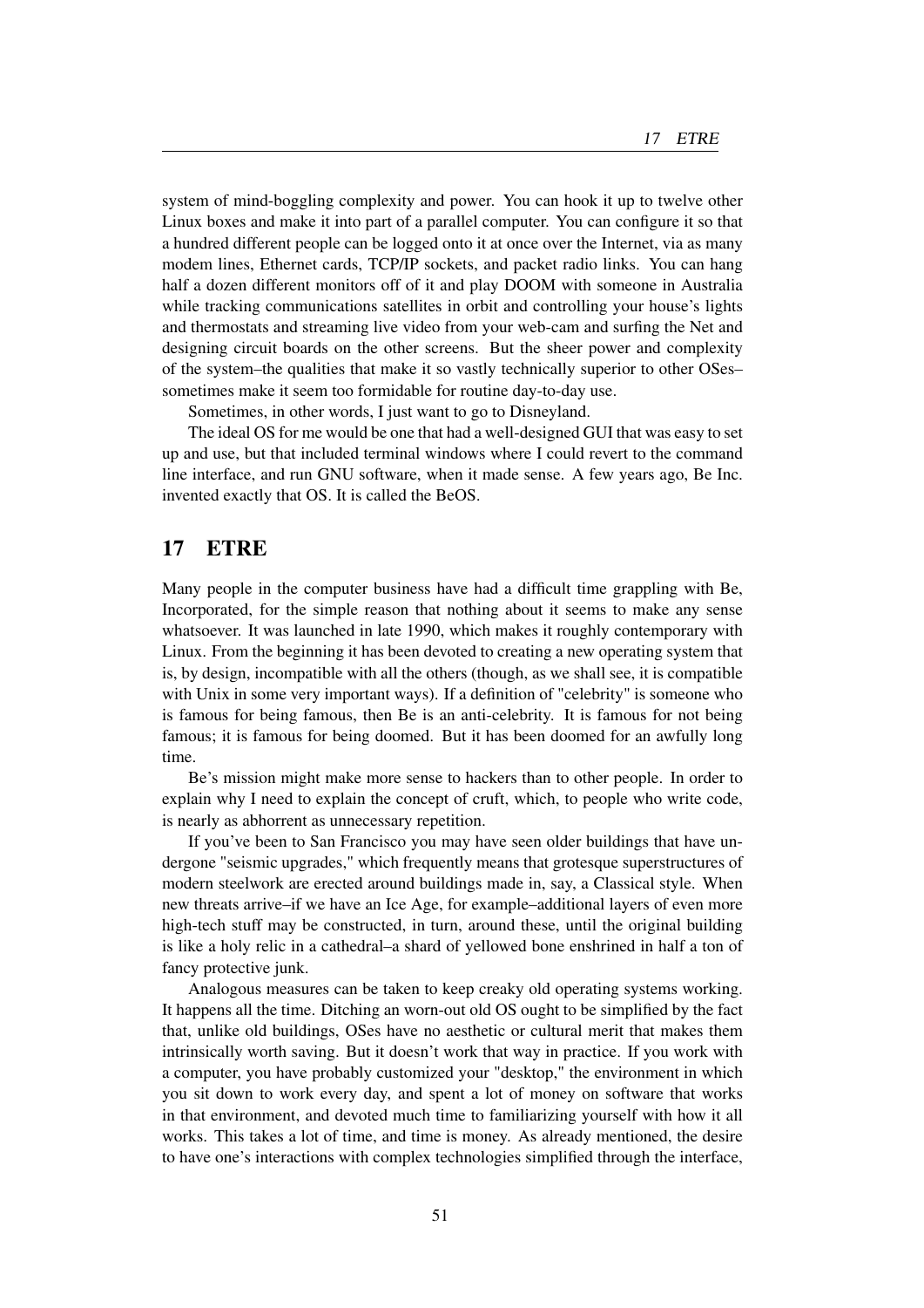system of mind-boggling complexity and power. You can hook it up to twelve other Linux boxes and make it into part of a parallel computer. You can configure it so that a hundred different people can be logged onto it at once over the Internet, via as many modem lines, Ethernet cards, TCP/IP sockets, and packet radio links. You can hang half a dozen different monitors off of it and play DOOM with someone in Australia while tracking communications satellites in orbit and controlling your house's lights and thermostats and streaming live video from your web-cam and surfing the Net and designing circuit boards on the other screens. But the sheer power and complexity of the system–the qualities that make it so vastly technically superior to other OSes–sometimes make it seem too formidable for routine day-to-day use.

Sometimes, in other words, I just want to go to Disneyland.

The ideal OS for me would be one that had a well-designed GUI that was easy to set up and use, but that included terminal windows where I could revert to the command line interface, and run GNU software, when it made sense. A few years ago, Be Inc. invented exactly that OS. It is called the BeOS.

## 17 ETRE

Many people in the computer business have had a difficult time grappling with Be, Incorporated, for the simple reason that nothing about it seems to make any sense whatsoever. It was launched in late 1990, which makes it roughly contemporary with Linux. From the beginning it has been devoted to creating a new operating system that is, by design, incompatible with all the others (though, as we shall see, it is compatible with Unix in some very important ways). If a definition of "celebrity" is someone who is famous for being famous, then Be is an anti-celebrity. It is famous for not being famous; it is famous for being doomed. But it has been doomed for an awfully long time.

Be's mission might make more sense to hackers than to other people. In order to explain why I need to explain the concept of cruft, which, to people who write code, is nearly as abhorrent as unnecessary repetition.

If you've been to San Francisco you may have seen older buildings that have undergone "seismic upgrades," which frequently means that grotesque superstructures of modern steelwork are erected around buildings made in, say, a Classical style. When new threats arrive–if we have an Ice Age, for example–additional layers of even more high-tech stuff may be constructed, in turn, around these, until the original building is like a holy relic in a cathedral–a shard of yellowed bone enshrined in half a ton of fancy protective junk.

Analogous measures can be taken to keep creaky old operating systems working. It happens all the time. Ditching an worn-out old OS ought to be simplified by the fact that, unlike old buildings, OSes have no aesthetic or cultural merit that makes them intrinsically worth saving. But it doesn't work that way in practice. If you work with a computer, you have probably customized your "desktop," the environment in which you sit down to work every day, and spent a lot of money on software that works in that environment, and devoted much time to familiarizing yourself with how it all works. This takes a lot of time, and time is money. As already mentioned, the desire to have one's interactions with complex technologies simplified through the interface,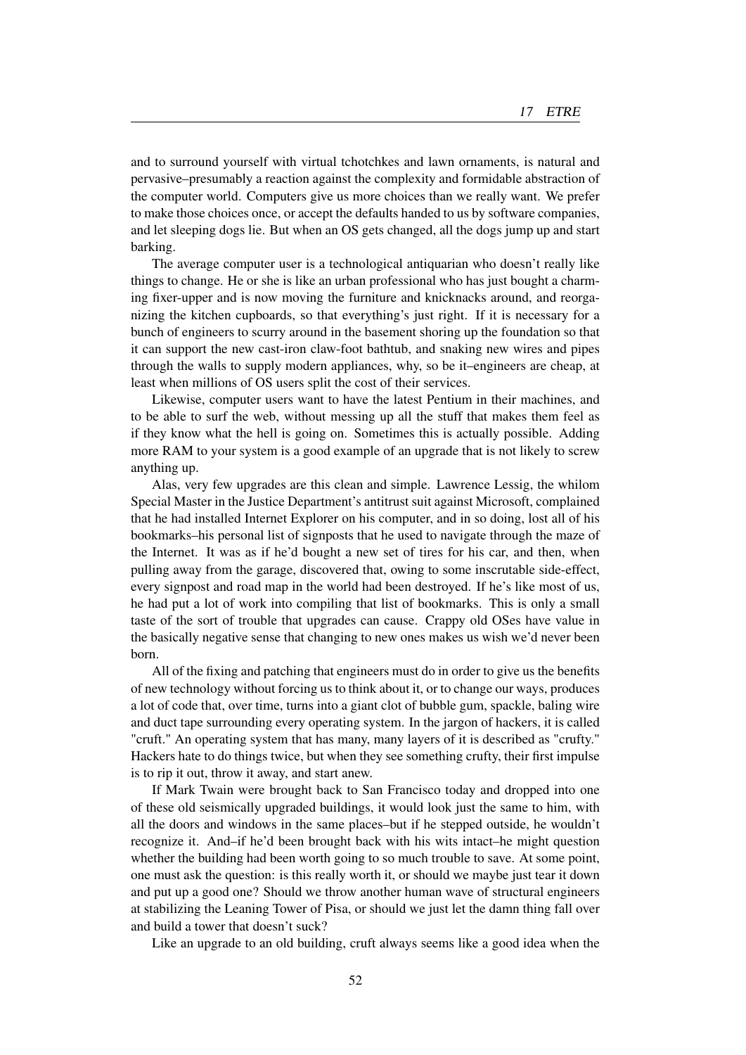and to surround yourself with virtual tchotchkes and lawn ornaments, is natural and pervasive–presumably a reaction against the complexity and formidable abstraction of the computer world. Computers give us more choices than we really want. We prefer to make those choices once, or accept the defaults handed to us by software companies, and let sleeping dogs lie. But when an OS gets changed, all the dogs jump up and start barking.

The average computer user is a technological antiquarian who doesn't really like things to change. He or she is like an urban professional who has just bought a charming fixer-upper and is now moving the furniture and knicknacks around, and reorganizing the kitchen cupboards, so that everything's just right. If it is necessary for a bunch of engineers to scurry around in the basement shoring up the foundation so that it can support the new cast-iron claw-foot bathtub, and snaking new wires and pipes through the walls to supply modern appliances, why, so be it–engineers are cheap, at least when millions of OS users split the cost of their services.

Likewise, computer users want to have the latest Pentium in their machines, and to be able to surf the web, without messing up all the stuff that makes them feel as if they know what the hell is going on. Sometimes this is actually possible. Adding more RAM to your system is a good example of an upgrade that is not likely to screw anything up.

Alas, very few upgrades are this clean and simple. Lawrence Lessig, the whilom Special Master in the Justice Department's antitrust suit against Microsoft, complained that he had installed Internet Explorer on his computer, and in so doing, lost all of his bookmarks–his personal list of signposts that he used to navigate through the maze of the Internet. It was as if he'd bought a new set of tires for his car, and then, when pulling away from the garage, discovered that, owing to some inscrutable side-effect, every signpost and road map in the world had been destroyed. If he's like most of us, he had put a lot of work into compiling that list of bookmarks. This is only a small taste of the sort of trouble that upgrades can cause. Crappy old OSes have value in the basically negative sense that changing to new ones makes us wish we'd never been born.

All of the fixing and patching that engineers must do in order to give us the benefits of new technology without forcing us to think about it, or to change our ways, produces a lot of code that, over time, turns into a giant clot of bubble gum, spackle, baling wire and duct tape surrounding every operating system. In the jargon of hackers, it is called "cruft." An operating system that has many, many layers of it is described as "crufty." Hackers hate to do things twice, but when they see something crufty, their first impulse is to rip it out, throw it away, and start anew.

If Mark Twain were brought back to San Francisco today and dropped into one of these old seismically upgraded buildings, it would look just the same to him, with all the doors and windows in the same places–but if he stepped outside, he wouldn't recognize it. And–if he'd been brought back with his wits intact–he might question whether the building had been worth going to so much trouble to save. At some point, one must ask the question: is this really worth it, or should we maybe just tear it down and put up a good one? Should we throw another human wave of structural engineers at stabilizing the Leaning Tower of Pisa, or should we just let the damn thing fall over and build a tower that doesn't suck?

Like an upgrade to an old building, cruft always seems like a good idea when the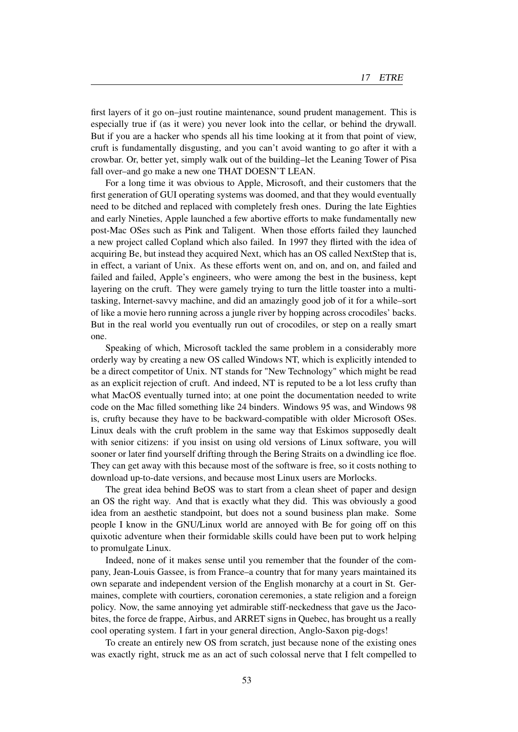first layers of it go on–just routine maintenance, sound prudent management. This is especially true if (as it were) you never look into the cellar, or behind the drywall. But if you are a hacker who spends all his time looking at it from that point of view, cruft is fundamentally disgusting, and you can't avoid wanting to go after it with a crowbar. Or, better yet, simply walk out of the building–let the Leaning Tower of Pisa fall over–and go make a new one THAT DOESN'T LEAN.

For a long time it was obvious to Apple, Microsoft, and their customers that the first generation of GUI operating systems was doomed, and that they would eventually need to be ditched and replaced with completely fresh ones. During the late Eighties and early Nineties, Apple launched a few abortive efforts to make fundamentally new post-Mac OSes such as Pink and Taligent. When those efforts failed they launched a new project called Copland which also failed. In 1997 they flirted with the idea of acquiring Be, but instead they acquired Next, which has an OS called NextStep that is, in effect, a variant of Unix. As these efforts went on, and on, and on, and failed and failed and failed, Apple's engineers, who were among the best in the business, kept layering on the cruft. They were gamely trying to turn the little toaster into a multitasking, Internet-savvy machine, and did an amazingly good job of it for a while–sort of like a movie hero running across a jungle river by hopping across crocodiles' backs. But in the real world you eventually run out of crocodiles, or step on a really smart one.

Speaking of which, Microsoft tackled the same problem in a considerably more orderly way by creating a new OS called Windows NT, which is explicitly intended to be a direct competitor of Unix. NT stands for "New Technology" which might be read as an explicit rejection of cruft. And indeed, NT is reputed to be a lot less crufty than what MacOS eventually turned into; at one point the documentation needed to write code on the Mac filled something like 24 binders. Windows 95 was, and Windows 98 is, crufty because they have to be backward-compatible with older Microsoft OSes. Linux deals with the cruft problem in the same way that Eskimos supposedly dealt with senior citizens: if you insist on using old versions of Linux software, you will sooner or later find yourself drifting through the Bering Straits on a dwindling ice floe. They can get away with this because most of the software is free, so it costs nothing to download up-to-date versions, and because most Linux users are Morlocks.

The great idea behind BeOS was to start from a clean sheet of paper and design an OS the right way. And that is exactly what they did. This was obviously a good idea from an aesthetic standpoint, but does not a sound business plan make. Some people I know in the GNU/Linux world are annoyed with Be for going off on this quixotic adventure when their formidable skills could have been put to work helping to promulgate Linux.

Indeed, none of it makes sense until you remember that the founder of the company, Jean-Louis Gassee, is from France–a country that for many years maintained its own separate and independent version of the English monarchy at a court in St. Germaines, complete with courtiers, coronation ceremonies, a state religion and a foreign policy. Now, the same annoying yet admirable stiff-neckedness that gave us the Jacobites, the force de frappe, Airbus, and ARRET signs in Quebec, has brought us a really cool operating system. I fart in your general direction, Anglo-Saxon pig-dogs!

To create an entirely new OS from scratch, just because none of the existing ones was exactly right, struck me as an act of such colossal nerve that I felt compelled to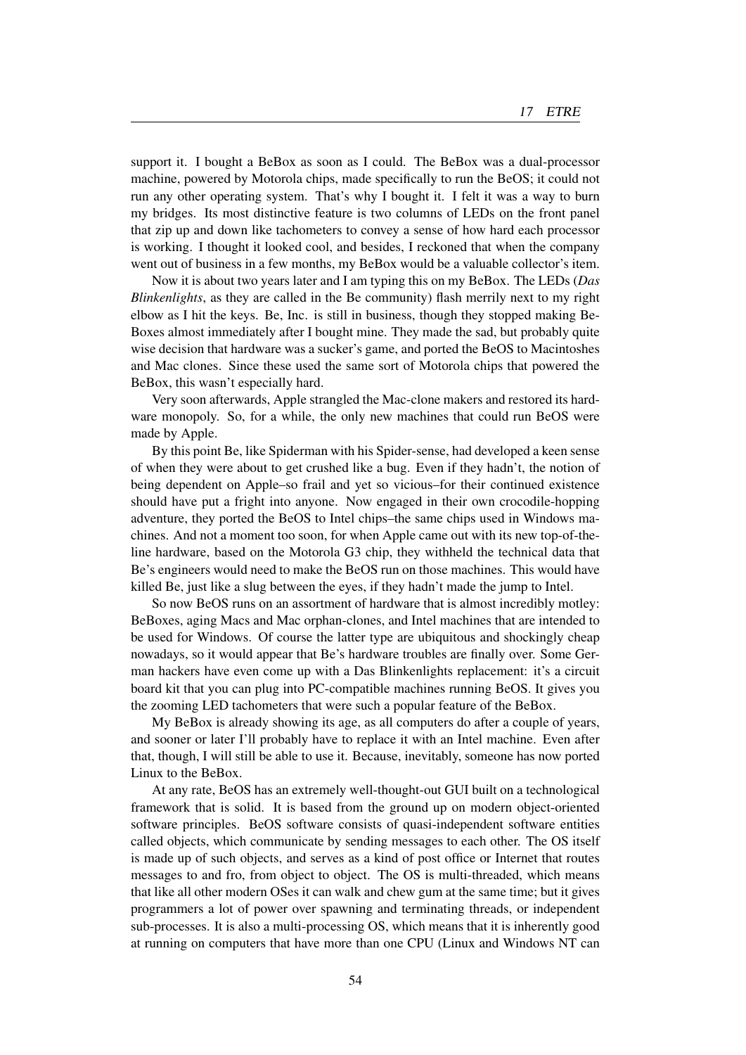support it. I bought a BeBox as soon as I could. The BeBox was a dual-processor machine, powered by Motorola chips, made specifically to run the BeOS; it could not run any other operating system. That's why I bought it. I felt it was a way to burn my bridges. Its most distinctive feature is two columns of LEDs on the front panel that zip up and down like tachometers to convey a sense of how hard each processor is working. I thought it looked cool, and besides, I reckoned that when the company went out of business in a few months, my BeBox would be a valuable collector's item.

Now it is about two years later and I am typing this on my BeBox. The LEDs (*Das Blinkenlights*, as they are called in the Be community) flash merrily next to my right elbow as I hit the keys. Be, Inc. is still in business, though they stopped making BeBoxes almost immediately after I bought mine. They made the sad, but probably quite wise decision that hardware was a sucker's game, and ported the BeOS to Macintoshes and Mac clones. Since these used the same sort of Motorola chips that powered the BeBox, this wasn't especially hard.

Very soon afterwards, Apple strangled the Mac-clone makers and restored its hardware monopoly. So, for a while, the only new machines that could run BeOS were made by Apple.

By this point Be, like Spiderman with his Spider-sense, had developed a keen sense of when they were about to get crushed like a bug. Even if they hadn't, the notion of being dependent on Apple–so frail and yet so vicious–for their continued existence should have put a fright into anyone. Now engaged in their own crocodile-hopping adventure, they ported the BeOS to Intel chips–the same chips used in Windows machines. And not a moment too soon, for when Apple came out with its new top-of-the-line hardware, based on the Motorola G3 chip, they withheld the technical data that Be's engineers would need to make the BeOS run on those machines. This would have killed Be, just like a slug between the eyes, if they hadn't made the jump to Intel.

So now BeOS runs on an assortment of hardware that is almost incredibly motley: BeBoxes, aging Macs and Mac orphan-clones, and Intel machines that are intended to be used for Windows. Of course the latter type are ubiquitous and shockingly cheap nowadays, so it would appear that Be's hardware troubles are finally over. Some German hackers have even come up with a Das Blinkenlights replacement: it's a circuit board kit that you can plug into PC-compatible machines running BeOS. It gives you the zooming LED tachometers that were such a popular feature of the BeBox.

My BeBox is already showing its age, as all computers do after a couple of years, and sooner or later I'll probably have to replace it with an Intel machine. Even after that, though, I will still be able to use it. Because, inevitably, someone has now ported Linux to the BeBox.

At any rate, BeOS has an extremely well-thought-out GUI built on a technological framework that is solid. It is based from the ground up on modern object-oriented software principles. BeOS software consists of quasi-independent software entities called objects, which communicate by sending messages to each other. The OS itself is made up of such objects, and serves as a kind of post office or Internet that routes messages to and fro, from object to object. The OS is multi-threaded, which means that like all other modern OSes it can walk and chew gum at the same time; but it gives programmers a lot of power over spawning and terminating threads, or independent sub-processes. It is also a multi-processing OS, which means that it is inherently good at running on computers that have more than one CPU (Linux and Windows NT can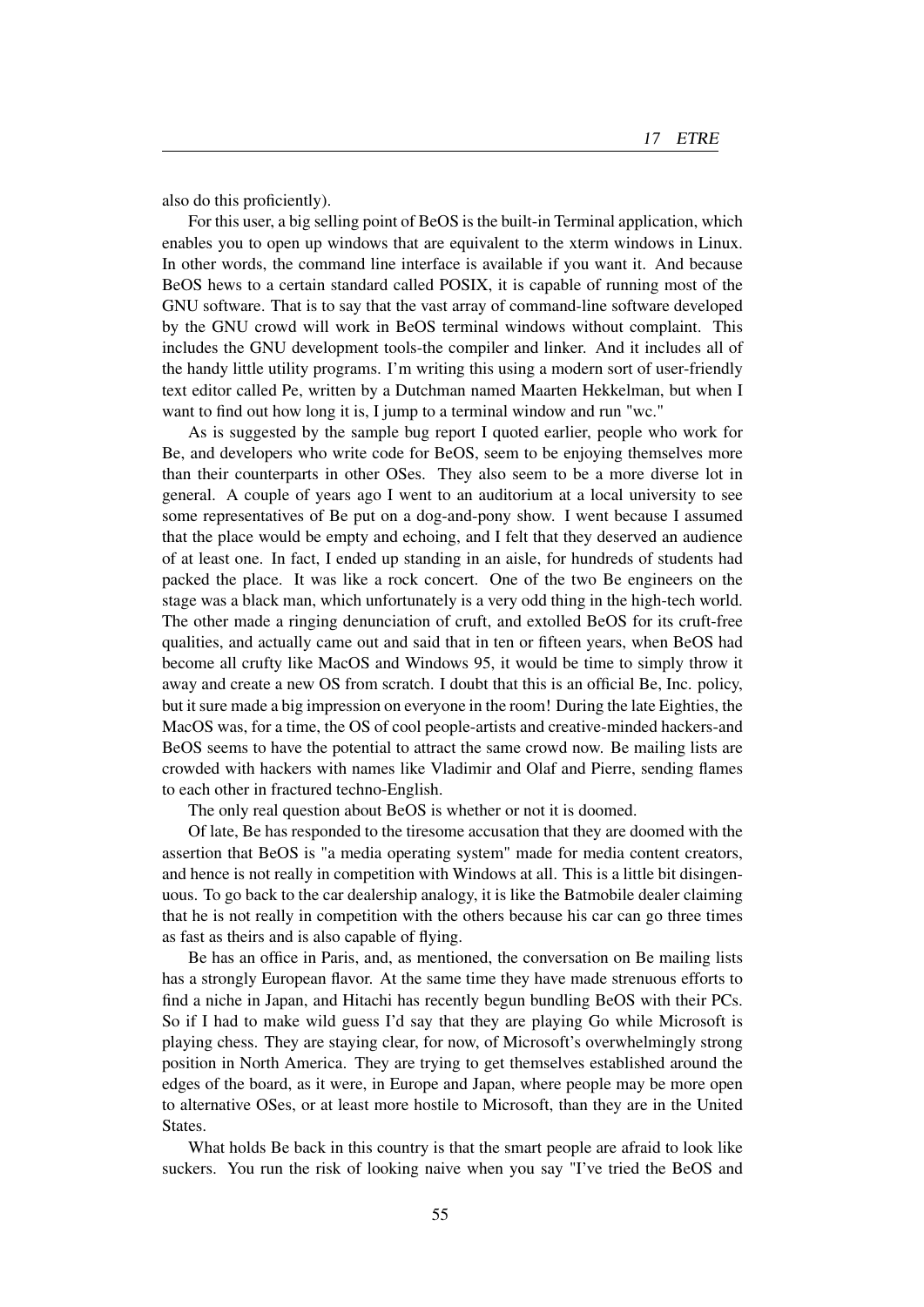also do this proficiently).

For this user, a big selling point of BeOS is the built-in Terminal application, which enables you to open up windows that are equivalent to the xterm windows in Linux. In other words, the command line interface is available if you want it. And because BeOS hews to a certain standard called POSIX, it is capable of running most of the GNU software. That is to say that the vast array of command-line software developed by the GNU crowd will work in BeOS terminal windows without complaint. This includes the GNU development tools-the compiler and linker. And it includes all of the handy little utility programs. I'm writing this using a modern sort of user-friendly text editor called Pe, written by a Dutchman named Maarten Hekkelman, but when I want to find out how long it is, I jump to a terminal window and run "wc."

As is suggested by the sample bug report I quoted earlier, people who work for Be, and developers who write code for BeOS, seem to be enjoying themselves more than their counterparts in other OSes. They also seem to be a more diverse lot in general. A couple of years ago I went to an auditorium at a local university to see some representatives of Be put on a dog-and-pony show. I went because I assumed that the place would be empty and echoing, and I felt that they deserved an audience of at least one. In fact, I ended up standing in an aisle, for hundreds of students had packed the place. It was like a rock concert. One of the two Be engineers on the stage was a black man, which unfortunately is a very odd thing in the high-tech world. The other made a ringing denunciation of cruft, and extolled BeOS for its cruft-free qualities, and actually came out and said that in ten or fifteen years, when BeOS had become all crufty like MacOS and Windows 95, it would be time to simply throw it away and create a new OS from scratch. I doubt that this is an official Be, Inc. policy, but it sure made a big impression on everyone in the room! During the late Eighties, the MacOS was, for a time, the OS of cool people-artists and creative-minded hackers-and BeOS seems to have the potential to attract the same crowd now. Be mailing lists are crowded with hackers with names like Vladimir and Olaf and Pierre, sending flames to each other in fractured techno-English.

The only real question about BeOS is whether or not it is doomed.

Of late, Be has responded to the tiresome accusation that they are doomed with the assertion that BeOS is "a media operating system" made for media content creators, and hence is not really in competition with Windows at all. This is a little bit disingenuous. To go back to the car dealership analogy, it is like the Batmobile dealer claiming that he is not really in competition with the others because his car can go three times as fast as theirs and is also capable of flying.

Be has an office in Paris, and, as mentioned, the conversation on Be mailing lists has a strongly European flavor. At the same time they have made strenuous efforts to find a niche in Japan, and Hitachi has recently begun bundling BeOS with their PCs. So if I had to make wild guess I'd say that they are playing Go while Microsoft is playing chess. They are staying clear, for now, of Microsoft's overwhelmingly strong position in North America. They are trying to get themselves established around the edges of the board, as it were, in Europe and Japan, where people may be more open to alternative OSes, or at least more hostile to Microsoft, than they are in the United States.

What holds Be back in this country is that the smart people are afraid to look like suckers. You run the risk of looking naive when you say "I've tried the BeOS and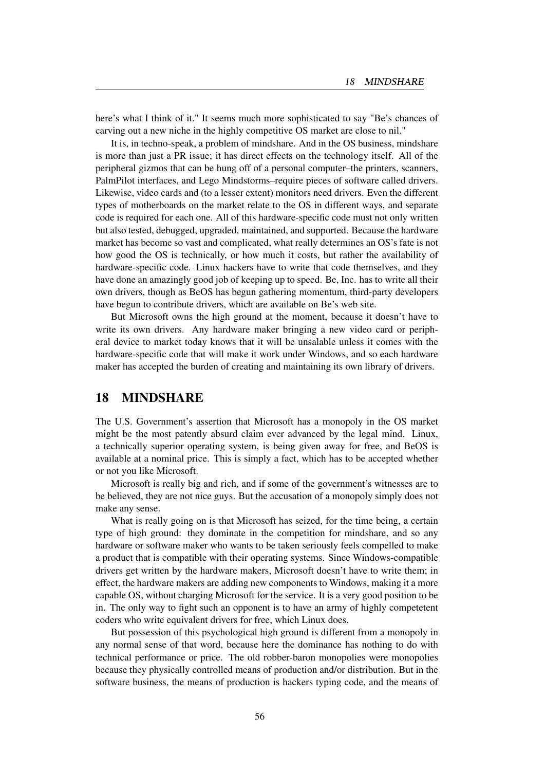here's what I think of it." It seems much more sophisticated to say "Be's chances of carving out a new niche in the highly competitive OS market are close to nil."

It is, in techno-speak, a problem of mindshare. And in the OS business, mindshare is more than just a PR issue; it has direct effects on the technology itself. All of the peripheral gizmos that can be hung off of a personal computer–the printers, scanners, PalmPilot interfaces, and Lego Mindstorms–require pieces of software called drivers. Likewise, video cards and (to a lesser extent) monitors need drivers. Even the different types of motherboards on the market relate to the OS in different ways, and separate code is required for each one. All of this hardware-specific code must not only written but also tested, debugged, upgraded, maintained, and supported. Because the hardware market has become so vast and complicated, what really determines an OS's fate is not how good the OS is technically, or how much it costs, but rather the availability of hardware-specific code. Linux hackers have to write that code themselves, and they have done an amazingly good job of keeping up to speed. Be, Inc. has to write all their own drivers, though as BeOS has begun gathering momentum, third-party developers have begun to contribute drivers, which are available on Be's web site.

But Microsoft owns the high ground at the moment, because it doesn't have to write its own drivers. Any hardware maker bringing a new video card or peripheral device to market today knows that it will be unsalable unless it comes with the hardware-specific code that will make it work under Windows, and so each hardware maker has accepted the burden of creating and maintaining its own library of drivers.

## 18 MINDSHARE

The U.S. Government's assertion that Microsoft has a monopoly in the OS market might be the most patently absurd claim ever advanced by the legal mind. Linux, a technically superior operating system, is being given away for free, and BeOS is available at a nominal price. This is simply a fact, which has to be accepted whether or not you like Microsoft.

Microsoft is really big and rich, and if some of the government's witnesses are to be believed, they are not nice guys. But the accusation of a monopoly simply does not make any sense.

What is really going on is that Microsoft has seized, for the time being, a certain type of high ground: they dominate in the competition for mindshare, and so any hardware or software maker who wants to be taken seriously feels compelled to make a product that is compatible with their operating systems. Since Windows-compatible drivers get written by the hardware makers, Microsoft doesn't have to write them; in effect, the hardware makers are adding new components to Windows, making it a more capable OS, without charging Microsoft for the service. It is a very good position to be in. The only way to fight such an opponent is to have an army of highly competetent coders who write equivalent drivers for free, which Linux does.

But possession of this psychological high ground is different from a monopoly in any normal sense of that word, because here the dominance has nothing to do with technical performance or price. The old robber-baron monopolies were monopolies because they physically controlled means of production and/or distribution. But in the software business, the means of production is hackers typing code, and the means of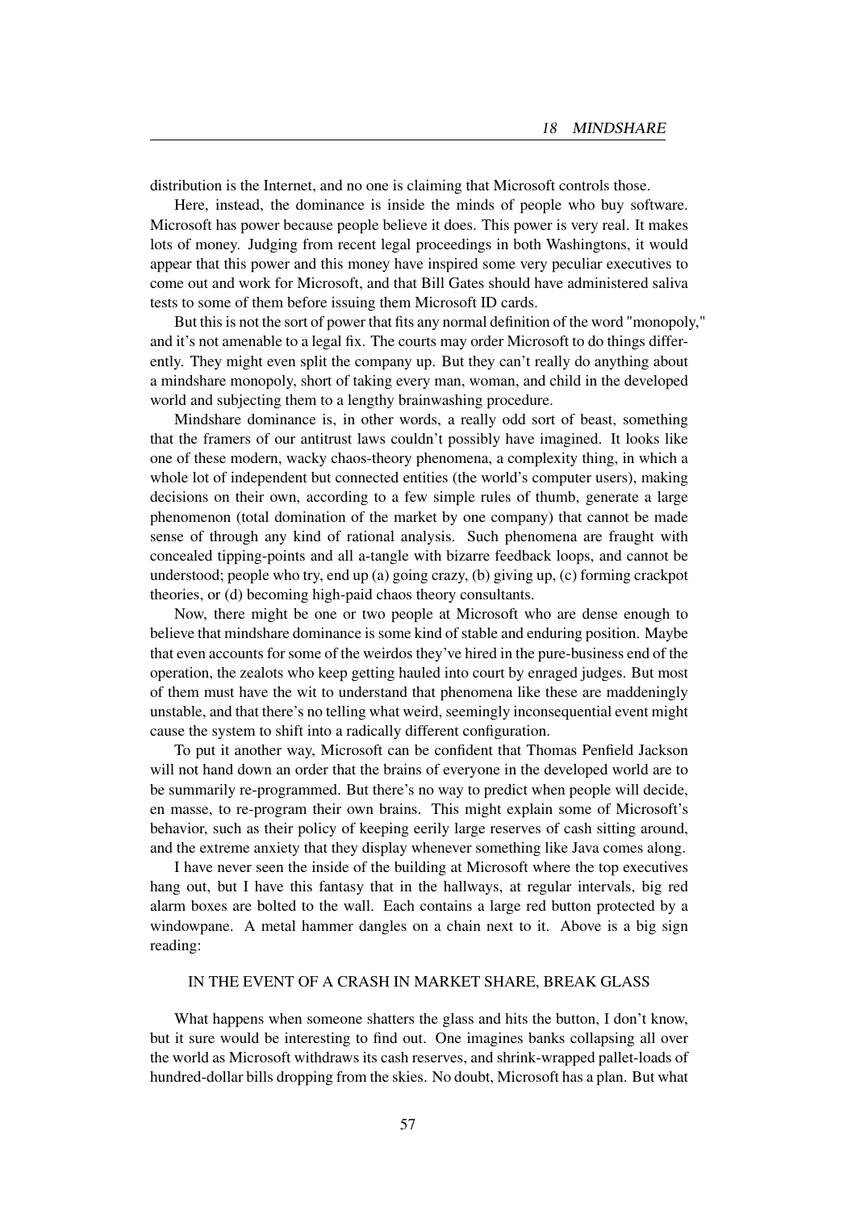distribution is the Internet, and no one is claiming that Microsoft controls those.

Here, instead, the dominance is inside the minds of people who buy software. Microsoft has power because people believe it does. This power is very real. It makes lots of money. Judging from recent legal proceedings in both Washingtons, it would appear that this power and this money have inspired some very peculiar executives to come out and work for Microsoft, and that Bill Gates should have administered saliva tests to some of them before issuing them Microsoft ID cards.

But this is not the sort of power that fits any normal definition of the word "monopoly," and it's not amenable to a legal fix. The courts may order Microsoft to do things differently. They might even split the company up. But they can't really do anything about a mindshare monopoly, short of taking every man, woman, and child in the developed world and subjecting them to a lengthy brainwashing procedure.

Mindshare dominance is, in other words, a really odd sort of beast, something that the framers of our antitrust laws couldn't possibly have imagined. It looks like one of these modern, wacky chaos-theory phenomena, a complexity thing, in which a whole lot of independent but connected entities (the world's computer users), making decisions on their own, according to a few simple rules of thumb, generate a large phenomenon (total domination of the market by one company) that cannot be made sense of through any kind of rational analysis. Such phenomena are fraught with concealed tipping-points and all a-tangle with bizarre feedback loops, and cannot be understood; people who try, end up (a) going crazy, (b) giving up, (c) forming crackpot theories, or (d) becoming high-paid chaos theory consultants.

Now, there might be one or two people at Microsoft who are dense enough to believe that mindshare dominance is some kind of stable and enduring position. Maybe that even accounts for some of the weirdos they've hired in the pure-business end of the operation, the zealots who keep getting hauled into court by enraged judges. But most of them must have the wit to understand that phenomena like these are maddeningly unstable, and that there's no telling what weird, seemingly inconsequential event might cause the system to shift into a radically different configuration.

To put it another way, Microsoft can be confident that Thomas Penfield Jackson will not hand down an order that the brains of everyone in the developed world are to be summarily re-programmed. But there's no way to predict when people will decide, en masse, to re-program their own brains. This might explain some of Microsoft's behavior, such as their policy of keeping eerily large reserves of cash sitting around, and the extreme anxiety that they display whenever something like Java comes along.

I have never seen the inside of the building at Microsoft where the top executives hang out, but I have this fantasy that in the hallways, at regular intervals, big red alarm boxes are bolted to the wall. Each contains a large red button protected by a windowpane. A metal hammer dangles on a chain next to it. Above is a big sign reading:

IN THE EVENT OF A CRASH IN MARKET SHARE, BREAK GLASS

What happens when someone shatters the glass and hits the button, I don't know, but it sure would be interesting to find out. One imagines banks collapsing all over the world as Microsoft withdraws its cash reserves, and shrink-wrapped pallet-loads of hundred-dollar bills dropping from the skies. No doubt, Microsoft has a plan. But what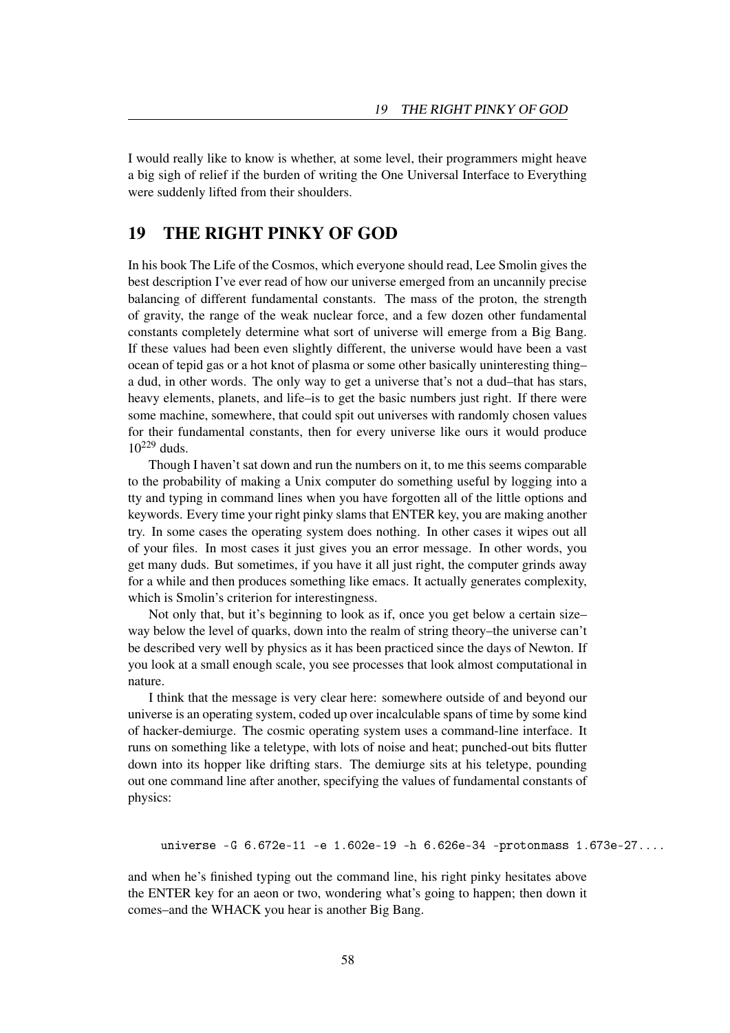I would really like to know is whether, at some level, their programmers might heave a big sigh of relief if the burden of writing the One Universal Interface to Everything were suddenly lifted from their shoulders.

## 19 THE RIGHT PINKY OF GOD

In his book The Life of the Cosmos, which everyone should read, Lee Smolin gives the best description I've ever read of how our universe emerged from an uncannily precise balancing of different fundamental constants. The mass of the proton, the strength of gravity, the range of the weak nuclear force, and a few dozen other fundamental constants completely determine what sort of universe will emerge from a Big Bang. If these values had been even slightly different, the universe would have been a vast ocean of tepid gas or a hot knot of plasma or some other basically uninteresting thing–a dud, in other words. The only way to get a universe that's not a dud–that has stars, heavy elements, planets, and life–is to get the basic numbers just right. If there were some machine, somewhere, that could spit out universes with randomly chosen values for their fundamental constants, then for every universe like ours it would produce $10^{229}$ duds.

Though I haven't sat down and run the numbers on it, to me this seems comparable to the probability of making a Unix computer do something useful by logging into a tty and typing in command lines when you have forgotten all of the little options and keywords. Every time your right pinky slams that ENTER key, you are making another try. In some cases the operating system does nothing. In other cases it wipes out all of your files. In most cases it just gives you an error message. In other words, you get many duds. But sometimes, if you have it all just right, the computer grinds away for a while and then produces something like emacs. It actually generates complexity, which is Smolin's criterion for interestingness.

Not only that, but it's beginning to look as if, once you get below a certain size–way below the level of quarks, down into the realm of string theory–the universe can't be described very well by physics as it has been practiced since the days of Newton. If you look at a small enough scale, you see processes that look almost computational in nature.

I think that the message is very clear here: somewhere outside of and beyond our universe is an operating system, coded up over incalculable spans of time by some kind of hacker-demiurge. The cosmic operating system uses a command-line interface. It runs on something like a teletype, with lots of noise and heat; punched-out bits flutter down into its hopper like drifting stars. The demiurge sits at his teletype, pounding out one command line after another, specifying the values of fundamental constants of physics:

```
universe -G 6.672e-11 -e 1.602e-19 -h 6.626e-34 -protonmass 1.673e-27....
```

and when he's finished typing out the command line, his right pinky hesitates above the ENTER key for an aeon or two, wondering what's going to happen; then down it comes–and the WHACK you hear is another Big Bang.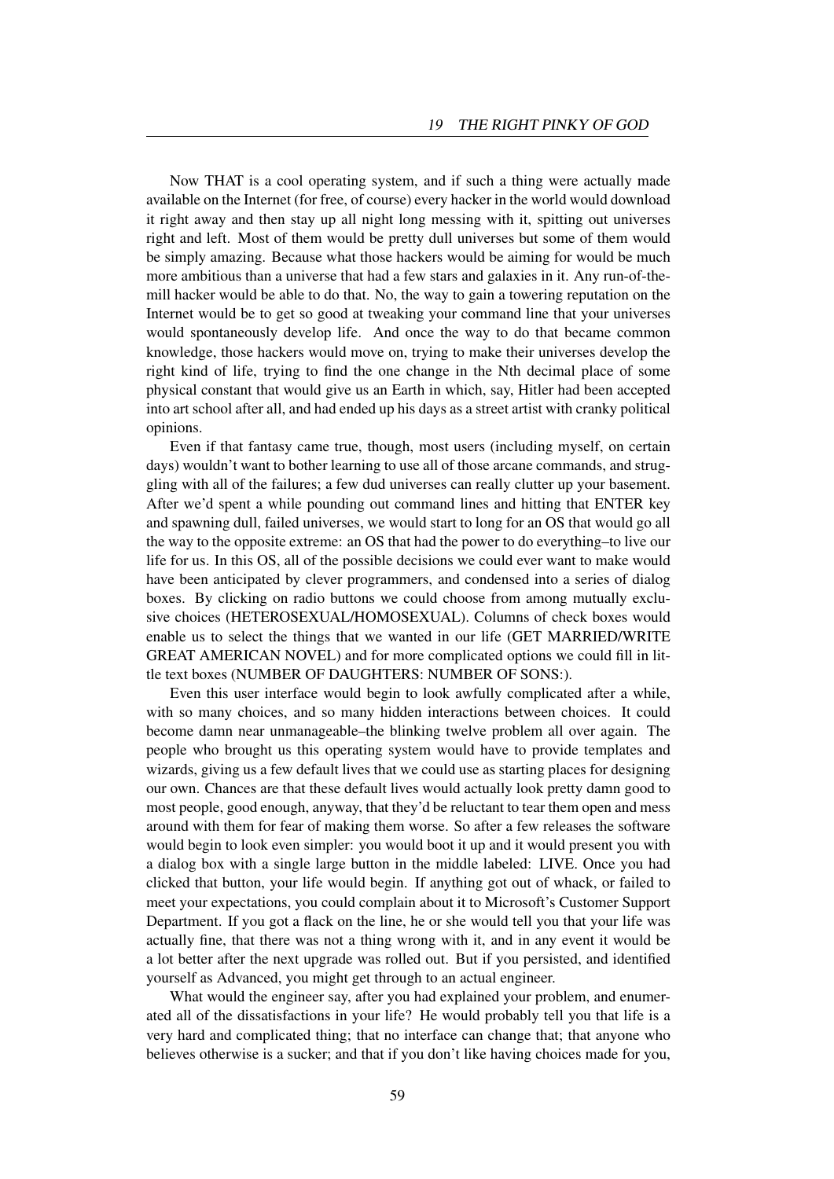Now THAT is a cool operating system, and if such a thing were actually made available on the Internet (for free, of course) every hacker in the world would download it right away and then stay up all night long messing with it, spitting out universes right and left. Most of them would be pretty dull universes but some of them would be simply amazing. Because what those hackers would be aiming for would be much more ambitious than a universe that had a few stars and galaxies in it. Any run-of-the-mill hacker would be able to do that. No, the way to gain a towering reputation on the Internet would be to get so good at tweaking your command line that your universes would spontaneously develop life. And once the way to do that became common knowledge, those hackers would move on, trying to make their universes develop the right kind of life, trying to find the one change in the Nth decimal place of some physical constant that would give us an Earth in which, say, Hitler had been accepted into art school after all, and had ended up his days as a street artist with cranky political opinions.

Even if that fantasy came true, though, most users (including myself, on certain days) wouldn't want to bother learning to use all of those arcane commands, and struggling with all of the failures; a few dud universes can really clutter up your basement. After we'd spent a while pounding out command lines and hitting that ENTER key and spawning dull, failed universes, we would start to long for an OS that would go all the way to the opposite extreme: an OS that had the power to do everything–to live our life for us. In this OS, all of the possible decisions we could ever want to make would have been anticipated by clever programmers, and condensed into a series of dialog boxes. By clicking on radio buttons we could choose from among mutually exclusive choices (HETEROSEXUAL/HOMOSEXUAL). Columns of check boxes would enable us to select the things that we wanted in our life (GET MARRIED/WRITE GREAT AMERICAN NOVEL) and for more complicated options we could fill in little text boxes (NUMBER OF DAUGHTERS: NUMBER OF SONS:).

Even this user interface would begin to look awfully complicated after a while, with so many choices, and so many hidden interactions between choices. It could become damn near unmanageable–the blinking twelve problem all over again. The people who brought us this operating system would have to provide templates and wizards, giving us a few default lives that we could use as starting places for designing our own. Chances are that these default lives would actually look pretty damn good to most people, good enough, anyway, that they'd be reluctant to tear them open and mess around with them for fear of making them worse. So after a few releases the software would begin to look even simpler: you would boot it up and it would present you with a dialog box with a single large button in the middle labeled: LIVE. Once you had clicked that button, your life would begin. If anything got out of whack, or failed to meet your expectations, you could complain about it to Microsoft's Customer Support Department. If you got a flack on the line, he or she would tell you that your life was actually fine, that there was not a thing wrong with it, and in any event it would be a lot better after the next upgrade was rolled out. But if you persisted, and identified yourself as Advanced, you might get through to an actual engineer.

What would the engineer say, after you had explained your problem, and enumerated all of the dissatisfactions in your life? He would probably tell you that life is a very hard and complicated thing; that no interface can change that; that anyone who believes otherwise is a sucker; and that if you don't like having choices made for you,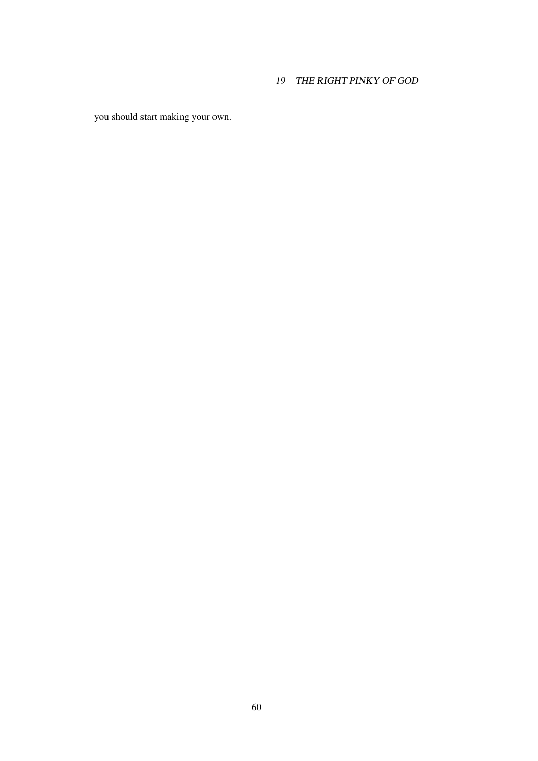you should start making your own.